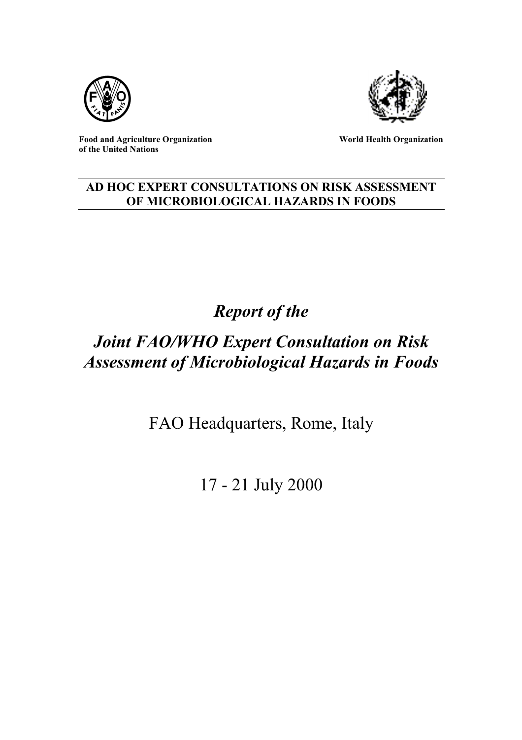**Food and Agriculture Organization of the United Nations**

**World Health Organization**

**AD HOC EXPERT CONSULTATIONS ON RISK ASSESSMENT OF MICROBIOLOGICAL HAZARDS IN FOODS**

# *Report of the*

# *Joint FAO/WHO Expert Consultation on Risk Assessment of Microbiological Hazards in Foods*

FAO Headquarters, Rome, Italy

17 - 21 July 2000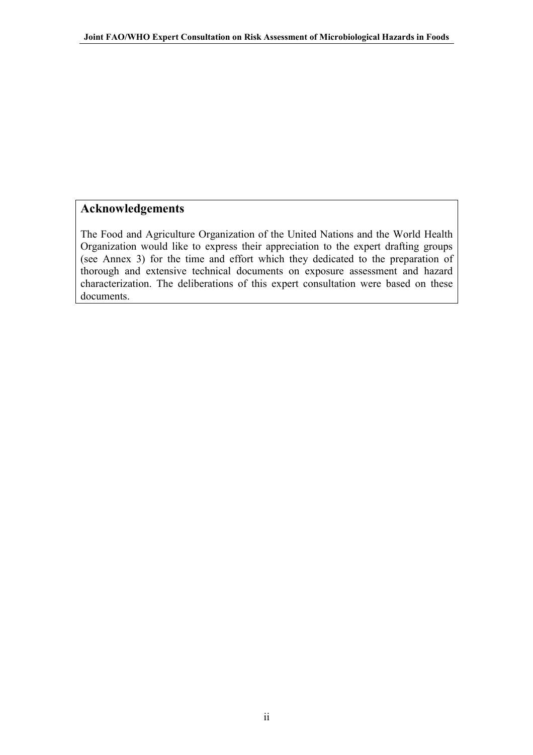## Acknowledgements

The Food and Agriculture Organization of the United Nations and the World Health Organization would like to express their appreciation to the expert drafting groups (see Annex 3) for the time and effort which they dedicated to the preparation of thorough and extensive technical documents on exposure assessment and hazard characterization. The deliberations of this expert consultation were based on these documents.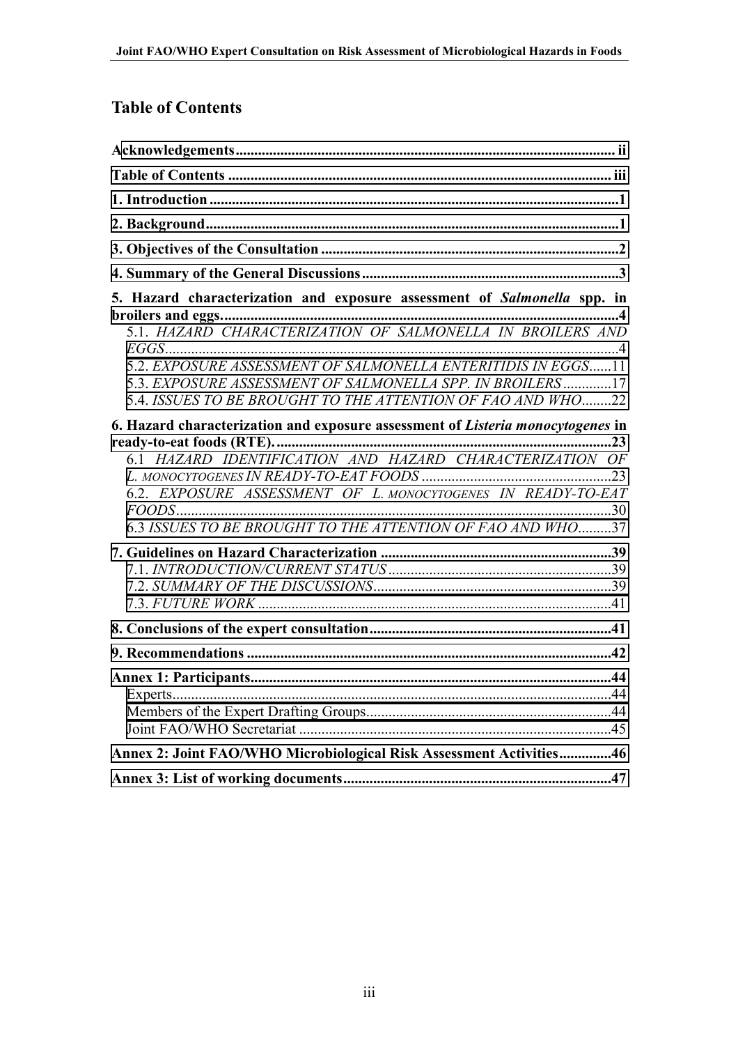# Table of Contents

**Acknowledgements** ..... ii

**Table of Contents** ..... iii

**1. Introduction** ..... 1

**2. Background** ..... 1

**3. Objectives of the Consultation** ..... 2

**4. Summary of the General Discussions** ..... 3

**5. Hazard characterization and exposure assessment of *Salmonella* spp. in broilers and eggs** ..... 4

- 5.1. *HAZARD CHARACTERIZATION OF SALMONELLA IN BROILERS AND EGGS* ..... 4
- 5.2. *EXPOSURE ASSESSMENT OF SALMONELLA ENTERITIDIS IN EGGS* ..... 11
- 5.3. *EXPOSURE ASSESSMENT OF SALMONELLA SPP. IN BROILERS* ..... 17
- 5.4. *ISSUES TO BE BROUGHT TO THE ATTENTION OF FAO AND WHO* ..... 22

**6. Hazard characterization and exposure assessment of *Listeria monocytogenes* in ready-to-eat foods (RTE).** ..... 23

- 6.1 *HAZARD IDENTIFICATION AND HAZARD CHARACTERIZATION OF L. MONOCYTOGENES IN READY-TO-EAT FOODS* ..... 23
- 6.2. *EXPOSURE ASSESSMENT OF L. MONOCYTOGENES IN READY-TO-EAT FOODS* ..... 30
- 6.3 *ISSUES TO BE BROUGHT TO THE ATTENTION OF FAO AND WHO* ..... 37

**7. Guidelines on Hazard Characterization** ..... 39

- 7.1. *INTRODUCTION/CURRENT STATUS* ..... 39
- 7.2. *SUMMARY OF THE DISCUSSIONS* ..... 39
- 7.3. *FUTURE WORK* ..... 41

**8. Conclusions of the expert consultation** ..... 41

**9. Recommendations** ..... 42

**Annex 1: Participants** ..... 44

- Experts ..... 44
- Members of the Expert Drafting Groups ..... 44
- Joint FAO/WHO Secretariat ..... 45

**Annex 2: Joint FAO/WHO Microbiological Risk Assessment Activities** ..... 46

**Annex 3: List of working documents** ..... 47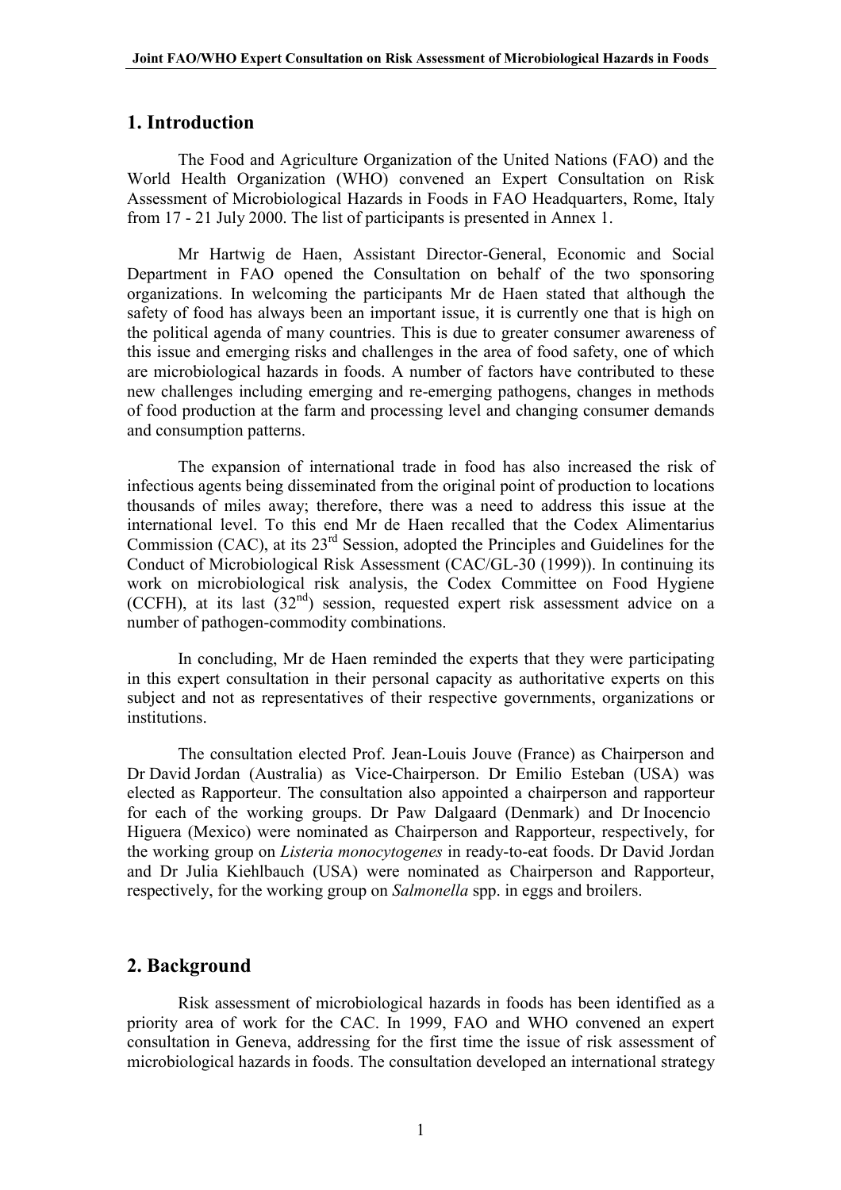## 1. Introduction

The Food and Agriculture Organization of the United Nations (FAO) and the World Health Organization (WHO) convened an Expert Consultation on Risk Assessment of Microbiological Hazards in Foods in FAO Headquarters, Rome, Italy from 17 - 21 July 2000. The list of participants is presented in Annex 1.

Mr Hartwig de Haen, Assistant Director-General, Economic and Social Department in FAO opened the Consultation on behalf of the two sponsoring organizations. In welcoming the participants Mr de Haen stated that although the safety of food has always been an important issue, it is currently one that is high on the political agenda of many countries. This is due to greater consumer awareness of this issue and emerging risks and challenges in the area of food safety, one of which are microbiological hazards in foods. A number of factors have contributed to these new challenges including emerging and re-emerging pathogens, changes in methods of food production at the farm and processing level and changing consumer demands and consumption patterns.

The expansion of international trade in food has also increased the risk of infectious agents being disseminated from the original point of production to locations thousands of miles away; therefore, there was a need to address this issue at the international level. To this end Mr de Haen recalled that the Codex Alimentarius Commission (CAC), at its 23rd Session, adopted the Principles and Guidelines for the Conduct of Microbiological Risk Assessment (CAC/GL-30 (1999)). In continuing its work on microbiological risk analysis, the Codex Committee on Food Hygiene (CCFH), at its last (32nd) session, requested expert risk assessment advice on a number of pathogen-commodity combinations.

In concluding, Mr de Haen reminded the experts that they were participating in this expert consultation in their personal capacity as authoritative experts on this subject and not as representatives of their respective governments, organizations or institutions.

The consultation elected Prof. Jean-Louis Jouve (France) as Chairperson and Dr David Jordan (Australia) as Vice-Chairperson. Dr Emilio Esteban (USA) was elected as Rapporteur. The consultation also appointed a chairperson and rapporteur for each of the working groups. Dr Paw Dalgaard (Denmark) and Dr Inocencio Higuera (Mexico) were nominated as Chairperson and Rapporteur, respectively, for the working group on *Listeria monocytogenes* in ready-to-eat foods. Dr David Jordan and Dr Julia Kiehlbauch (USA) were nominated as Chairperson and Rapporteur, respectively, for the working group on *Salmonella* spp. in eggs and broilers.

## 2. Background

Risk assessment of microbiological hazards in foods has been identified as a priority area of work for the CAC. In 1999, FAO and WHO convened an expert consultation in Geneva, addressing for the first time the issue of risk assessment of microbiological hazards in foods. The consultation developed an international strategy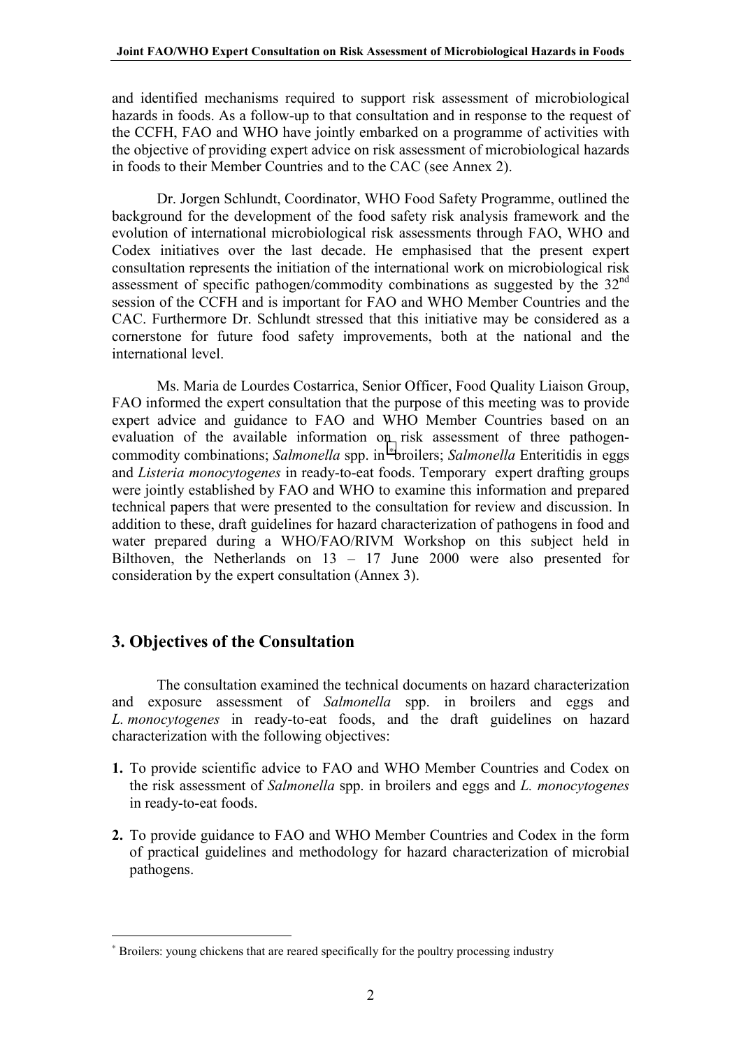and identified mechanisms required to support risk assessment of microbiological hazards in foods. As a follow-up to that consultation and in response to the request of the CCFH, FAO and WHO have jointly embarked on a programme of activities with the objective of providing expert advice on risk assessment of microbiological hazards in foods to their Member Countries and to the CAC (see Annex 2).

Dr. Jorgen Schlundt, Coordinator, WHO Food Safety Programme, outlined the background for the development of the food safety risk analysis framework and the evolution of international microbiological risk assessments through FAO, WHO and Codex initiatives over the last decade. He emphasised that the present expert consultation represents the initiation of the international work on microbiological risk assessment of specific pathogen/commodity combinations as suggested by the 32nd session of the CCFH and is important for FAO and WHO Member Countries and the CAC. Furthermore Dr. Schlundt stressed that this initiative may be considered as a cornerstone for future food safety improvements, both at the national and the international level.

Ms. Maria de Lourdes Costarrica, Senior Officer, Food Quality Liaison Group, FAO informed the expert consultation that the purpose of this meeting was to provide expert advice and guidance to FAO and WHO Member Countries based on an evaluation of the available information on risk assessment of three pathogen-commodity combinations; *Salmonella* spp. in [*] broilers; *Salmonella* Enteritidis in eggs and *Listeria monocytogenes* in ready-to-eat foods. Temporary expert drafting groups were jointly established by FAO and WHO to examine this information and prepared technical papers that were presented to the consultation for review and discussion. In addition to these, draft guidelines for hazard characterization of pathogens in food and water prepared during a WHO/FAO/RIVM Workshop on this subject held in Bilthoven, the Netherlands on 13 – 17 June 2000 were also presented for consideration by the expert consultation (Annex 3).

## 3. Objectives of the Consultation

The consultation examined the technical documents on hazard characterization and exposure assessment of *Salmonella* spp. in broilers and eggs and *L. monocytogenes* in ready-to-eat foods, and the draft guidelines on hazard characterization with the following objectives:

1. To provide scientific advice to FAO and WHO Member Countries and Codex on the risk assessment of *Salmonella* spp. in broilers and eggs and *L. monocytogenes* in ready-to-eat foods.
2. To provide guidance to FAO and WHO Member Countries and Codex in the form of practical guidelines and methodology for hazard characterization of microbial pathogens.

---

[*] Broilers: young chickens that are reared specifically for the poultry processing industry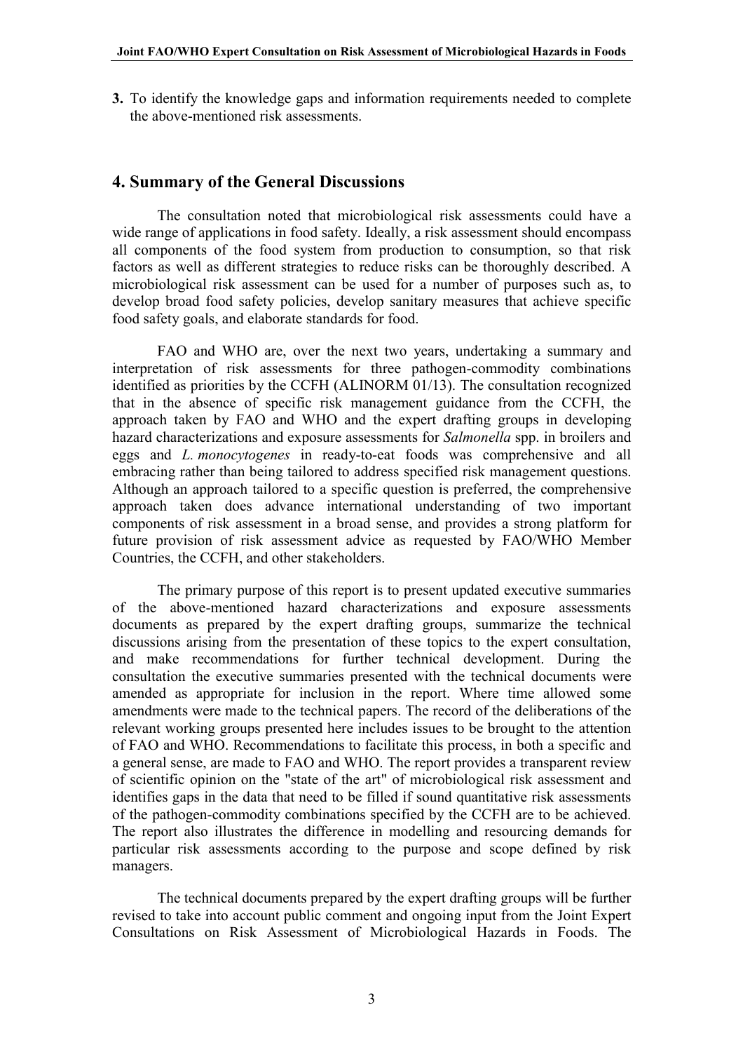**3.** To identify the knowledge gaps and information requirements needed to complete the above-mentioned risk assessments.

## 4. Summary of the General Discussions

The consultation noted that microbiological risk assessments could have a wide range of applications in food safety. Ideally, a risk assessment should encompass all components of the food system from production to consumption, so that risk factors as well as different strategies to reduce risks can be thoroughly described. A microbiological risk assessment can be used for a number of purposes such as, to develop broad food safety policies, develop sanitary measures that achieve specific food safety goals, and elaborate standards for food.

FAO and WHO are, over the next two years, undertaking a summary and interpretation of risk assessments for three pathogen-commodity combinations identified as priorities by the CCFH (ALINORM 01/13). The consultation recognized that in the absence of specific risk management guidance from the CCFH, the approach taken by FAO and WHO and the expert drafting groups in developing hazard characterizations and exposure assessments for *Salmonella* spp. in broilers and eggs and *L. monocytogenes* in ready-to-eat foods was comprehensive and all embracing rather than being tailored to address specified risk management questions. Although an approach tailored to a specific question is preferred, the comprehensive approach taken does advance international understanding of two important components of risk assessment in a broad sense, and provides a strong platform for future provision of risk assessment advice as requested by FAO/WHO Member Countries, the CCFH, and other stakeholders.

The primary purpose of this report is to present updated executive summaries of the above-mentioned hazard characterizations and exposure assessments documents as prepared by the expert drafting groups, summarize the technical discussions arising from the presentation of these topics to the expert consultation, and make recommendations for further technical development. During the consultation the executive summaries presented with the technical documents were amended as appropriate for inclusion in the report. Where time allowed some amendments were made to the technical papers. The record of the deliberations of the relevant working groups presented here includes issues to be brought to the attention of FAO and WHO. Recommendations to facilitate this process, in both a specific and a general sense, are made to FAO and WHO. The report provides a transparent review of scientific opinion on the "state of the art" of microbiological risk assessment and identifies gaps in the data that need to be filled if sound quantitative risk assessments of the pathogen-commodity combinations specified by the CCFH are to be achieved. The report also illustrates the difference in modelling and resourcing demands for particular risk assessments according to the purpose and scope defined by risk managers.

The technical documents prepared by the expert drafting groups will be further revised to take into account public comment and ongoing input from the Joint Expert Consultations on Risk Assessment of Microbiological Hazards in Foods. The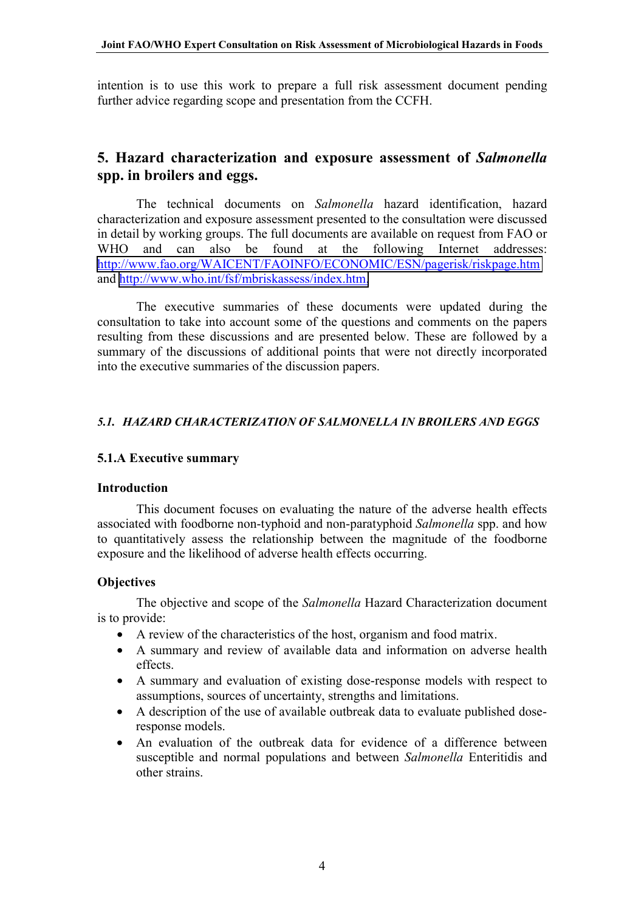intention is to use this work to prepare a full risk assessment document pending further advice regarding scope and presentation from the CCFH.

## 5. Hazard characterization and exposure assessment of *Salmonella* spp. in broilers and eggs.

The technical documents on *Salmonella* hazard identification, hazard characterization and exposure assessment presented to the consultation were discussed in detail by working groups. The full documents are available on request from FAO or WHO and can also be found at the following Internet addresses: http://www.fao.org/WAICENT/FAOINFO/ECONOMIC/ESN/pagerisk/riskpage.htm and http://www.who.int/fsf/mbriskassess/index.htm.

The executive summaries of these documents were updated during the consultation to take into account some of the questions and comments on the papers resulting from these discussions and are presented below. These are followed by a summary of the discussions of additional points that were not directly incorporated into the executive summaries of the discussion papers.

### *5.1. HAZARD CHARACTERIZATION OF SALMONELLA IN BROILERS AND EGGS*

#### 5.1.A Executive summary

**Introduction**

This document focuses on evaluating the nature of the adverse health effects associated with foodborne non-typhoid and non-paratyphoid *Salmonella* spp. and how to quantitatively assess the relationship between the magnitude of the foodborne exposure and the likelihood of adverse health effects occurring.

**Objectives**

The objective and scope of the *Salmonella* Hazard Characterization document is to provide:

- A review of the characteristics of the host, organism and food matrix.
- A summary and review of available data and information on adverse health effects.
- A summary and evaluation of existing dose-response models with respect to assumptions, sources of uncertainty, strengths and limitations.
- A description of the use of available outbreak data to evaluate published dose-response models.
- An evaluation of the outbreak data for evidence of a difference between susceptible and normal populations and between *Salmonella* Enteritidis and other strains.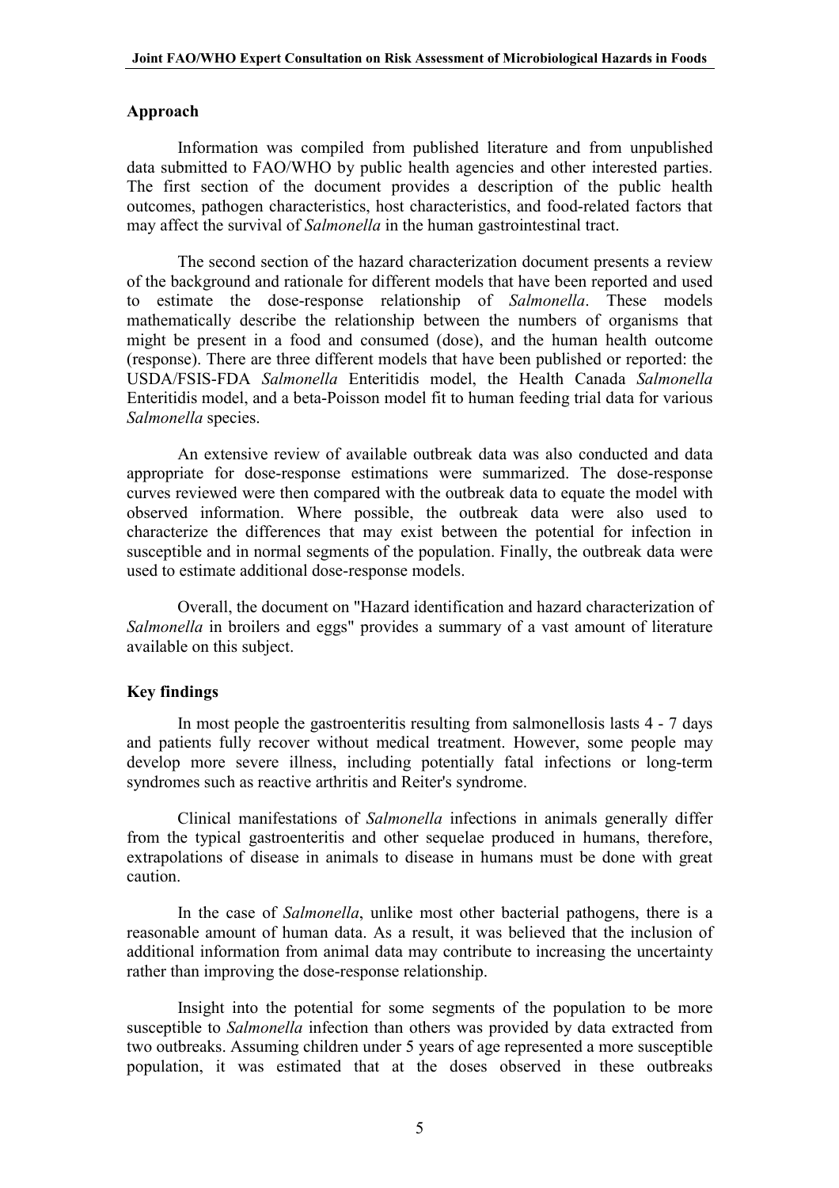## Approach

Information was compiled from published literature and from unpublished data submitted to FAO/WHO by public health agencies and other interested parties. The first section of the document provides a description of the public health outcomes, pathogen characteristics, host characteristics, and food-related factors that may affect the survival of *Salmonella* in the human gastrointestinal tract.

The second section of the hazard characterization document presents a review of the background and rationale for different models that have been reported and used to estimate the dose-response relationship of *Salmonella*. These models mathematically describe the relationship between the numbers of organisms that might be present in a food and consumed (dose), and the human health outcome (response). There are three different models that have been published or reported: the USDA/FSIS-FDA *Salmonella* Enteritidis model, the Health Canada *Salmonella* Enteritidis model, and a beta-Poisson model fit to human feeding trial data for various *Salmonella* species.

An extensive review of available outbreak data was also conducted and data appropriate for dose-response estimations were summarized. The dose-response curves reviewed were then compared with the outbreak data to equate the model with observed information. Where possible, the outbreak data were also used to characterize the differences that may exist between the potential for infection in susceptible and in normal segments of the population. Finally, the outbreak data were used to estimate additional dose-response models.

Overall, the document on "Hazard identification and hazard characterization of *Salmonella* in broilers and eggs" provides a summary of a vast amount of literature available on this subject.

## Key findings

In most people the gastroenteritis resulting from salmonellosis lasts 4 - 7 days and patients fully recover without medical treatment. However, some people may develop more severe illness, including potentially fatal infections or long-term syndromes such as reactive arthritis and Reiter's syndrome.

Clinical manifestations of *Salmonella* infections in animals generally differ from the typical gastroenteritis and other sequelae produced in humans, therefore, extrapolations of disease in animals to disease in humans must be done with great caution.

In the case of *Salmonella*, unlike most other bacterial pathogens, there is a reasonable amount of human data. As a result, it was believed that the inclusion of additional information from animal data may contribute to increasing the uncertainty rather than improving the dose-response relationship.

Insight into the potential for some segments of the population to be more susceptible to *Salmonella* infection than others was provided by data extracted from two outbreaks. Assuming children under 5 years of age represented a more susceptible population, it was estimated that at the doses observed in these outbreaks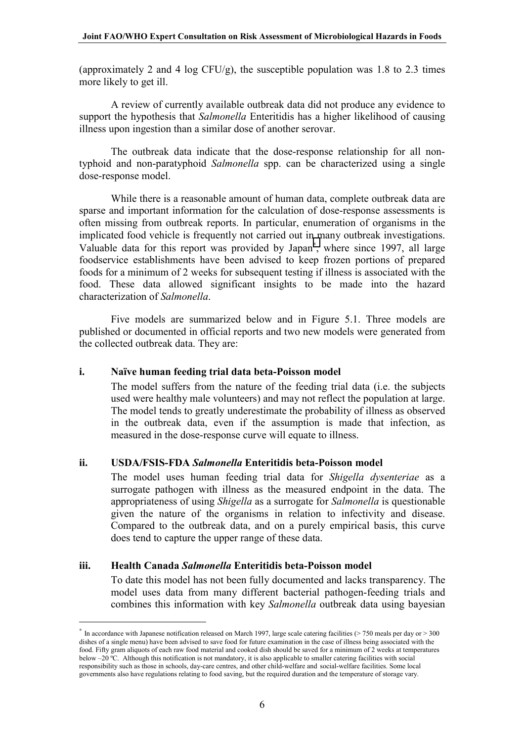(approximately 2 and 4 log CFU/g), the susceptible population was 1.8 to 2.3 times more likely to get ill.

A review of currently available outbreak data did not produce any evidence to support the hypothesis that *Salmonella* Enteritidis has a higher likelihood of causing illness upon ingestion than a similar dose of another serovar.

The outbreak data indicate that the dose-response relationship for all non-typhoid and non-paratyphoid *Salmonella* spp. can be characterized using a single dose-response model.

While there is a reasonable amount of human data, complete outbreak data are sparse and important information for the calculation of dose-response assessments is often missing from outbreak reports. In particular, enumeration of organisms in the implicated food vehicle is frequently not carried out in many outbreak investigations. Valuable data for this report was provided by Japan[*], where since 1997, all large foodservice establishments have been advised to keep frozen portions of prepared foods for a minimum of 2 weeks for subsequent testing if illness is associated with the food. These data allowed significant insights to be made into the hazard characterization of *Salmonella*.

Five models are summarized below and in Figure 5.1. Three models are published or documented in official reports and two new models were generated from the collected outbreak data. They are:

**i. Naïve human feeding trial data beta-Poisson model**

The model suffers from the nature of the feeding trial data (i.e. the subjects used were healthy male volunteers) and may not reflect the population at large. The model tends to greatly underestimate the probability of illness as observed in the outbreak data, even if the assumption is made that infection, as measured in the dose-response curve will equate to illness.

**ii. USDA/FSIS-FDA *Salmonella* Enteritidis beta-Poisson model**

The model uses human feeding trial data for *Shigella dysenteriae* as a surrogate pathogen with illness as the measured endpoint in the data. The appropriateness of using *Shigella* as a surrogate for *Salmonella* is questionable given the nature of the organisms in relation to infectivity and disease. Compared to the outbreak data, and on a purely empirical basis, this curve does tend to capture the upper range of these data.

**iii. Health Canada *Salmonella* Enteritidis beta-Poisson model**

To date this model has not been fully documented and lacks transparency. The model uses data from many different bacterial pathogen-feeding trials and combines this information with key *Salmonella* outbreak data using bayesian

---

[*] In accordance with Japanese notification released on March 1997, large scale catering facilities (> 750 meals per day or > 300 dishes of a single menu) have been advised to save food for future examination in the case of illness being associated with the food. Fifty gram aliquots of each raw food material and cooked dish should be saved for a minimum of 2 weeks at temperatures below –20 ºC. Although this notification is not mandatory, it is also applicable to smaller catering facilities with social responsibility such as those in schools, day-care centres, and other child-welfare and social-welfare facilities. Some local governments also have regulations relating to food saving, but the required duration and the temperature of storage vary.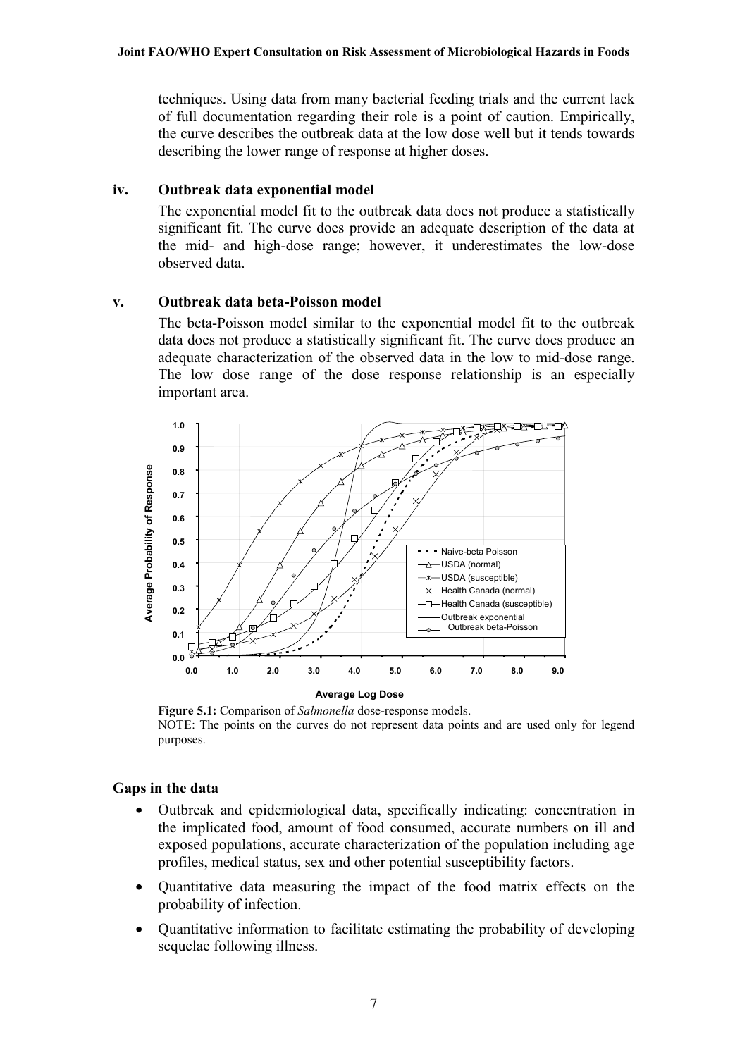techniques. Using data from many bacterial feeding trials and the current lack of full documentation regarding their role is a point of caution. Empirically, the curve describes the outbreak data at the low dose well but it tends towards describing the lower range of response at higher doses.

**iv. Outbreak data exponential model**

The exponential model fit to the outbreak data does not produce a statistically significant fit. The curve does provide an adequate description of the data at the mid- and high-dose range; however, it underestimates the low-dose observed data.

**v. Outbreak data beta-Poisson model**

The beta-Poisson model similar to the exponential model fit to the outbreak data does not produce a statistically significant fit. The curve does produce an adequate characterization of the observed data in the low to mid-dose range. The low dose range of the dose response relationship is an especially important area.

**Figure 5.1:** Comparison of *Salmonella* dose-response models.
NOTE: The points on the curves do not represent data points and are used only for legend purposes.

### Gaps in the data

- Outbreak and epidemiological data, specifically indicating: concentration in the implicated food, amount of food consumed, accurate numbers on ill and exposed populations, accurate characterization of the population including age profiles, medical status, sex and other potential susceptibility factors.
- Quantitative data measuring the impact of the food matrix effects on the probability of infection.
- Quantitative information to facilitate estimating the probability of developing sequelae following illness.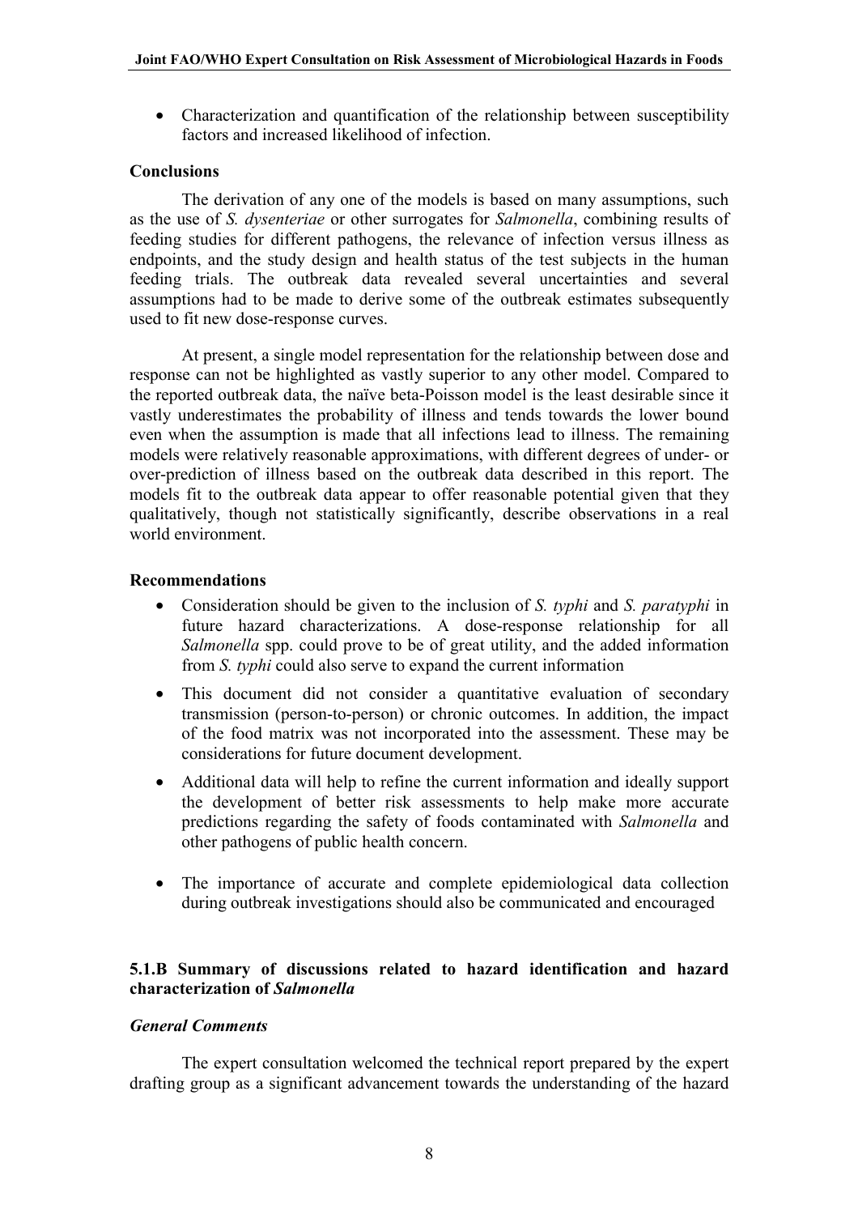- Characterization and quantification of the relationship between susceptibility factors and increased likelihood of infection.

**Conclusions**

The derivation of any one of the models is based on many assumptions, such as the use of *S. dysenteriae* or other surrogates for *Salmonella*, combining results of feeding studies for different pathogens, the relevance of infection versus illness as endpoints, and the study design and health status of the test subjects in the human feeding trials. The outbreak data revealed several uncertainties and several assumptions had to be made to derive some of the outbreak estimates subsequently used to fit new dose-response curves.

At present, a single model representation for the relationship between dose and response can not be highlighted as vastly superior to any other model. Compared to the reported outbreak data, the naïve beta-Poisson model is the least desirable since it vastly underestimates the probability of illness and tends towards the lower bound even when the assumption is made that all infections lead to illness. The remaining models were relatively reasonable approximations, with different degrees of under- or over-prediction of illness based on the outbreak data described in this report. The models fit to the outbreak data appear to offer reasonable potential given that they qualitatively, though not statistically significantly, describe observations in a real world environment.

**Recommendations**

- Consideration should be given to the inclusion of *S. typhi* and *S. paratyphi* in future hazard characterizations. A dose-response relationship for all *Salmonella* spp. could prove to be of great utility, and the added information from *S. typhi* could also serve to expand the current information
- This document did not consider a quantitative evaluation of secondary transmission (person-to-person) or chronic outcomes. In addition, the impact of the food matrix was not incorporated into the assessment. These may be considerations for future document development.
- Additional data will help to refine the current information and ideally support the development of better risk assessments to help make more accurate predictions regarding the safety of foods contaminated with *Salmonella* and other pathogens of public health concern.
- The importance of accurate and complete epidemiological data collection during outbreak investigations should also be communicated and encouraged

### 5.1.B Summary of discussions related to hazard identification and hazard characterization of *Salmonella*

***General Comments***

The expert consultation welcomed the technical report prepared by the expert drafting group as a significant advancement towards the understanding of the hazard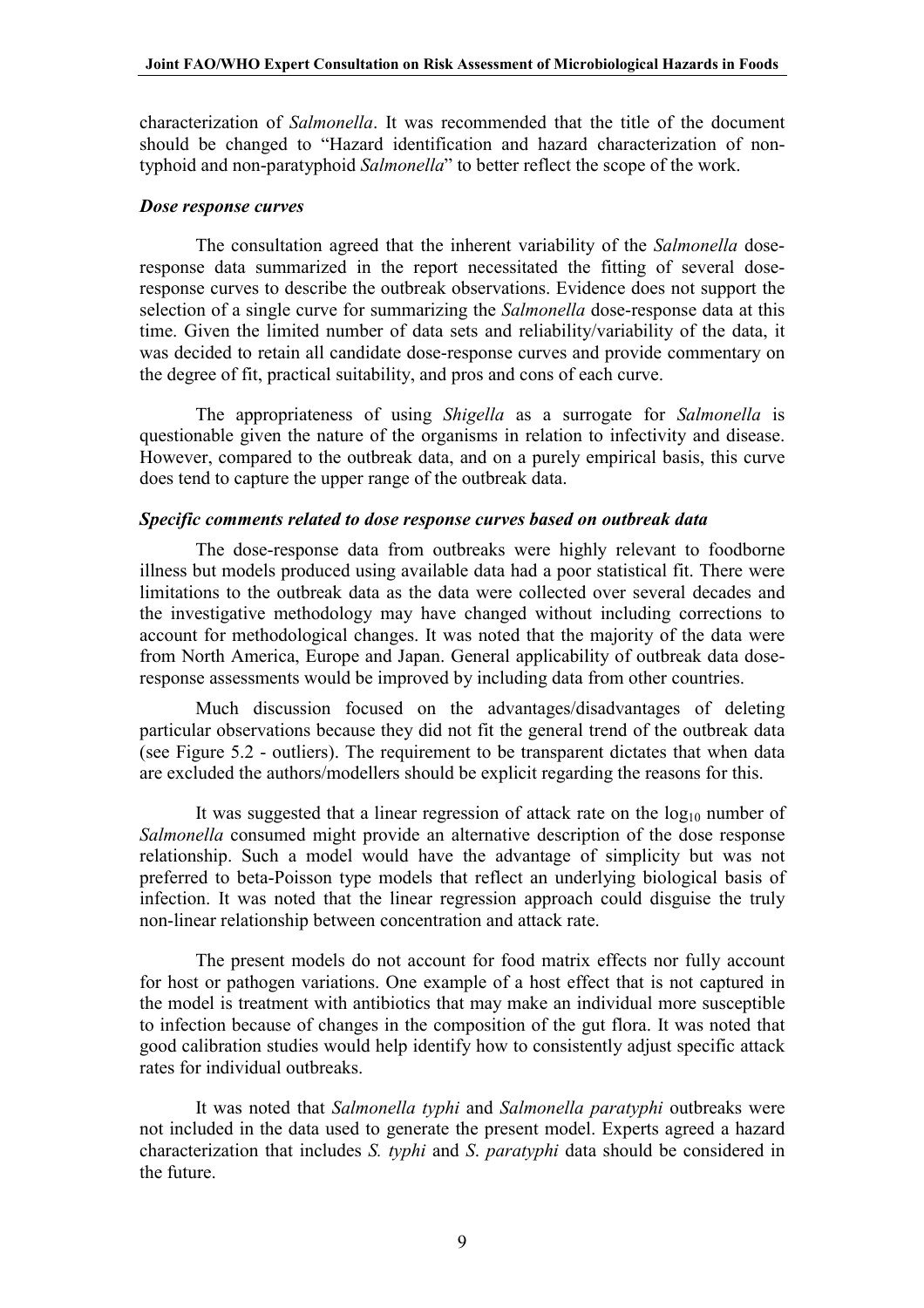characterization of *Salmonella*. It was recommended that the title of the document should be changed to "Hazard identification and hazard characterization of non-typhoid and non-paratyphoid *Salmonella*" to better reflect the scope of the work.

### *Dose response curves*

The consultation agreed that the inherent variability of the *Salmonella* dose-response data summarized in the report necessitated the fitting of several dose-response curves to describe the outbreak observations. Evidence does not support the selection of a single curve for summarizing the *Salmonella* dose-response data at this time. Given the limited number of data sets and reliability/variability of the data, it was decided to retain all candidate dose-response curves and provide commentary on the degree of fit, practical suitability, and pros and cons of each curve.

The appropriateness of using *Shigella* as a surrogate for *Salmonella* is questionable given the nature of the organisms in relation to infectivity and disease. However, compared to the outbreak data, and on a purely empirical basis, this curve does tend to capture the upper range of the outbreak data.

### *Specific comments related to dose response curves based on outbreak data*

The dose-response data from outbreaks were highly relevant to foodborne illness but models produced using available data had a poor statistical fit. There were limitations to the outbreak data as the data were collected over several decades and the investigative methodology may have changed without including corrections to account for methodological changes. It was noted that the majority of the data were from North America, Europe and Japan. General applicability of outbreak data dose-response assessments would be improved by including data from other countries.

Much discussion focused on the advantages/disadvantages of deleting particular observations because they did not fit the general trend of the outbreak data (see Figure 5.2 - outliers). The requirement to be transparent dictates that when data are excluded the authors/modellers should be explicit regarding the reasons for this.

It was suggested that a linear regression of attack rate on the $\log_{10}$ number of *Salmonella* consumed might provide an alternative description of the dose response relationship. Such a model would have the advantage of simplicity but was not preferred to beta-Poisson type models that reflect an underlying biological basis of infection. It was noted that the linear regression approach could disguise the truly non-linear relationship between concentration and attack rate.

The present models do not account for food matrix effects nor fully account for host or pathogen variations. One example of a host effect that is not captured in the model is treatment with antibiotics that may make an individual more susceptible to infection because of changes in the composition of the gut flora. It was noted that good calibration studies would help identify how to consistently adjust specific attack rates for individual outbreaks.

It was noted that *Salmonella typhi* and *Salmonella paratyphi* outbreaks were not included in the data used to generate the present model. Experts agreed a hazard characterization that includes *S. typhi* and *S. paratyphi* data should be considered in the future.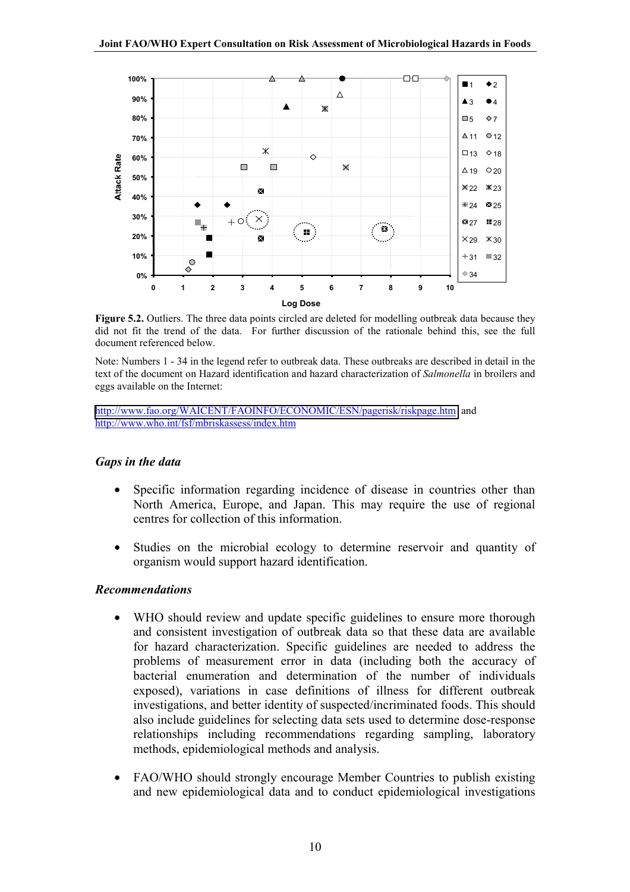**Figure 5.2.** Outliers. The three data points circled are deleted for modelling outbreak data because they did not fit the trend of the data. For further discussion of the rationale behind this, see the full document referenced below.

Note: Numbers 1 - 34 in the legend refer to outbreak data. These outbreaks are described in detail in the text of the document on Hazard identification and hazard characterization of *Salmonella* in broilers and eggs available on the Internet:

http://www.fao.org/WAICENT/FAOINFO/ECONOMIC/ESN/pagerisk/riskpage.htm and http://www.who.int/fsf/mbriskassess/index.htm

### *Gaps in the data*

- Specific information regarding incidence of disease in countries other than North America, Europe, and Japan. This may require the use of regional centres for collection of this information.
- Studies on the microbial ecology to determine reservoir and quantity of organism would support hazard identification.

### *Recommendations*

- WHO should review and update specific guidelines to ensure more thorough and consistent investigation of outbreak data so that these data are available for hazard characterization. Specific guidelines are needed to address the problems of measurement error in data (including both the accuracy of bacterial enumeration and determination of the number of individuals exposed), variations in case definitions of illness for different outbreak investigations, and better identity of suspected/incriminated foods. This should also include guidelines for selecting data sets used to determine dose-response relationships including recommendations regarding sampling, laboratory methods, epidemiological methods and analysis.
- FAO/WHO should strongly encourage Member Countries to publish existing and new epidemiological data and to conduct epidemiological investigations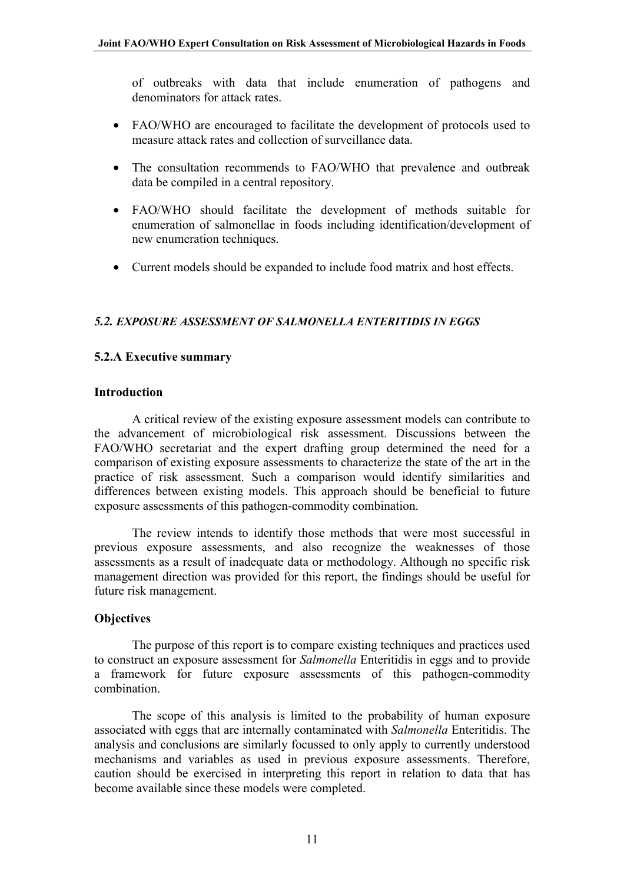of outbreaks with data that include enumeration of pathogens and denominators for attack rates.

- FAO/WHO are encouraged to facilitate the development of protocols used to measure attack rates and collection of surveillance data.
- The consultation recommends to FAO/WHO that prevalence and outbreak data be compiled in a central repository.
- FAO/WHO should facilitate the development of methods suitable for enumeration of salmonellae in foods including identification/development of new enumeration techniques.
- Current models should be expanded to include food matrix and host effects.

## *5.2. EXPOSURE ASSESSMENT OF SALMONELLA ENTERITIDIS IN EGGS*

### 5.2.A Executive summary

#### Introduction

A critical review of the existing exposure assessment models can contribute to the advancement of microbiological risk assessment. Discussions between the FAO/WHO secretariat and the expert drafting group determined the need for a comparison of existing exposure assessments to characterize the state of the art in the practice of risk assessment. Such a comparison would identify similarities and differences between existing models. This approach should be beneficial to future exposure assessments of this pathogen-commodity combination.

The review intends to identify those methods that were most successful in previous exposure assessments, and also recognize the weaknesses of those assessments as a result of inadequate data or methodology. Although no specific risk management direction was provided for this report, the findings should be useful for future risk management.

#### Objectives

The purpose of this report is to compare existing techniques and practices used to construct an exposure assessment for *Salmonella* Enteritidis in eggs and to provide a framework for future exposure assessments of this pathogen-commodity combination.

The scope of this analysis is limited to the probability of human exposure associated with eggs that are internally contaminated with *Salmonella* Enteritidis. The analysis and conclusions are similarly focussed to only apply to currently understood mechanisms and variables as used in previous exposure assessments. Therefore, caution should be exercised in interpreting this report in relation to data that has become available since these models were completed.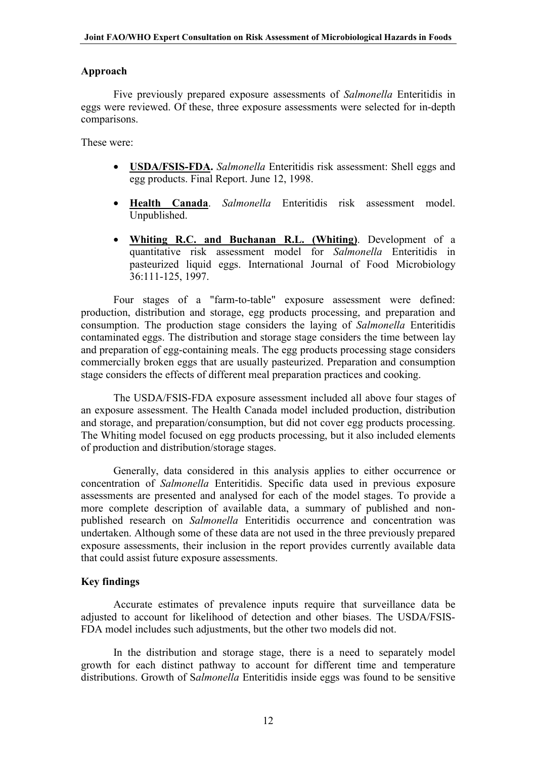### Approach

Five previously prepared exposure assessments of *Salmonella* Enteritidis in eggs were reviewed. Of these, three exposure assessments were selected for in-depth comparisons.

These were:

- **USDA/FSIS-FDA.** *Salmonella* Enteritidis risk assessment: Shell eggs and egg products. Final Report. June 12, 1998.
- **Health Canada**. *Salmonella* Enteritidis risk assessment model. Unpublished.
- **Whiting R.C. and Buchanan R.L. (Whiting)**. Development of a quantitative risk assessment model for *Salmonella* Enteritidis in pasteurized liquid eggs. International Journal of Food Microbiology 36:111-125, 1997.

Four stages of a "farm-to-table" exposure assessment were defined: production, distribution and storage, egg products processing, and preparation and consumption. The production stage considers the laying of *Salmonella* Enteritidis contaminated eggs. The distribution and storage stage considers the time between lay and preparation of egg-containing meals. The egg products processing stage considers commercially broken eggs that are usually pasteurized. Preparation and consumption stage considers the effects of different meal preparation practices and cooking.

The USDA/FSIS-FDA exposure assessment included all above four stages of an exposure assessment. The Health Canada model included production, distribution and storage, and preparation/consumption, but did not cover egg products processing. The Whiting model focused on egg products processing, but it also included elements of production and distribution/storage stages.

Generally, data considered in this analysis applies to either occurrence or concentration of *Salmonella* Enteritidis. Specific data used in previous exposure assessments are presented and analysed for each of the model stages. To provide a more complete description of available data, a summary of published and non-published research on *Salmonella* Enteritidis occurrence and concentration was undertaken. Although some of these data are not used in the three previously prepared exposure assessments, their inclusion in the report provides currently available data that could assist future exposure assessments.

### Key findings

Accurate estimates of prevalence inputs require that surveillance data be adjusted to account for likelihood of detection and other biases. The USDA/FSIS-FDA model includes such adjustments, but the other two models did not.

In the distribution and storage stage, there is a need to separately model growth for each distinct pathway to account for different time and temperature distributions. Growth of S*almonella* Enteritidis inside eggs was found to be sensitive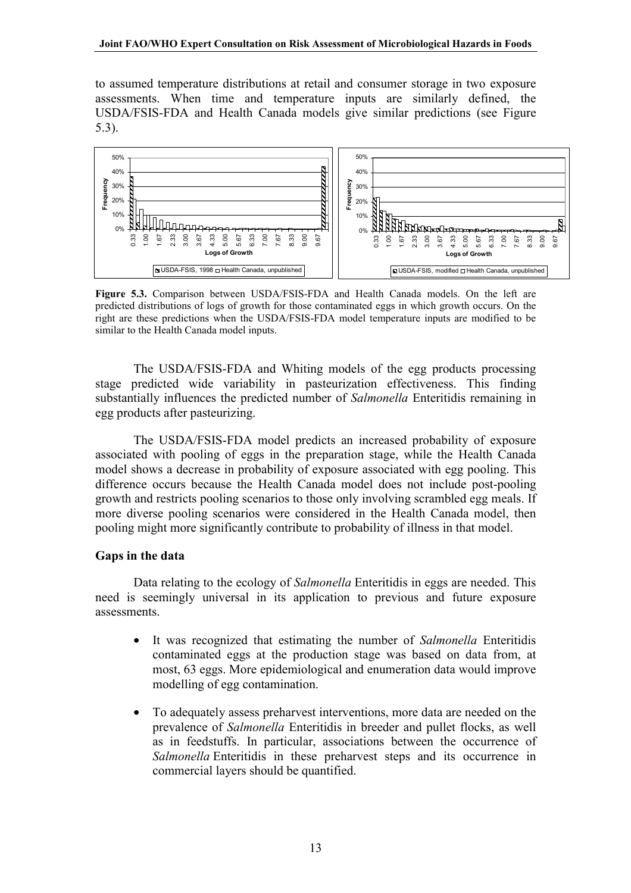to assumed temperature distributions at retail and consumer storage in two exposure assessments. When time and temperature inputs are similarly defined, the USDA/FSIS-FDA and Health Canada models give similar predictions (see Figure 5.3).

**Figure 5.3.** Comparison between USDA/FSIS-FDA and Health Canada models. On the left are predicted distributions of logs of growth for those contaminated eggs in which growth occurs. On the right are these predictions when the USDA/FSIS-FDA model temperature inputs are modified to be similar to the Health Canada model inputs.

The USDA/FSIS-FDA and Whiting models of the egg products processing stage predicted wide variability in pasteurization effectiveness. This finding substantially influences the predicted number of *Salmonella* Enteritidis remaining in egg products after pasteurizing.

The USDA/FSIS-FDA model predicts an increased probability of exposure associated with pooling of eggs in the preparation stage, while the Health Canada model shows a decrease in probability of exposure associated with egg pooling. This difference occurs because the Health Canada model does not include post-pooling growth and restricts pooling scenarios to those only involving scrambled egg meals. If more diverse pooling scenarios were considered in the Health Canada model, then pooling might more significantly contribute to probability of illness in that model.

### Gaps in the data

Data relating to the ecology of *Salmonella* Enteritidis in eggs are needed. This need is seemingly universal in its application to previous and future exposure assessments.

- It was recognized that estimating the number of *Salmonella* Enteritidis contaminated eggs at the production stage was based on data from, at most, 63 eggs. More epidemiological and enumeration data would improve modelling of egg contamination.

- To adequately assess preharvest interventions, more data are needed on the prevalence of *Salmonella* Enteritidis in breeder and pullet flocks, as well as in feedstuffs. In particular, associations between the occurrence of *Salmonella* Enteritidis in these preharvest steps and its occurrence in commercial layers should be quantified.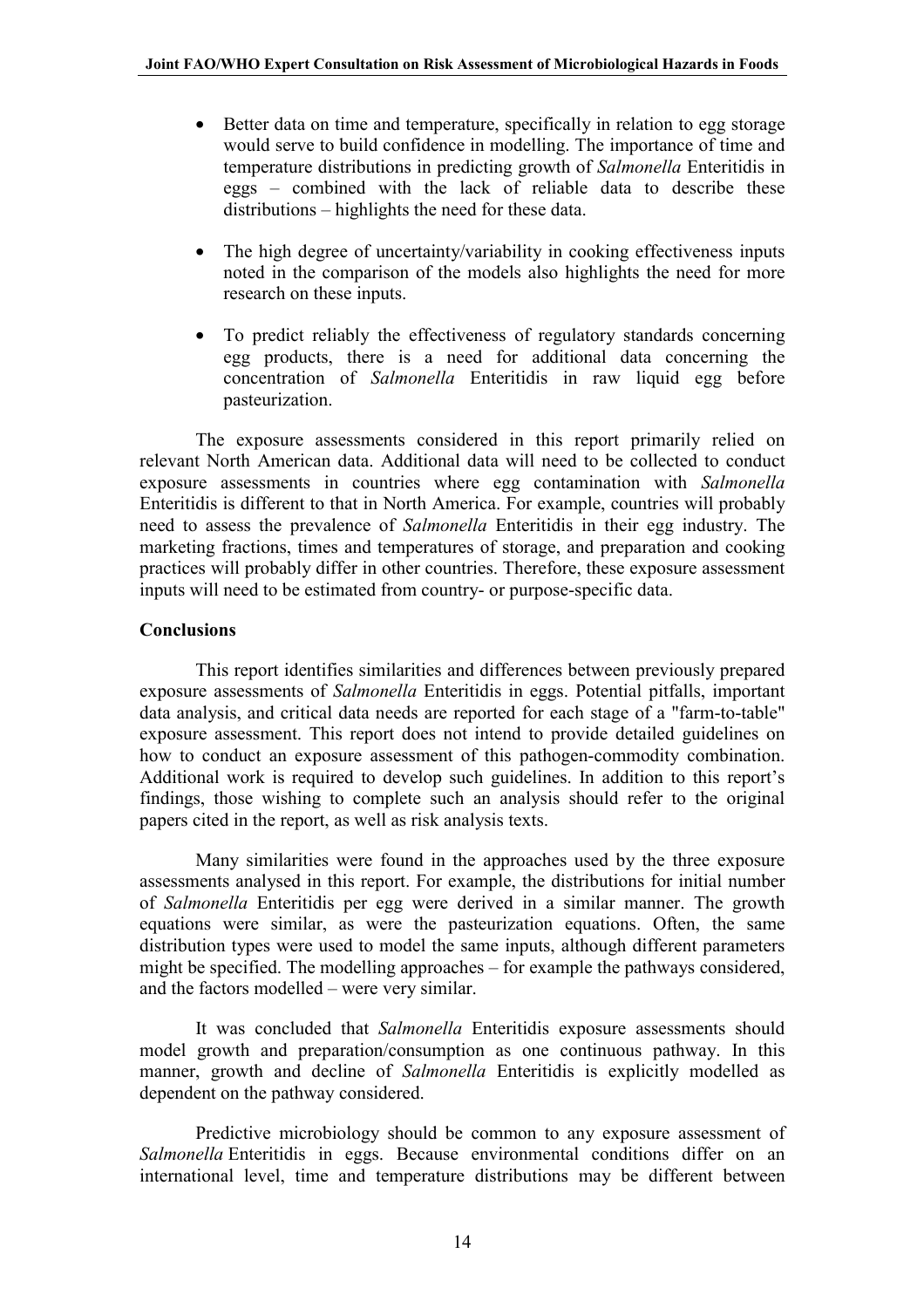- Better data on time and temperature, specifically in relation to egg storage would serve to build confidence in modelling. The importance of time and temperature distributions in predicting growth of *Salmonella* Enteritidis in eggs – combined with the lack of reliable data to describe these distributions – highlights the need for these data.

- The high degree of uncertainty/variability in cooking effectiveness inputs noted in the comparison of the models also highlights the need for more research on these inputs.

- To predict reliably the effectiveness of regulatory standards concerning egg products, there is a need for additional data concerning the concentration of *Salmonella* Enteritidis in raw liquid egg before pasteurization.

The exposure assessments considered in this report primarily relied on relevant North American data. Additional data will need to be collected to conduct exposure assessments in countries where egg contamination with *Salmonella* Enteritidis is different to that in North America. For example, countries will probably need to assess the prevalence of *Salmonella* Enteritidis in their egg industry. The marketing fractions, times and temperatures of storage, and preparation and cooking practices will probably differ in other countries. Therefore, these exposure assessment inputs will need to be estimated from country- or purpose-specific data.

**Conclusions**

This report identifies similarities and differences between previously prepared exposure assessments of *Salmonella* Enteritidis in eggs. Potential pitfalls, important data analysis, and critical data needs are reported for each stage of a "farm-to-table" exposure assessment. This report does not intend to provide detailed guidelines on how to conduct an exposure assessment of this pathogen-commodity combination. Additional work is required to develop such guidelines. In addition to this report's findings, those wishing to complete such an analysis should refer to the original papers cited in the report, as well as risk analysis texts.

Many similarities were found in the approaches used by the three exposure assessments analysed in this report. For example, the distributions for initial number of *Salmonella* Enteritidis per egg were derived in a similar manner. The growth equations were similar, as were the pasteurization equations. Often, the same distribution types were used to model the same inputs, although different parameters might be specified. The modelling approaches – for example the pathways considered, and the factors modelled – were very similar.

It was concluded that *Salmonella* Enteritidis exposure assessments should model growth and preparation/consumption as one continuous pathway. In this manner, growth and decline of *Salmonella* Enteritidis is explicitly modelled as dependent on the pathway considered.

Predictive microbiology should be common to any exposure assessment of *Salmonella* Enteritidis in eggs. Because environmental conditions differ on an international level, time and temperature distributions may be different between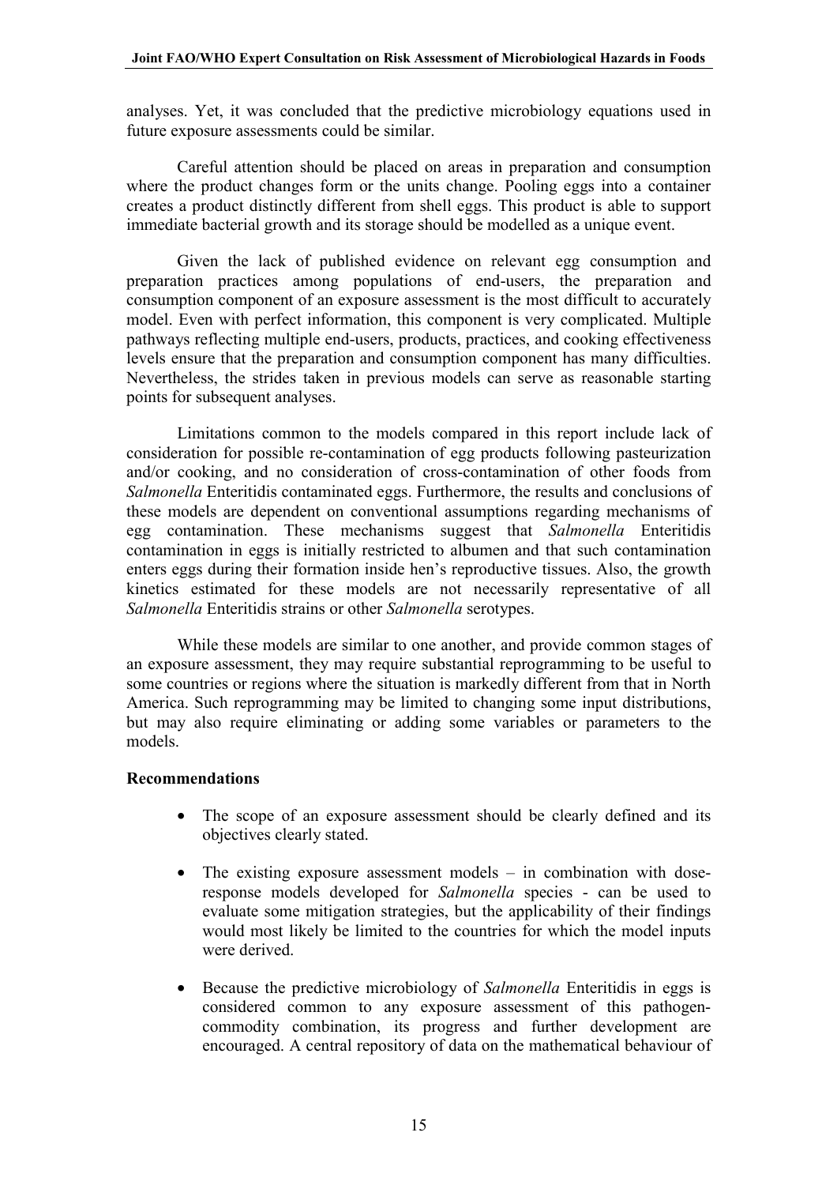analyses. Yet, it was concluded that the predictive microbiology equations used in future exposure assessments could be similar.

Careful attention should be placed on areas in preparation and consumption where the product changes form or the units change. Pooling eggs into a container creates a product distinctly different from shell eggs. This product is able to support immediate bacterial growth and its storage should be modelled as a unique event.

Given the lack of published evidence on relevant egg consumption and preparation practices among populations of end-users, the preparation and consumption component of an exposure assessment is the most difficult to accurately model. Even with perfect information, this component is very complicated. Multiple pathways reflecting multiple end-users, products, practices, and cooking effectiveness levels ensure that the preparation and consumption component has many difficulties. Nevertheless, the strides taken in previous models can serve as reasonable starting points for subsequent analyses.

Limitations common to the models compared in this report include lack of consideration for possible re-contamination of egg products following pasteurization and/or cooking, and no consideration of cross-contamination of other foods from *Salmonella* Enteritidis contaminated eggs. Furthermore, the results and conclusions of these models are dependent on conventional assumptions regarding mechanisms of egg contamination. These mechanisms suggest that *Salmonella* Enteritidis contamination in eggs is initially restricted to albumen and that such contamination enters eggs during their formation inside hen's reproductive tissues. Also, the growth kinetics estimated for these models are not necessarily representative of all *Salmonella* Enteritidis strains or other *Salmonella* serotypes.

While these models are similar to one another, and provide common stages of an exposure assessment, they may require substantial reprogramming to be useful to some countries or regions where the situation is markedly different from that in North America. Such reprogramming may be limited to changing some input distributions, but may also require eliminating or adding some variables or parameters to the models.

**Recommendations**

- The scope of an exposure assessment should be clearly defined and its objectives clearly stated.
- The existing exposure assessment models – in combination with dose-response models developed for *Salmonella* species - can be used to evaluate some mitigation strategies, but the applicability of their findings would most likely be limited to the countries for which the model inputs were derived.
- Because the predictive microbiology of *Salmonella* Enteritidis in eggs is considered common to any exposure assessment of this pathogen-commodity combination, its progress and further development are encouraged. A central repository of data on the mathematical behaviour of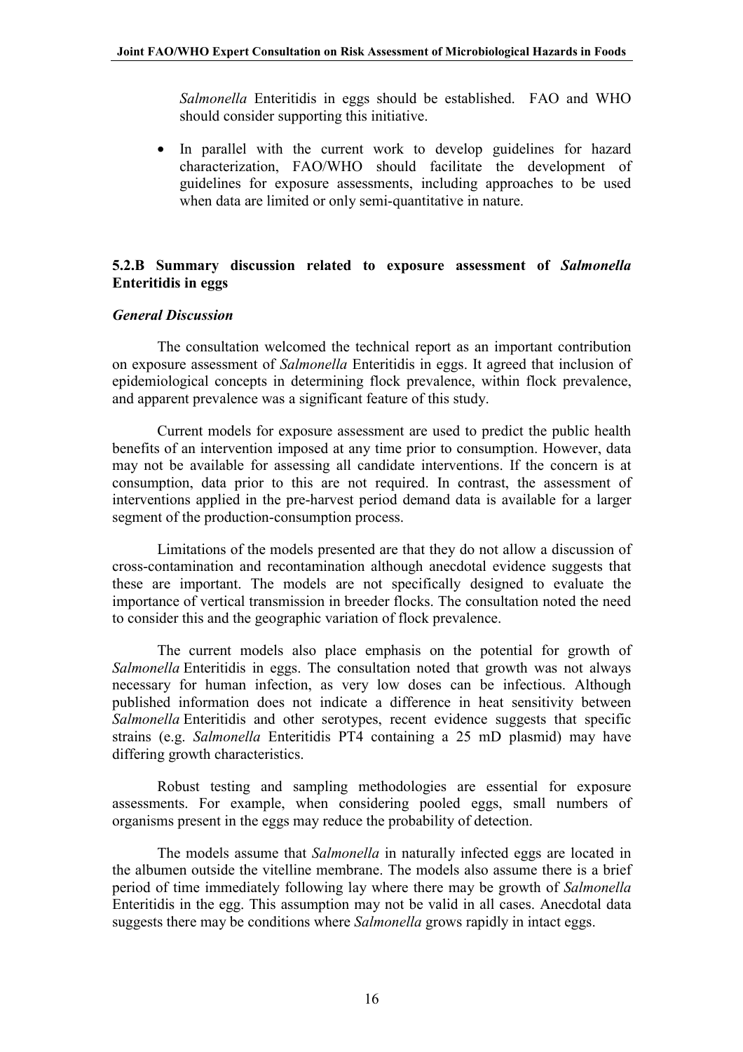*Salmonella* Enteritidis in eggs should be established. FAO and WHO should consider supporting this initiative.

- In parallel with the current work to develop guidelines for hazard characterization, FAO/WHO should facilitate the development of guidelines for exposure assessments, including approaches to be used when data are limited or only semi-quantitative in nature.

### 5.2.B Summary discussion related to exposure assessment of *Salmonella* Enteritidis in eggs

#### *General Discussion*

The consultation welcomed the technical report as an important contribution on exposure assessment of *Salmonella* Enteritidis in eggs. It agreed that inclusion of epidemiological concepts in determining flock prevalence, within flock prevalence, and apparent prevalence was a significant feature of this study.

Current models for exposure assessment are used to predict the public health benefits of an intervention imposed at any time prior to consumption. However, data may not be available for assessing all candidate interventions. If the concern is at consumption, data prior to this are not required. In contrast, the assessment of interventions applied in the pre-harvest period demand data is available for a larger segment of the production-consumption process.

Limitations of the models presented are that they do not allow a discussion of cross-contamination and recontamination although anecdotal evidence suggests that these are important. The models are not specifically designed to evaluate the importance of vertical transmission in breeder flocks. The consultation noted the need to consider this and the geographic variation of flock prevalence.

The current models also place emphasis on the potential for growth of *Salmonella* Enteritidis in eggs. The consultation noted that growth was not always necessary for human infection, as very low doses can be infectious. Although published information does not indicate a difference in heat sensitivity between *Salmonella* Enteritidis and other serotypes, recent evidence suggests that specific strains (e.g. *Salmonella* Enteritidis PT4 containing a 25 mD plasmid) may have differing growth characteristics.

Robust testing and sampling methodologies are essential for exposure assessments. For example, when considering pooled eggs, small numbers of organisms present in the eggs may reduce the probability of detection.

The models assume that *Salmonella* in naturally infected eggs are located in the albumen outside the vitelline membrane. The models also assume there is a brief period of time immediately following lay where there may be growth of *Salmonella* Enteritidis in the egg. This assumption may not be valid in all cases. Anecdotal data suggests there may be conditions where *Salmonella* grows rapidly in intact eggs.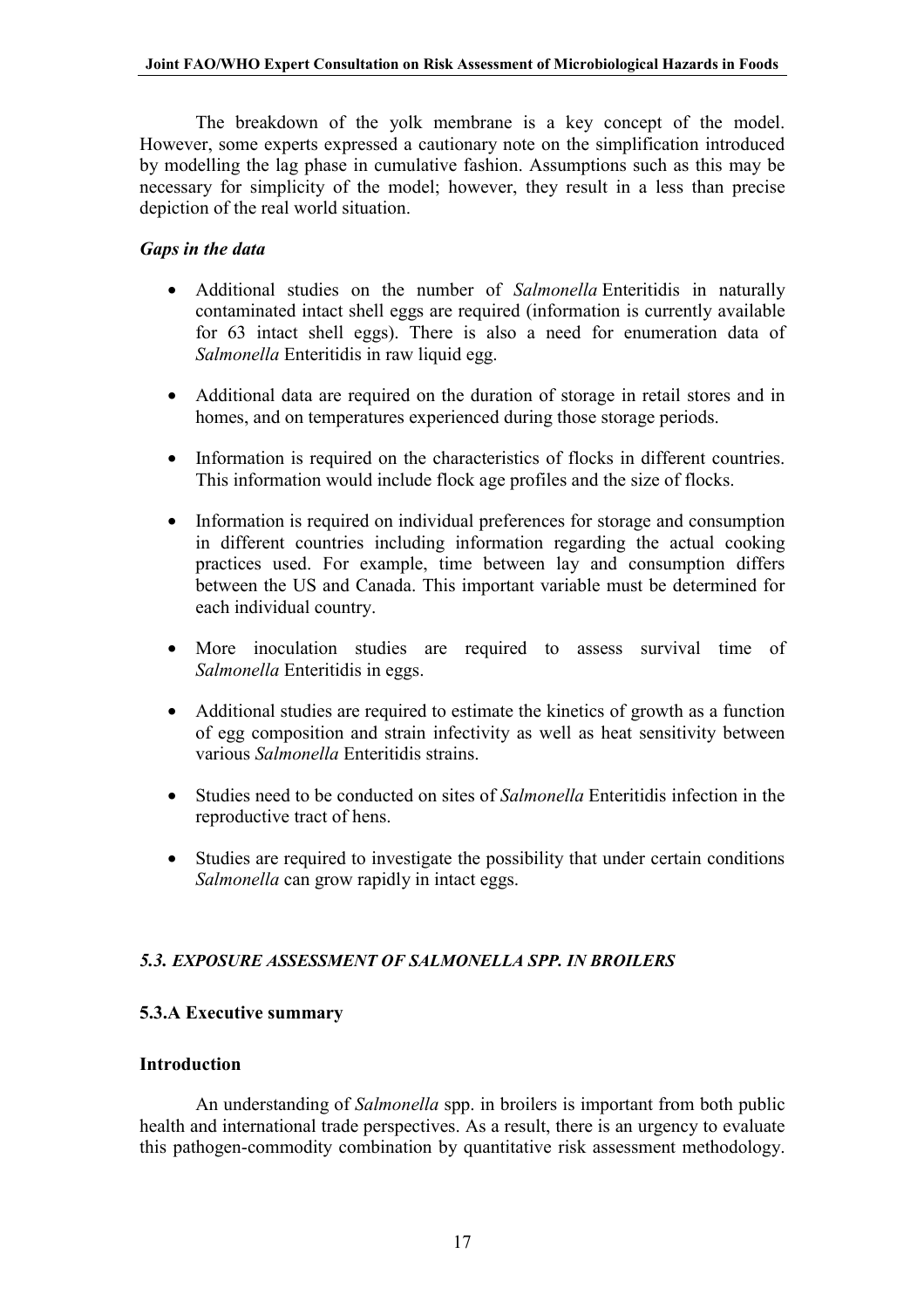The breakdown of the yolk membrane is a key concept of the model. However, some experts expressed a cautionary note on the simplification introduced by modelling the lag phase in cumulative fashion. Assumptions such as this may be necessary for simplicity of the model; however, they result in a less than precise depiction of the real world situation.

***Gaps in the data***

- Additional studies on the number of *Salmonella* Enteritidis in naturally contaminated intact shell eggs are required (information is currently available for 63 intact shell eggs). There is also a need for enumeration data of *Salmonella* Enteritidis in raw liquid egg.

- Additional data are required on the duration of storage in retail stores and in homes, and on temperatures experienced during those storage periods.

- Information is required on the characteristics of flocks in different countries. This information would include flock age profiles and the size of flocks.

- Information is required on individual preferences for storage and consumption in different countries including information regarding the actual cooking practices used. For example, time between lay and consumption differs between the US and Canada. This important variable must be determined for each individual country.

- More inoculation studies are required to assess survival time of *Salmonella* Enteritidis in eggs.

- Additional studies are required to estimate the kinetics of growth as a function of egg composition and strain infectivity as well as heat sensitivity between various *Salmonella* Enteritidis strains.

- Studies need to be conducted on sites of *Salmonella* Enteritidis infection in the reproductive tract of hens.

- Studies are required to investigate the possibility that under certain conditions *Salmonella* can grow rapidly in intact eggs.

### *5.3. EXPOSURE ASSESSMENT OF SALMONELLA SPP. IN BROILERS*

#### 5.3.A Executive summary

#### Introduction

An understanding of *Salmonella* spp. in broilers is important from both public health and international trade perspectives. As a result, there is an urgency to evaluate this pathogen-commodity combination by quantitative risk assessment methodology.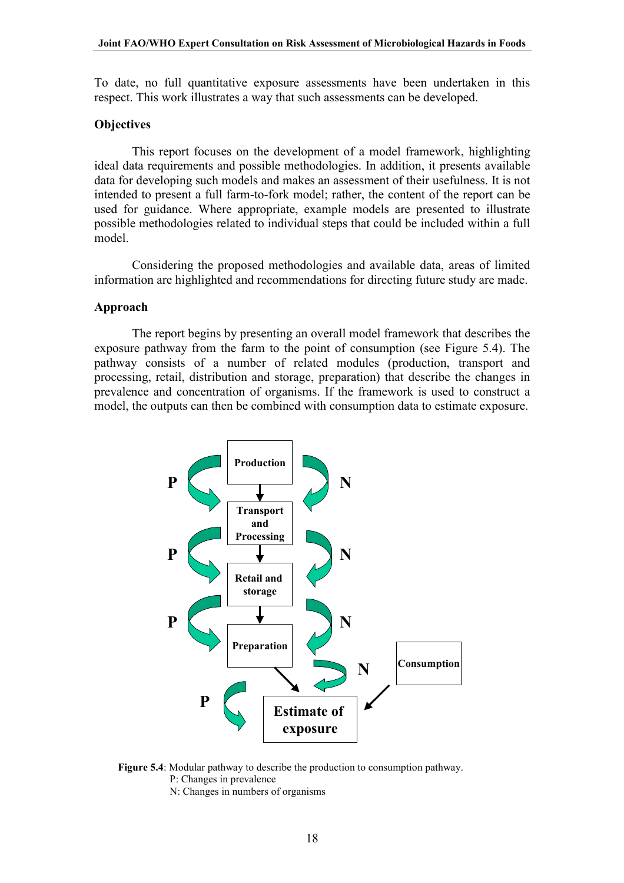To date, no full quantitative exposure assessments have been undertaken in this respect. This work illustrates a way that such assessments can be developed.

**Objectives**

This report focuses on the development of a model framework, highlighting ideal data requirements and possible methodologies. In addition, it presents available data for developing such models and makes an assessment of their usefulness. It is not intended to present a full farm-to-fork model; rather, the content of the report can be used for guidance. Where appropriate, example models are presented to illustrate possible methodologies related to individual steps that could be included within a full model.

Considering the proposed methodologies and available data, areas of limited information are highlighted and recommendations for directing future study are made.

**Approach**

The report begins by presenting an overall model framework that describes the exposure pathway from the farm to the point of consumption (see Figure 5.4). The pathway consists of a number of related modules (production, transport and processing, retail, distribution and storage, preparation) that describe the changes in prevalence and concentration of organisms. If the framework is used to construct a model, the outputs can then be combined with consumption data to estimate exposure.

Production → Transport and Processing → Retail and storage → Preparation → Estimate of exposure ← Consumption

**Figure 5.4**: Modular pathway to describe the production to consumption pathway.
P: Changes in prevalence
N: Changes in numbers of organisms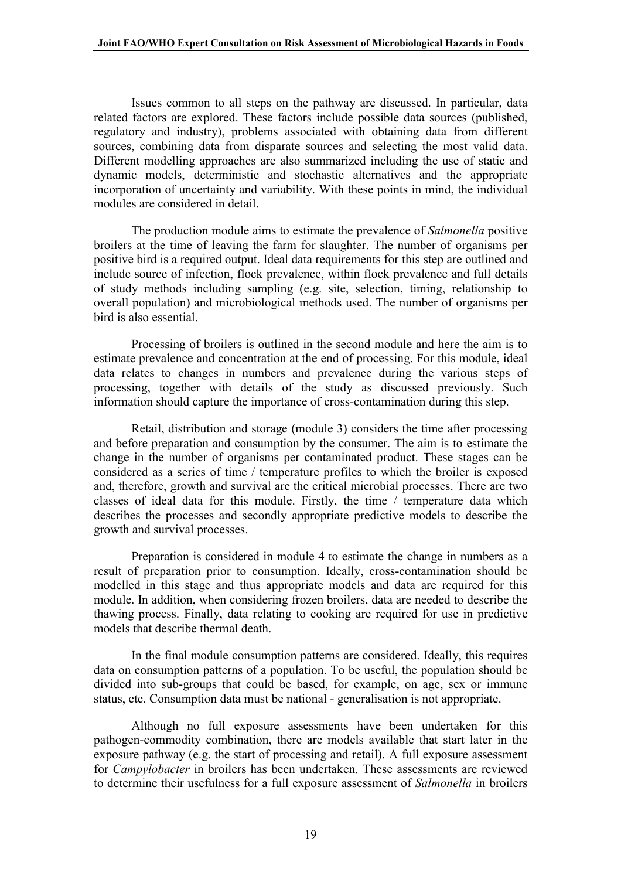Issues common to all steps on the pathway are discussed. In particular, data related factors are explored. These factors include possible data sources (published, regulatory and industry), problems associated with obtaining data from different sources, combining data from disparate sources and selecting the most valid data. Different modelling approaches are also summarized including the use of static and dynamic models, deterministic and stochastic alternatives and the appropriate incorporation of uncertainty and variability. With these points in mind, the individual modules are considered in detail.

The production module aims to estimate the prevalence of *Salmonella* positive broilers at the time of leaving the farm for slaughter. The number of organisms per positive bird is a required output. Ideal data requirements for this step are outlined and include source of infection, flock prevalence, within flock prevalence and full details of study methods including sampling (e.g. site, selection, timing, relationship to overall population) and microbiological methods used. The number of organisms per bird is also essential.

Processing of broilers is outlined in the second module and here the aim is to estimate prevalence and concentration at the end of processing. For this module, ideal data relates to changes in numbers and prevalence during the various steps of processing, together with details of the study as discussed previously. Such information should capture the importance of cross-contamination during this step.

Retail, distribution and storage (module 3) considers the time after processing and before preparation and consumption by the consumer. The aim is to estimate the change in the number of organisms per contaminated product. These stages can be considered as a series of time / temperature profiles to which the broiler is exposed and, therefore, growth and survival are the critical microbial processes. There are two classes of ideal data for this module. Firstly, the time / temperature data which describes the processes and secondly appropriate predictive models to describe the growth and survival processes.

Preparation is considered in module 4 to estimate the change in numbers as a result of preparation prior to consumption. Ideally, cross-contamination should be modelled in this stage and thus appropriate models and data are required for this module. In addition, when considering frozen broilers, data are needed to describe the thawing process. Finally, data relating to cooking are required for use in predictive models that describe thermal death.

In the final module consumption patterns are considered. Ideally, this requires data on consumption patterns of a population. To be useful, the population should be divided into sub-groups that could be based, for example, on age, sex or immune status, etc. Consumption data must be national - generalisation is not appropriate.

Although no full exposure assessments have been undertaken for this pathogen-commodity combination, there are models available that start later in the exposure pathway (e.g. the start of processing and retail). A full exposure assessment for *Campylobacter* in broilers has been undertaken. These assessments are reviewed to determine their usefulness for a full exposure assessment of *Salmonella* in broilers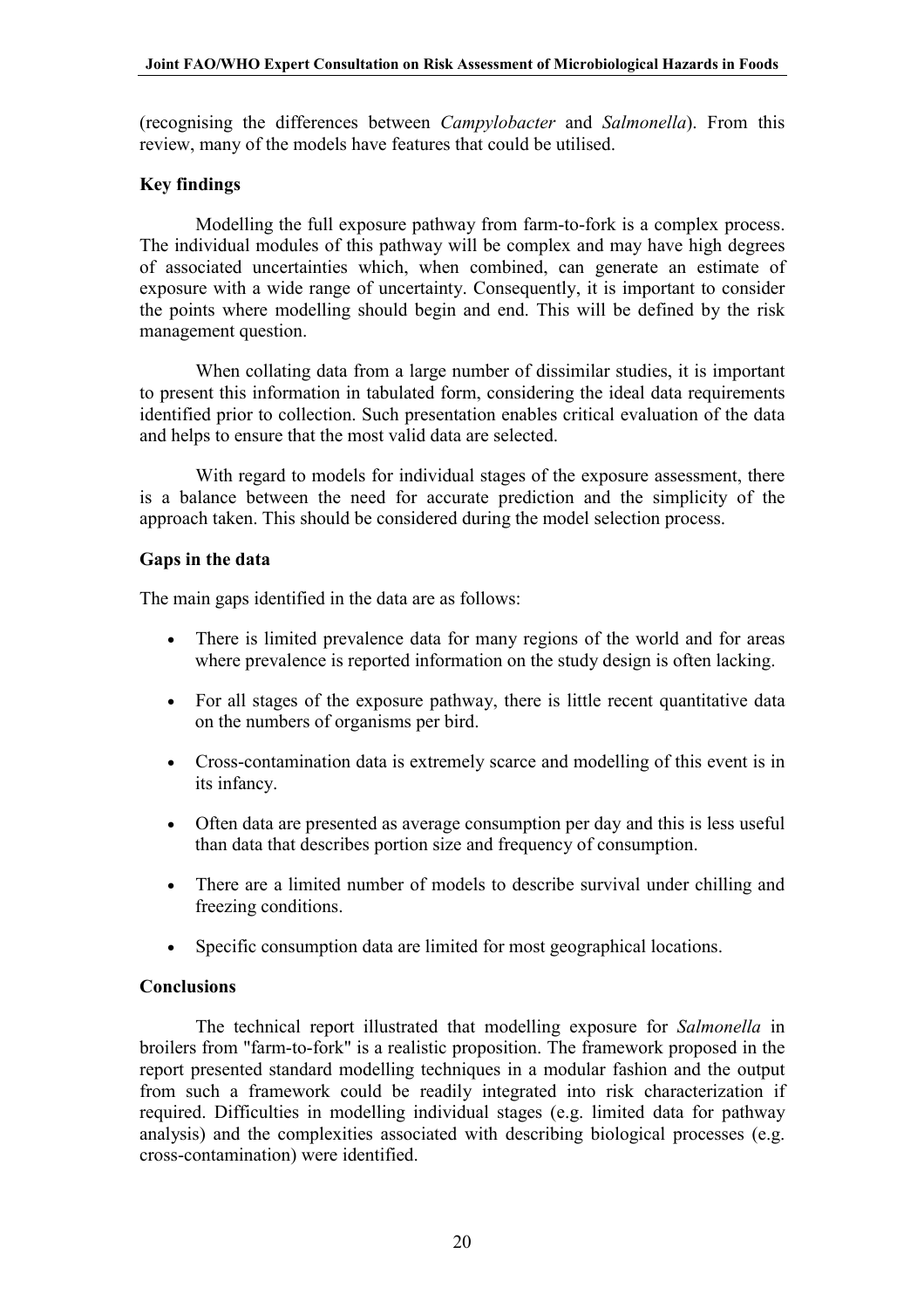(recognising the differences between *Campylobacter* and *Salmonella*). From this review, many of the models have features that could be utilised.

**Key findings**

Modelling the full exposure pathway from farm-to-fork is a complex process. The individual modules of this pathway will be complex and may have high degrees of associated uncertainties which, when combined, can generate an estimate of exposure with a wide range of uncertainty. Consequently, it is important to consider the points where modelling should begin and end. This will be defined by the risk management question.

When collating data from a large number of dissimilar studies, it is important to present this information in tabulated form, considering the ideal data requirements identified prior to collection. Such presentation enables critical evaluation of the data and helps to ensure that the most valid data are selected.

With regard to models for individual stages of the exposure assessment, there is a balance between the need for accurate prediction and the simplicity of the approach taken. This should be considered during the model selection process.

**Gaps in the data**

The main gaps identified in the data are as follows:

- There is limited prevalence data for many regions of the world and for areas where prevalence is reported information on the study design is often lacking.
- For all stages of the exposure pathway, there is little recent quantitative data on the numbers of organisms per bird.
- Cross-contamination data is extremely scarce and modelling of this event is in its infancy.
- Often data are presented as average consumption per day and this is less useful than data that describes portion size and frequency of consumption.
- There are a limited number of models to describe survival under chilling and freezing conditions.
- Specific consumption data are limited for most geographical locations.

**Conclusions**

The technical report illustrated that modelling exposure for *Salmonella* in broilers from "farm-to-fork" is a realistic proposition. The framework proposed in the report presented standard modelling techniques in a modular fashion and the output from such a framework could be readily integrated into risk characterization if required. Difficulties in modelling individual stages (e.g. limited data for pathway analysis) and the complexities associated with describing biological processes (e.g. cross-contamination) were identified.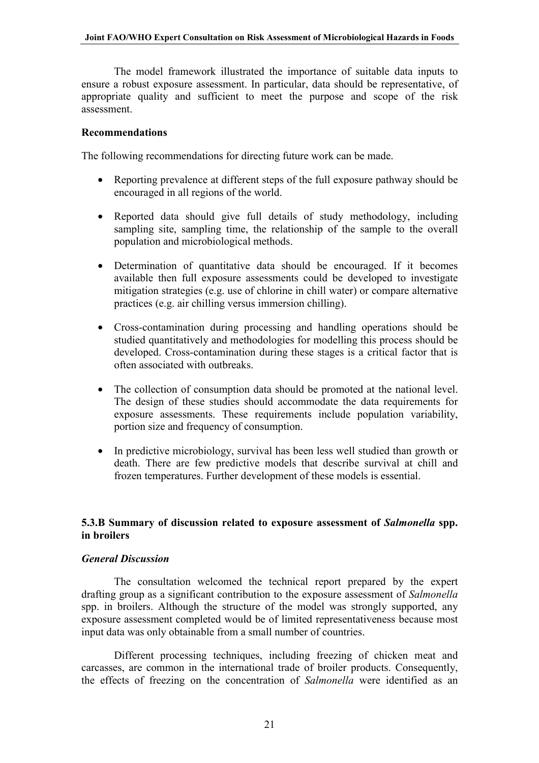The model framework illustrated the importance of suitable data inputs to ensure a robust exposure assessment. In particular, data should be representative, of appropriate quality and sufficient to meet the purpose and scope of the risk assessment.

**Recommendations**

The following recommendations for directing future work can be made.

- Reporting prevalence at different steps of the full exposure pathway should be encouraged in all regions of the world.
- Reported data should give full details of study methodology, including sampling site, sampling time, the relationship of the sample to the overall population and microbiological methods.
- Determination of quantitative data should be encouraged. If it becomes available then full exposure assessments could be developed to investigate mitigation strategies (e.g. use of chlorine in chill water) or compare alternative practices (e.g. air chilling versus immersion chilling).
- Cross-contamination during processing and handling operations should be studied quantitatively and methodologies for modelling this process should be developed. Cross-contamination during these stages is a critical factor that is often associated with outbreaks.
- The collection of consumption data should be promoted at the national level. The design of these studies should accommodate the data requirements for exposure assessments. These requirements include population variability, portion size and frequency of consumption.
- In predictive microbiology, survival has been less well studied than growth or death. There are few predictive models that describe survival at chill and frozen temperatures. Further development of these models is essential.

### 5.3.B Summary of discussion related to exposure assessment of *Salmonella* spp. in broilers

***General Discussion***

The consultation welcomed the technical report prepared by the expert drafting group as a significant contribution to the exposure assessment of *Salmonella* spp. in broilers. Although the structure of the model was strongly supported, any exposure assessment completed would be of limited representativeness because most input data was only obtainable from a small number of countries.

Different processing techniques, including freezing of chicken meat and carcasses, are common in the international trade of broiler products. Consequently, the effects of freezing on the concentration of *Salmonella* were identified as an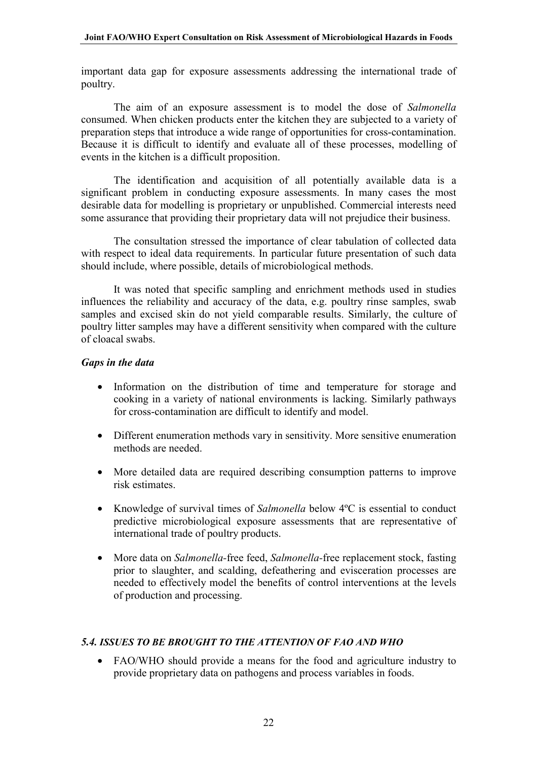important data gap for exposure assessments addressing the international trade of poultry.

The aim of an exposure assessment is to model the dose of *Salmonella* consumed. When chicken products enter the kitchen they are subjected to a variety of preparation steps that introduce a wide range of opportunities for cross-contamination. Because it is difficult to identify and evaluate all of these processes, modelling of events in the kitchen is a difficult proposition.

The identification and acquisition of all potentially available data is a significant problem in conducting exposure assessments. In many cases the most desirable data for modelling is proprietary or unpublished. Commercial interests need some assurance that providing their proprietary data will not prejudice their business.

The consultation stressed the importance of clear tabulation of collected data with respect to ideal data requirements. In particular future presentation of such data should include, where possible, details of microbiological methods.

It was noted that specific sampling and enrichment methods used in studies influences the reliability and accuracy of the data, e.g. poultry rinse samples, swab samples and excised skin do not yield comparable results. Similarly, the culture of poultry litter samples may have a different sensitivity when compared with the culture of cloacal swabs.

***Gaps in the data***

- Information on the distribution of time and temperature for storage and cooking in a variety of national environments is lacking. Similarly pathways for cross-contamination are difficult to identify and model.
- Different enumeration methods vary in sensitivity. More sensitive enumeration methods are needed.
- More detailed data are required describing consumption patterns to improve risk estimates.
- Knowledge of survival times of *Salmonella* below 4ºC is essential to conduct predictive microbiological exposure assessments that are representative of international trade of poultry products.
- More data on *Salmonella*-free feed, *Salmonella*-free replacement stock, fasting prior to slaughter, and scalding, defeathering and evisceration processes are needed to effectively model the benefits of control interventions at the levels of production and processing.

### *5.4. ISSUES TO BE BROUGHT TO THE ATTENTION OF FAO AND WHO*

- FAO/WHO should provide a means for the food and agriculture industry to provide proprietary data on pathogens and process variables in foods.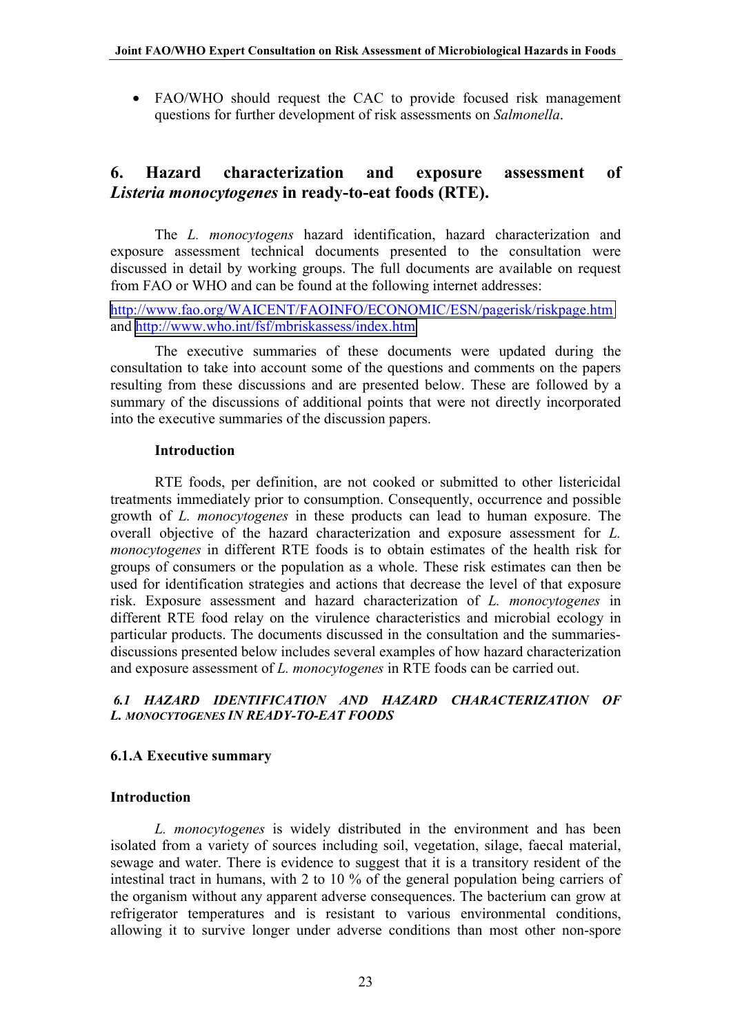- FAO/WHO should request the CAC to provide focused risk management questions for further development of risk assessments on *Salmonella*.

## 6. Hazard characterization and exposure assessment of *Listeria monocytogenes* in ready-to-eat foods (RTE).

The *L. monocytogens* hazard identification, hazard characterization and exposure assessment technical documents presented to the consultation were discussed in detail by working groups. The full documents are available on request from FAO or WHO and can be found at the following internet addresses:

http://www.fao.org/WAICENT/FAOINFO/ECONOMIC/ESN/pagerisk/riskpage.htm and http://www.who.int/fsf/mbriskassess/index.htm

The executive summaries of these documents were updated during the consultation to take into account some of the questions and comments on the papers resulting from these discussions and are presented below. These are followed by a summary of the discussions of additional points that were not directly incorporated into the executive summaries of the discussion papers.

**Introduction**

RTE foods, per definition, are not cooked or submitted to other listericidal treatments immediately prior to consumption. Consequently, occurrence and possible growth of *L. monocytogenes* in these products can lead to human exposure. The overall objective of the hazard characterization and exposure assessment for *L. monocytogenes* in different RTE foods is to obtain estimates of the health risk for groups of consumers or the population as a whole. These risk estimates can then be used for identification strategies and actions that decrease the level of that exposure risk. Exposure assessment and hazard characterization of *L. monocytogenes* in different RTE food relay on the virulence characteristics and microbial ecology in particular products. The documents discussed in the consultation and the summaries-discussions presented below includes several examples of how hazard characterization and exposure assessment of *L. monocytogenes* in RTE foods can be carried out.

### *6.1 HAZARD IDENTIFICATION AND HAZARD CHARACTERIZATION OF L. MONOCYTOGENES IN READY-TO-EAT FOODS*

### 6.1.A Executive summary

### Introduction

*L. monocytogenes* is widely distributed in the environment and has been isolated from a variety of sources including soil, vegetation, silage, faecal material, sewage and water. There is evidence to suggest that it is a transitory resident of the intestinal tract in humans, with 2 to 10 % of the general population being carriers of the organism without any apparent adverse consequences. The bacterium can grow at refrigerator temperatures and is resistant to various environmental conditions, allowing it to survive longer under adverse conditions than most other non-spore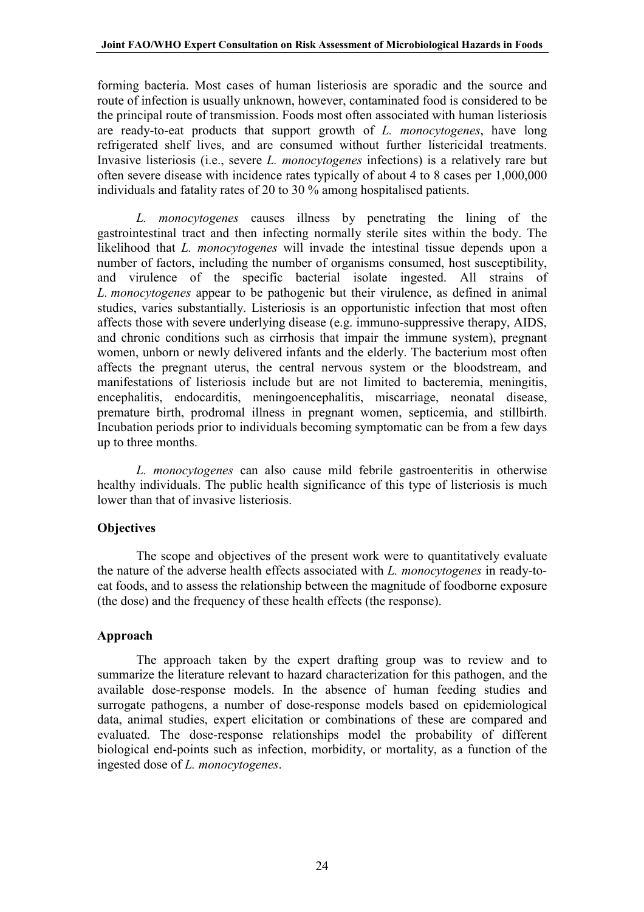forming bacteria. Most cases of human listeriosis are sporadic and the source and route of infection is usually unknown, however, contaminated food is considered to be the principal route of transmission. Foods most often associated with human listeriosis are ready-to-eat products that support growth of *L. monocytogenes*, have long refrigerated shelf lives, and are consumed without further listericidal treatments. Invasive listeriosis (i.e., severe *L. monocytogenes* infections) is a relatively rare but often severe disease with incidence rates typically of about 4 to 8 cases per 1,000,000 individuals and fatality rates of 20 to 30 % among hospitalised patients.

*L. monocytogenes* causes illness by penetrating the lining of the gastrointestinal tract and then infecting normally sterile sites within the body. The likelihood that *L. monocytogenes* will invade the intestinal tissue depends upon a number of factors, including the number of organisms consumed, host susceptibility, and virulence of the specific bacterial isolate ingested. All strains of *L. monocytogenes* appear to be pathogenic but their virulence, as defined in animal studies, varies substantially. Listeriosis is an opportunistic infection that most often affects those with severe underlying disease (e.g. immuno-suppressive therapy, AIDS, and chronic conditions such as cirrhosis that impair the immune system), pregnant women, unborn or newly delivered infants and the elderly. The bacterium most often affects the pregnant uterus, the central nervous system or the bloodstream, and manifestations of listeriosis include but are not limited to bacteremia, meningitis, encephalitis, endocarditis, meningoencephalitis, miscarriage, neonatal disease, premature birth, prodromal illness in pregnant women, septicemia, and stillbirth. Incubation periods prior to individuals becoming symptomatic can be from a few days up to three months.

*L. monocytogenes* can also cause mild febrile gastroenteritis in otherwise healthy individuals. The public health significance of this type of listeriosis is much lower than that of invasive listeriosis.

**Objectives**

The scope and objectives of the present work were to quantitatively evaluate the nature of the adverse health effects associated with *L. monocytogenes* in ready-to-eat foods, and to assess the relationship between the magnitude of foodborne exposure (the dose) and the frequency of these health effects (the response).

**Approach**

The approach taken by the expert drafting group was to review and to summarize the literature relevant to hazard characterization for this pathogen, and the available dose-response models. In the absence of human feeding studies and surrogate pathogens, a number of dose-response models based on epidemiological data, animal studies, expert elicitation or combinations of these are compared and evaluated. The dose-response relationships model the probability of different biological end-points such as infection, morbidity, or mortality, as a function of the ingested dose of *L. monocytogenes*.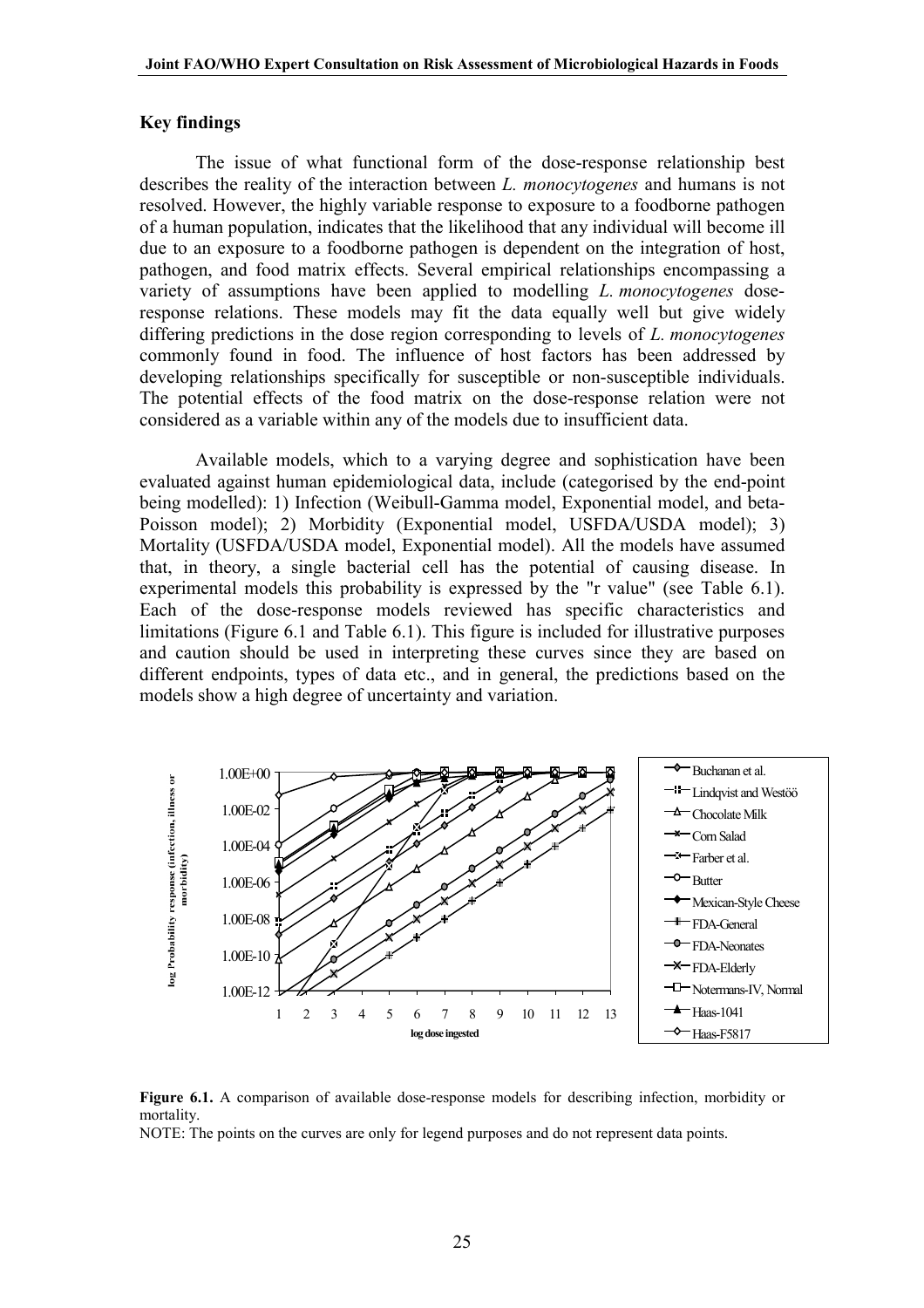### Key findings

The issue of what functional form of the dose-response relationship best describes the reality of the interaction between *L. monocytogenes* and humans is not resolved. However, the highly variable response to exposure to a foodborne pathogen of a human population, indicates that the likelihood that any individual will become ill due to an exposure to a foodborne pathogen is dependent on the integration of host, pathogen, and food matrix effects. Several empirical relationships encompassing a variety of assumptions have been applied to modelling *L. monocytogenes* dose-response relations. These models may fit the data equally well but give widely differing predictions in the dose region corresponding to levels of *L. monocytogenes* commonly found in food. The influence of host factors has been addressed by developing relationships specifically for susceptible or non-susceptible individuals. The potential effects of the food matrix on the dose-response relation were not considered as a variable within any of the models due to insufficient data.

Available models, which to a varying degree and sophistication have been evaluated against human epidemiological data, include (categorised by the end-point being modelled): 1) Infection (Weibull-Gamma model, Exponential model, and beta-Poisson model); 2) Morbidity (Exponential model, USFDA/USDA model); 3) Mortality (USFDA/USDA model, Exponential model). All the models have assumed that, in theory, a single bacterial cell has the potential of causing disease. In experimental models this probability is expressed by the "r value" (see Table 6.1). Each of the dose-response models reviewed has specific characteristics and limitations (Figure 6.1 and Table 6.1). This figure is included for illustrative purposes and caution should be used in interpreting these curves since they are based on different endpoints, types of data etc., and in general, the predictions based on the models show a high degree of uncertainty and variation.

**Figure 6.1.** A comparison of available dose-response models for describing infection, morbidity or mortality.

NOTE: The points on the curves are only for legend purposes and do not represent data points.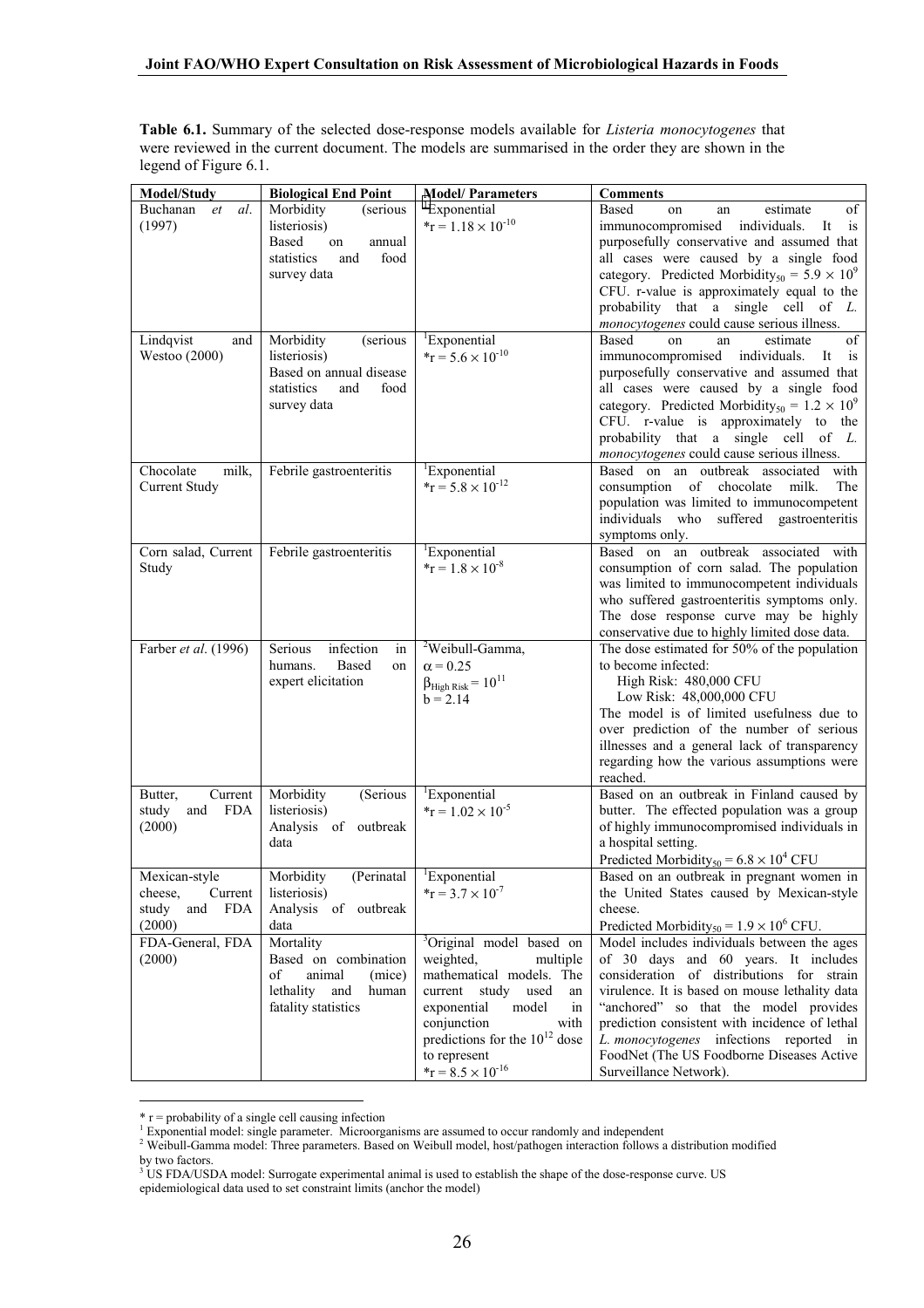**Table 6.1.** Summary of the selected dose-response models available for *Listeria monocytogenes* that were reviewed in the current document. The models are summarised in the order they are shown in the legend of Figure 6.1.

| Model/Study | Biological End Point | Model/ Parameters | Comments |
|---|---|---|---|
| Buchanan *et al*. (1997) | Morbidity (serious listeriosis) Based on annual statistics and food survey data | [1]Exponential *$r = 1.18 \times 10^{-10}$ | Based on an estimate of immunocompromised individuals. It is purposefully conservative and assumed that all cases were caused by a single food category. Predicted Morbidity$_{50}$ = $5.9 \times 10^9$ CFU. r-value is approximately equal to the probability that a single cell of *L. monocytogenes* could cause serious illness. |
| Lindqvist and Westoo (2000) | Morbidity (serious listeriosis) Based on annual disease statistics and food survey data | [1]Exponential *$r = 5.6 \times 10^{-10}$ | Based on an estimate of immunocompromised individuals. It is purposefully conservative and assumed that all cases were caused by a single food category. Predicted Morbidity$_{50}$ = $1.2 \times 10^9$ CFU. r-value is approximately equal to the probability that a single cell of *L. monocytogenes* could cause serious illness. |
| Chocolate milk, Current Study | Febrile gastroenteritis | [1]Exponential *$r = 5.8 \times 10^{-12}$ | Based on an outbreak associated with consumption of chocolate milk. The population was limited to immunocompetent individuals who suffered gastroenteritis symptoms only. |
| Corn salad, Current Study | Febrile gastroenteritis | [1]Exponential *$r = 1.8 \times 10^{-8}$ | Based on an outbreak associated with consumption of corn salad. The population was limited to immunocompetent individuals who suffered gastroenteritis symptoms only. The dose response curve may be highly conservative due to highly limited dose data. |
| Farber *et al*. (1996) | Serious infection in humans. Based on expert elicitation | [2]Weibull-Gamma, $\alpha = 0.25$ $\beta_{High\ Risk} = 10^{11}$ $b = 2.14$ | The dose estimated for 50% of the population to become infected: High Risk: 480,000 CFU Low Risk: 48,000,000 CFU The model is of limited usefulness due to over prediction of the number of serious illnesses and a general lack of transparency regarding how the various assumptions were reached. |
| Butter, Current study and FDA (2000) | Morbidity (Serious listeriosis) Analysis of outbreak data | [1]Exponential *$r = 1.02 \times 10^{-5}$ | Based on an outbreak in Finland caused by butter. The effected population was a group of highly immunocompromised individuals in a hospital setting. Predicted Morbidity$_{50}$ = $6.8 \times 10^4$ CFU |
| Mexican-style cheese, Current study and FDA (2000) | Morbidity (Perinatal listeriosis) Analysis of outbreak data | [1]Exponential *$r = 3.7 \times 10^{-7}$ | Based on an outbreak in pregnant women in the United States caused by Mexican-style cheese. Predicted Morbidity$_{50}$ = $1.9 \times 10^6$ CFU. |
| FDA-General, FDA (2000) | Mortality Based on combination of animal (mice) lethality and human fatality statistics | [3]Original model based on weighted, multiple mathematical models. The current study used an exponential model in conjunction with predictions for the $10^{12}$ dose to represent *$r = 8.5 \times 10^{-16}$ | Model includes individuals between the ages of 30 days and 60 years. It includes consideration of distributions for strain virulence. It is based on mouse lethality data "anchored" so that the model provides prediction consistent with incidence of lethal *L. monocytogenes* infections reported in FoodNet (The US Foodborne Diseases Active Surveillance Network). |

\* r = probability of a single cell causing infection

[1] Exponential model: single parameter. Microorganisms are assumed to occur randomly and independent

[2] Weibull-Gamma model: Three parameters. Based on Weibull model, host/pathogen interaction follows a distribution modified by two factors.

[3] US FDA/USDA model: Surrogate experimental animal is used to establish the shape of the dose-response curve. US epidemiological data used to set constraint limits (anchor the model)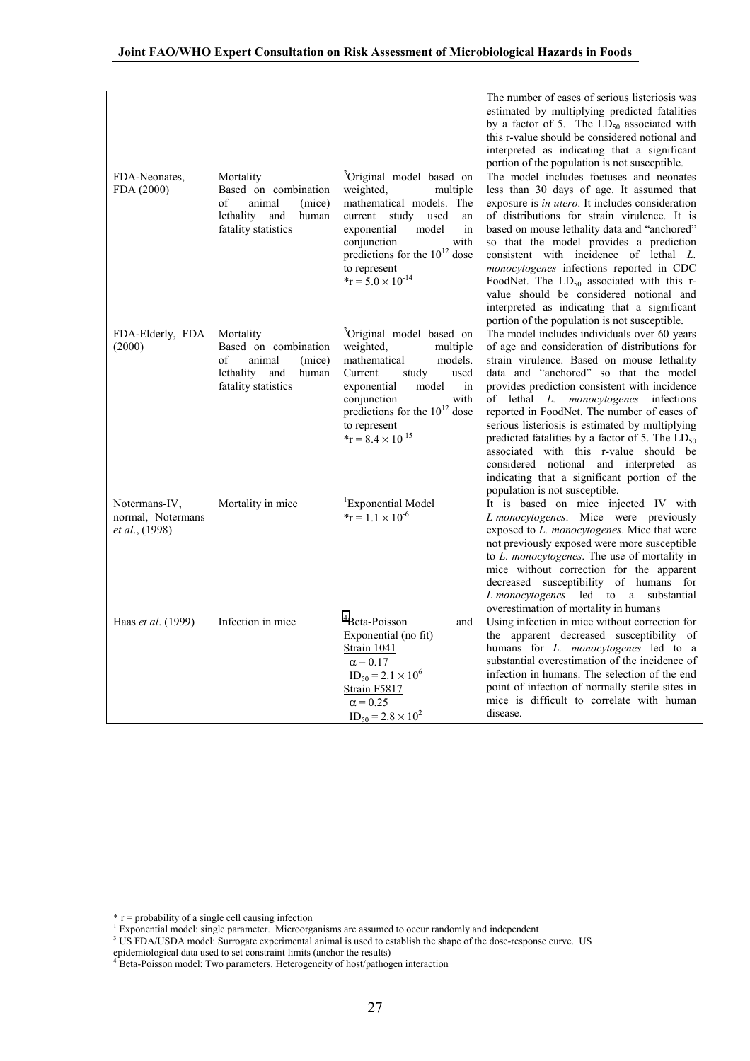| | | | |
|---|---|---|---|
| | | | The number of cases of serious listeriosis was estimated by multiplying predicted fatalities by a factor of 5. The $LD_{50}$ associated with this r-value should be considered notional and interpreted as indicating that a significant portion of the population is not susceptible. |
| FDA-Neonates, FDA (2000) | Mortality Based on combination of animal (mice) lethality and human fatality statistics | [3]Original model based on weighted, multiple mathematical models. The current study used an exponential model in conjunction with predictions for the $10^{12}$ dose to represent $*r = 5.0 \times 10^{-14}$ | The model includes foetuses and neonates less than 30 days of age. It assumed that exposure is *in utero*. It includes consideration of distributions for strain virulence. It is based on mouse lethality data and "anchored" so that the model provides a prediction consistent with incidence of lethal *L. monocytogenes* infections reported in CDC FoodNet. The $LD_{50}$ associated with this r-value should be considered notional and interpreted as indicating that a significant portion of the population is not susceptible. |
| FDA-Elderly, FDA (2000) | Mortality Based on combination of animal (mice) lethality and human fatality statistics | [3]Original model based on weighted, multiple mathematical models. Current study used exponential model in conjunction with predictions for the $10^{12}$ dose to represent $*r = 8.4 \times 10^{-15}$ | The model includes individuals over 60 years of age and consideration of distributions for strain virulence. Based on mouse lethality data and "anchored" so that the model provides prediction consistent with incidence of lethal *L. monocytogenes* infections reported in FoodNet. The number of cases of serious listeriosis is estimated by multiplying predicted fatalities by a factor of 5. The $LD_{50}$ associated with this r-value should be considered notional and interpreted as indicating that a significant portion of the population is not susceptible. |
| Notermans-IV, normal, Notermans *et al.*, (1998) | Mortality in mice | [1]Exponential Model $*r = 1.1 \times 10^{-6}$ | It is based on mice injected IV with *L monocytogenes*. Mice were previously exposed to *L. monocytogenes*. Mice that were not previously exposed were more susceptible to *L. monocytogenes*. The use of mortality in mice without correction for the apparent decreased susceptibility of humans for *L monocytogenes* led to a substantial overestimation of mortality in humans |
| Haas *et al*. (1999) | Infection in mice | [4]Beta-Poisson and Exponential (no fit) Strain 1041 $\alpha = 0.17$ $ID_{50} = 2.1 \times 10^{6}$ Strain F5817 $\alpha = 0.25$ $ID_{50} = 2.8 \times 10^{2}$ | Using infection in mice without correction for the apparent decreased susceptibility of humans for *L. monocytogenes* led to a substantial overestimation of the incidence of infection in humans. The selection of the end point of infection of normally sterile sites in mice is difficult to correlate with human disease. |

* r = probability of a single cell causing infection
[1] Exponential model: single parameter. Microorganisms are assumed to occur randomly and independent
[3] US FDA/USDA model: Surrogate experimental animal is used to establish the shape of the dose-response curve. US epidemiological data used to set constraint limits (anchor the results)
[4] Beta-Poisson model: Two parameters. Heterogeneity of host/pathogen interaction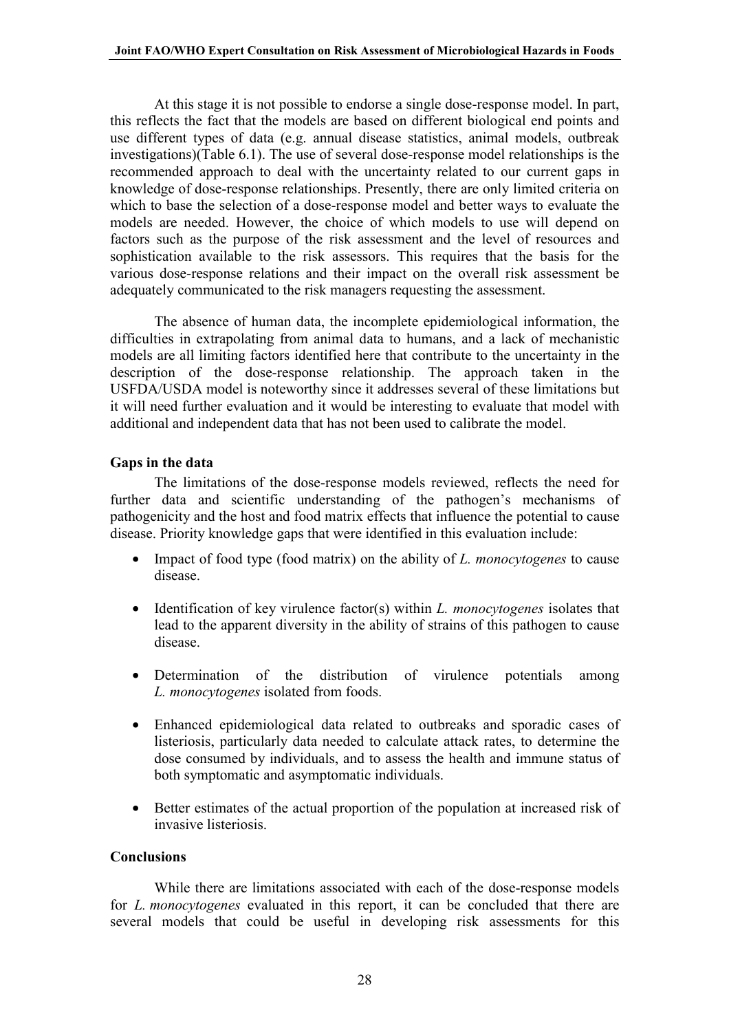At this stage it is not possible to endorse a single dose-response model. In part, this reflects the fact that the models are based on different biological end points and use different types of data (e.g. annual disease statistics, animal models, outbreak investigations)(Table 6.1). The use of several dose-response model relationships is the recommended approach to deal with the uncertainty related to our current gaps in knowledge of dose-response relationships. Presently, there are only limited criteria on which to base the selection of a dose-response model and better ways to evaluate the models are needed. However, the choice of which models to use will depend on factors such as the purpose of the risk assessment and the level of resources and sophistication available to the risk assessors. This requires that the basis for the various dose-response relations and their impact on the overall risk assessment be adequately communicated to the risk managers requesting the assessment.

The absence of human data, the incomplete epidemiological information, the difficulties in extrapolating from animal data to humans, and a lack of mechanistic models are all limiting factors identified here that contribute to the uncertainty in the description of the dose-response relationship. The approach taken in the USFDA/USDA model is noteworthy since it addresses several of these limitations but it will need further evaluation and it would be interesting to evaluate that model with additional and independent data that has not been used to calibrate the model.

**Gaps in the data**

The limitations of the dose-response models reviewed, reflects the need for further data and scientific understanding of the pathogen's mechanisms of pathogenicity and the host and food matrix effects that influence the potential to cause disease. Priority knowledge gaps that were identified in this evaluation include:

- Impact of food type (food matrix) on the ability of *L. monocytogenes* to cause disease.
- Identification of key virulence factor(s) within *L. monocytogenes* isolates that lead to the apparent diversity in the ability of strains of this pathogen to cause disease.
- Determination of the distribution of virulence potentials among *L. monocytogenes* isolated from foods.
- Enhanced epidemiological data related to outbreaks and sporadic cases of listeriosis, particularly data needed to calculate attack rates, to determine the dose consumed by individuals, and to assess the health and immune status of both symptomatic and asymptomatic individuals.
- Better estimates of the actual proportion of the population at increased risk of invasive listeriosis.

**Conclusions**

While there are limitations associated with each of the dose-response models for *L. monocytogenes* evaluated in this report, it can be concluded that there are several models that could be useful in developing risk assessments for this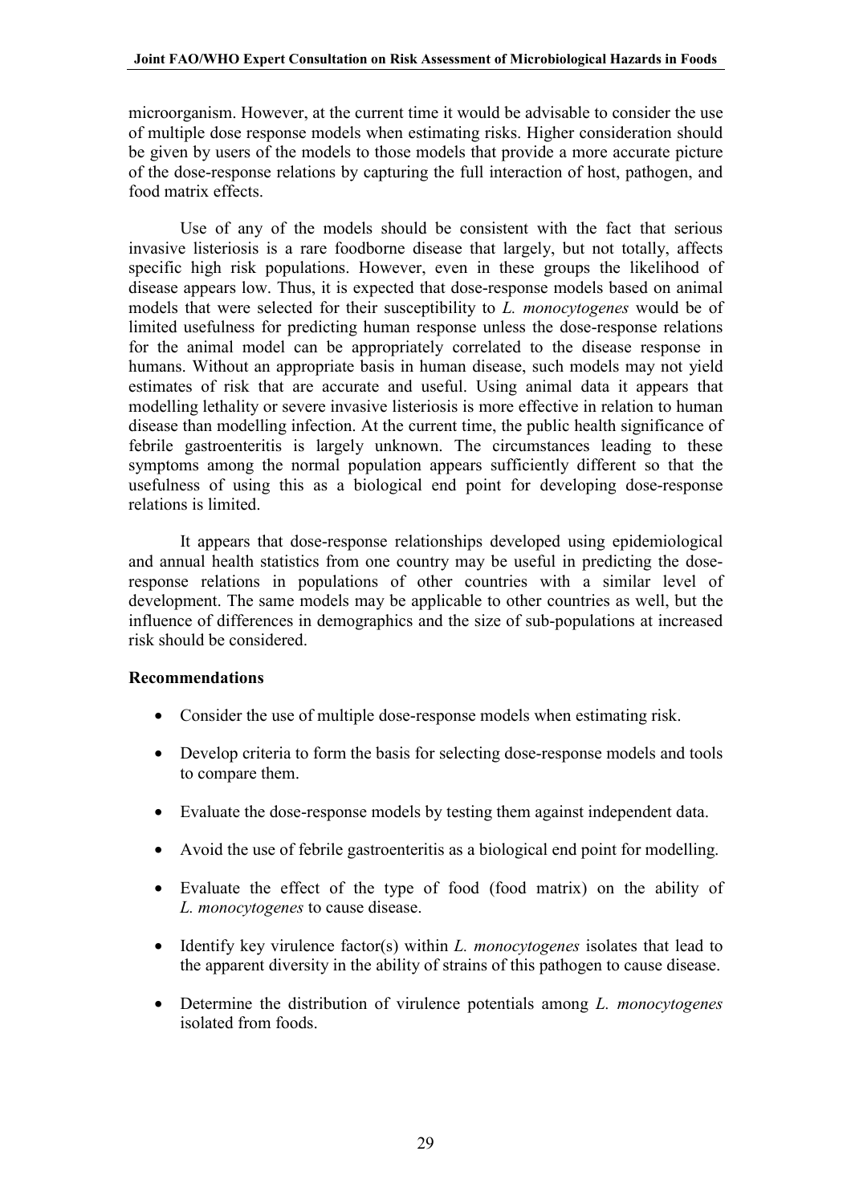microorganism. However, at the current time it would be advisable to consider the use of multiple dose response models when estimating risks. Higher consideration should be given by users of the models to those models that provide a more accurate picture of the dose-response relations by capturing the full interaction of host, pathogen, and food matrix effects.

Use of any of the models should be consistent with the fact that serious invasive listeriosis is a rare foodborne disease that largely, but not totally, affects specific high risk populations. However, even in these groups the likelihood of disease appears low. Thus, it is expected that dose-response models based on animal models that were selected for their susceptibility to *L. monocytogenes* would be of limited usefulness for predicting human response unless the dose-response relations for the animal model can be appropriately correlated to the disease response in humans. Without an appropriate basis in human disease, such models may not yield estimates of risk that are accurate and useful. Using animal data it appears that modelling lethality or severe invasive listeriosis is more effective in relation to human disease than modelling infection. At the current time, the public health significance of febrile gastroenteritis is largely unknown. The circumstances leading to these symptoms among the normal population appears sufficiently different so that the usefulness of using this as a biological end point for developing dose-response relations is limited.

It appears that dose-response relationships developed using epidemiological and annual health statistics from one country may be useful in predicting the dose-response relations in populations of other countries with a similar level of development. The same models may be applicable to other countries as well, but the influence of differences in demographics and the size of sub-populations at increased risk should be considered.

**Recommendations**

- Consider the use of multiple dose-response models when estimating risk.
- Develop criteria to form the basis for selecting dose-response models and tools to compare them.
- Evaluate the dose-response models by testing them against independent data.
- Avoid the use of febrile gastroenteritis as a biological end point for modelling.
- Evaluate the effect of the type of food (food matrix) on the ability of *L. monocytogenes* to cause disease.
- Identify key virulence factor(s) within *L. monocytogenes* isolates that lead to the apparent diversity in the ability of strains of this pathogen to cause disease.
- Determine the distribution of virulence potentials among *L. monocytogenes* isolated from foods.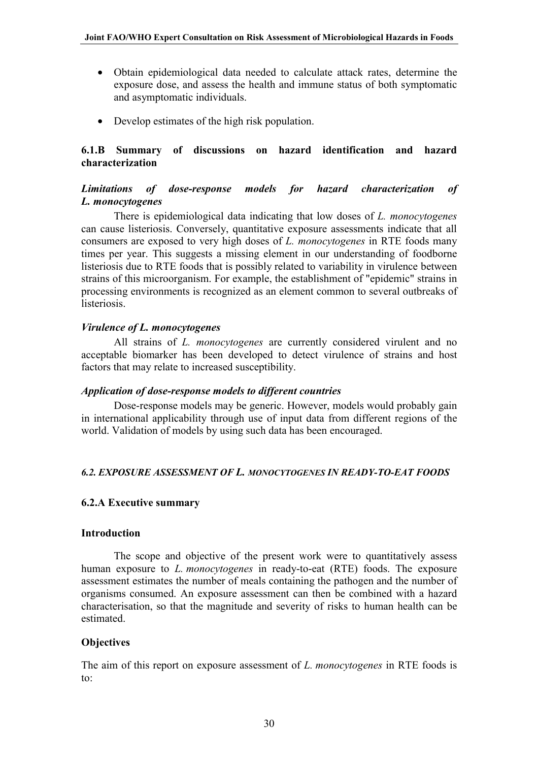- Obtain epidemiological data needed to calculate attack rates, determine the exposure dose, and assess the health and immune status of both symptomatic and asymptomatic individuals.
- Develop estimates of the high risk population.

### 6.1.B Summary of discussions on hazard identification and hazard characterization

#### *Limitations of dose-response models for hazard characterization of L. monocytogenes*

There is epidemiological data indicating that low doses of *L. monocytogenes* can cause listeriosis. Conversely, quantitative exposure assessments indicate that all consumers are exposed to very high doses of *L. monocytogenes* in RTE foods many times per year. This suggests a missing element in our understanding of foodborne listeriosis due to RTE foods that is possibly related to variability in virulence between strains of this microorganism. For example, the establishment of "epidemic" strains in processing environments is recognized as an element common to several outbreaks of listeriosis.

#### *Virulence of L. monocytogenes*

All strains of *L. monocytogenes* are currently considered virulent and no acceptable biomarker has been developed to detect virulence of strains and host factors that may relate to increased susceptibility.

#### *Application of dose-response models to different countries*

Dose-response models may be generic. However, models would probably gain in international applicability through use of input data from different regions of the world. Validation of models by using such data has been encouraged.

## *6.2. EXPOSURE ASSESSMENT OF L. MONOCYTOGENES IN READY-TO-EAT FOODS*

### 6.2.A Executive summary

#### Introduction

The scope and objective of the present work were to quantitatively assess human exposure to *L. monocytogenes* in ready-to-eat (RTE) foods. The exposure assessment estimates the number of meals containing the pathogen and the number of organisms consumed. An exposure assessment can then be combined with a hazard characterisation, so that the magnitude and severity of risks to human health can be estimated.

#### Objectives

The aim of this report on exposure assessment of *L. monocytogenes* in RTE foods is to: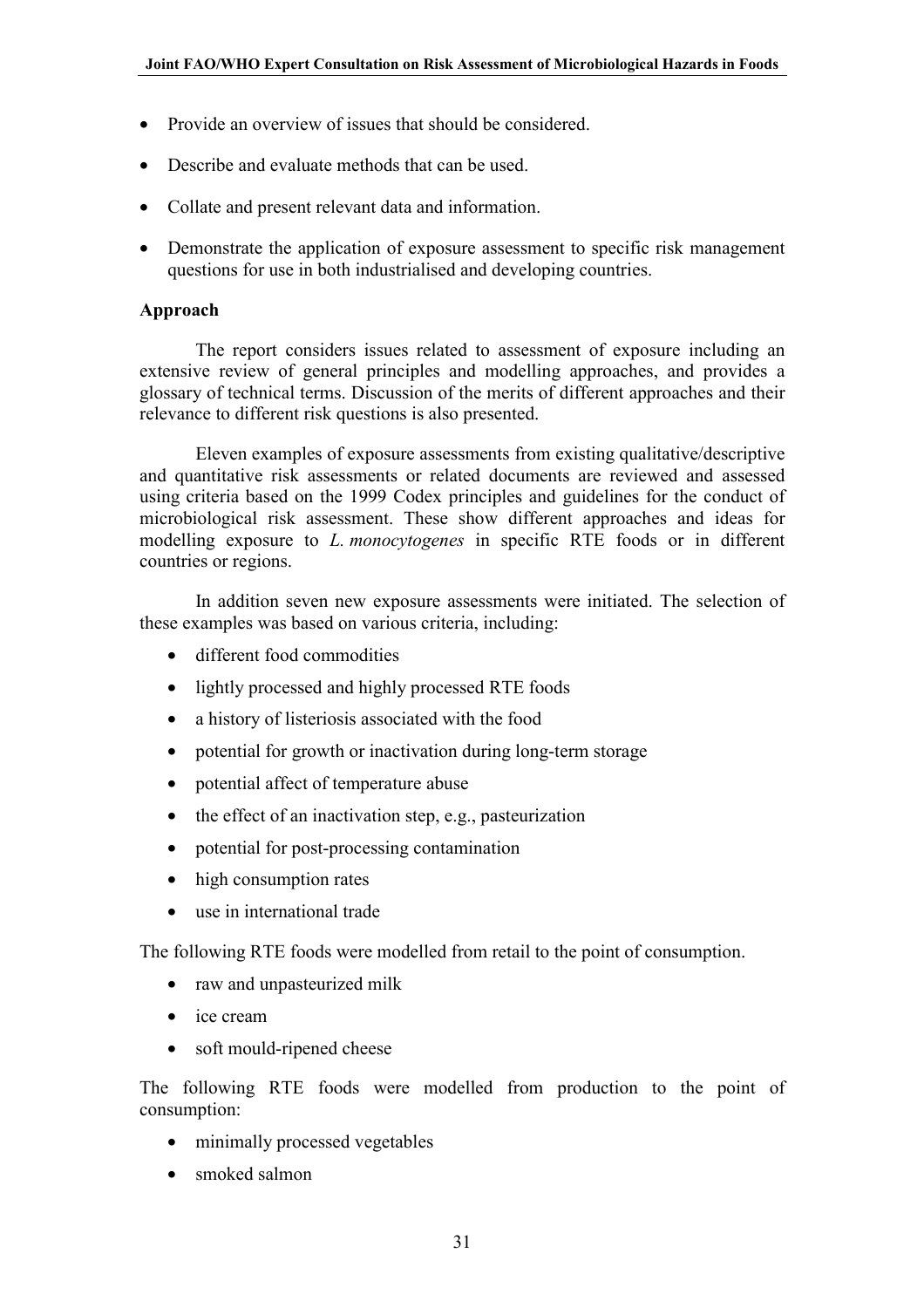- Provide an overview of issues that should be considered.
- Describe and evaluate methods that can be used.
- Collate and present relevant data and information.
- Demonstrate the application of exposure assessment to specific risk management questions for use in both industrialised and developing countries.

**Approach**

The report considers issues related to assessment of exposure including an extensive review of general principles and modelling approaches, and provides a glossary of technical terms. Discussion of the merits of different approaches and their relevance to different risk questions is also presented.

Eleven examples of exposure assessments from existing qualitative/descriptive and quantitative risk assessments or related documents are reviewed and assessed using criteria based on the 1999 Codex principles and guidelines for the conduct of microbiological risk assessment. These show different approaches and ideas for modelling exposure to *L. monocytogenes* in specific RTE foods or in different countries or regions.

In addition seven new exposure assessments were initiated. The selection of these examples was based on various criteria, including:

- different food commodities
- lightly processed and highly processed RTE foods
- a history of listeriosis associated with the food
- potential for growth or inactivation during long-term storage
- potential affect of temperature abuse
- the effect of an inactivation step, e.g., pasteurization
- potential for post-processing contamination
- high consumption rates
- use in international trade

The following RTE foods were modelled from retail to the point of consumption.

- raw and unpasteurized milk
- ice cream
- soft mould-ripened cheese

The following RTE foods were modelled from production to the point of consumption:

- minimally processed vegetables
- smoked salmon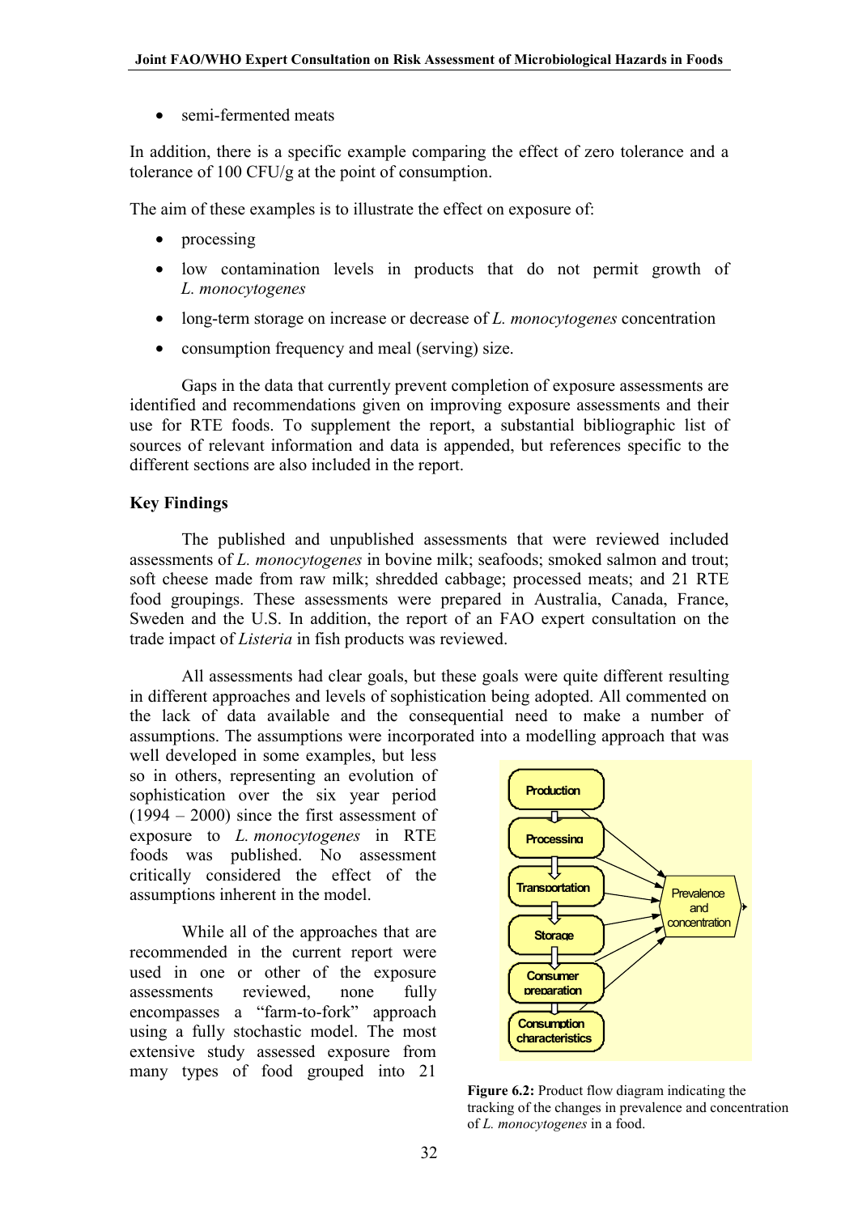- semi-fermented meats

In addition, there is a specific example comparing the effect of zero tolerance and a tolerance of 100 CFU/g at the point of consumption.

The aim of these examples is to illustrate the effect on exposure of:

- processing
- low contamination levels in products that do not permit growth of *L. monocytogenes*
- long-term storage on increase or decrease of *L. monocytogenes* concentration
- consumption frequency and meal (serving) size.

Gaps in the data that currently prevent completion of exposure assessments are identified and recommendations given on improving exposure assessments and their use for RTE foods. To supplement the report, a substantial bibliographic list of sources of relevant information and data is appended, but references specific to the different sections are also included in the report.

**Key Findings**

The published and unpublished assessments that were reviewed included assessments of *L. monocytogenes* in bovine milk; seafoods; smoked salmon and trout; soft cheese made from raw milk; shredded cabbage; processed meats; and 21 RTE food groupings. These assessments were prepared in Australia, Canada, France, Sweden and the U.S. In addition, the report of an FAO expert consultation on the trade impact of *Listeria* in fish products was reviewed.

All assessments had clear goals, but these goals were quite different resulting in different approaches and levels of sophistication being adopted. All commented on the lack of data available and the consequential need to make a number of assumptions. The assumptions were incorporated into a modelling approach that was well developed in some examples, but less so in others, representing an evolution of sophistication over the six year period (1994 – 2000) since the first assessment of exposure to *L. monocytogenes* in RTE foods was published. No assessment critically considered the effect of the assumptions inherent in the model.

While all of the approaches that are recommended in the current report were used in one or other of the exposure assessments reviewed, none fully encompasses a "farm-to-fork" approach using a fully stochastic model. The most extensive study assessed exposure from many types of food grouped into 21

Production → Processing → Transportation → Storage → Consumer preparation → Consumption characteristics → Prevalence and concentration

**Figure 6.2:** Product flow diagram indicating the tracking of the changes in prevalence and concentration of *L. monocytogenes* in a food.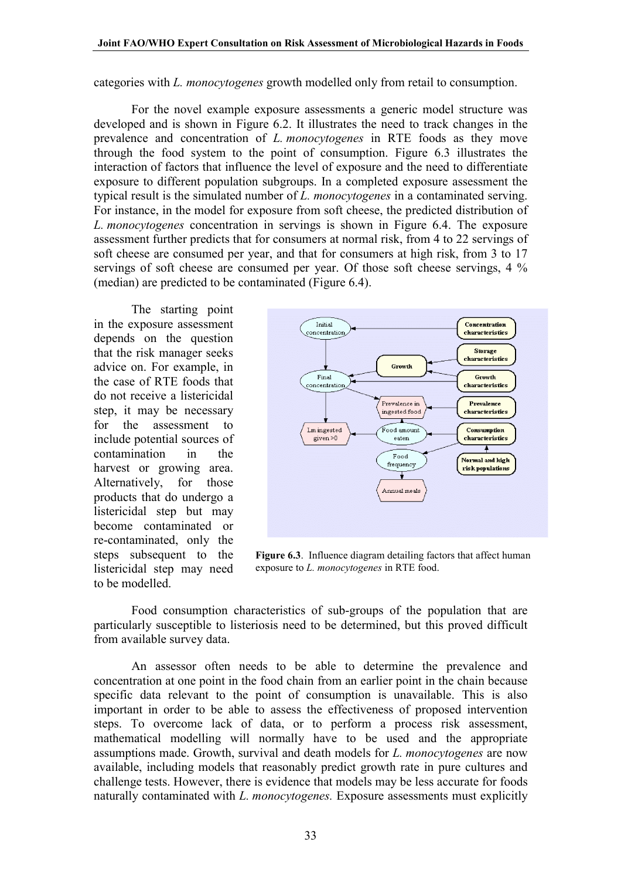categories with *L. monocytogenes* growth modelled only from retail to consumption.

For the novel example exposure assessments a generic model structure was developed and is shown in Figure 6.2. It illustrates the need to track changes in the prevalence and concentration of *L. monocytogenes* in RTE foods as they move through the food system to the point of consumption. Figure 6.3 illustrates the interaction of factors that influence the level of exposure and the need to differentiate exposure to different population subgroups. In a completed exposure assessment the typical result is the simulated number of *L. monocytogenes* in a contaminated serving. For instance, in the model for exposure from soft cheese, the predicted distribution of *L. monocytogenes* concentration in servings is shown in Figure 6.4. The exposure assessment further predicts that for consumers at normal risk, from 4 to 22 servings of soft cheese are consumed per year, and that for consumers at high risk, from 3 to 17 servings of soft cheese are consumed per year. Of those soft cheese servings, 4 % (median) are predicted to be contaminated (Figure 6.4).

The starting point in the exposure assessment depends on the question that the risk manager seeks advice on. For example, in the case of RTE foods that do not receive a listericidal step, it may be necessary for the assessment to include potential sources of contamination in the harvest or growing area. Alternatively, for those products that do undergo a listericidal step but may become contaminated or re-contaminated, only the steps subsequent to the listericidal step may need to be modelled.

**Figure 6.3**. Influence diagram detailing factors that affect human exposure to *L. monocytogenes* in RTE food.

Food consumption characteristics of sub-groups of the population that are particularly susceptible to listeriosis need to be determined, but this proved difficult from available survey data.

An assessor often needs to be able to determine the prevalence and concentration at one point in the food chain from an earlier point in the chain because specific data relevant to the point of consumption is unavailable. This is also important in order to be able to assess the effectiveness of proposed intervention steps. To overcome lack of data, or to perform a process risk assessment, mathematical modelling will normally have to be used and the appropriate assumptions made. Growth, survival and death models for *L. monocytogenes* are now available, including models that reasonably predict growth rate in pure cultures and challenge tests. However, there is evidence that models may be less accurate for foods naturally contaminated with *L. monocytogenes.* Exposure assessments must explicitly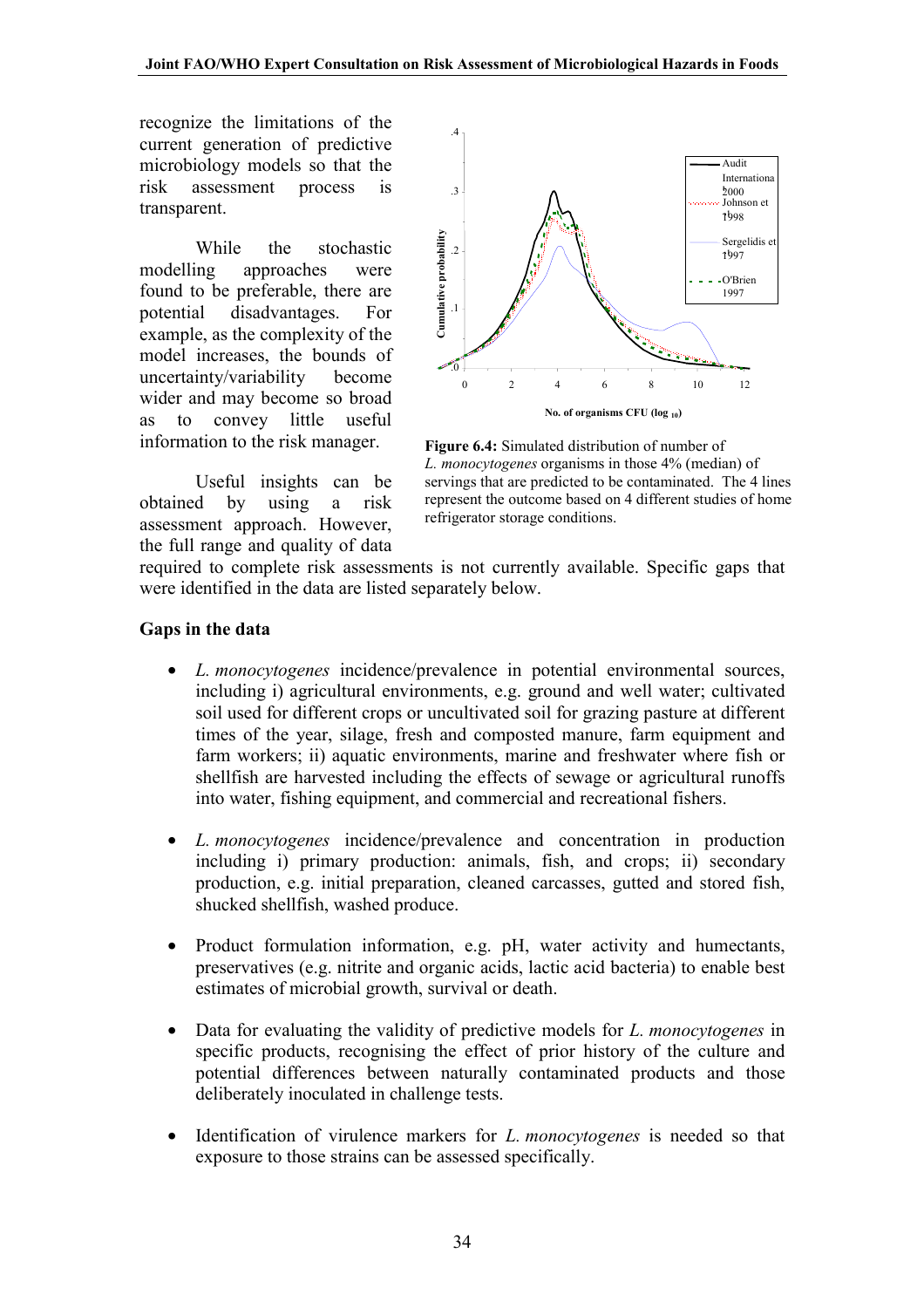recognize the limitations of the current generation of predictive microbiology models so that the risk assessment process is transparent.

While the stochastic modelling approaches were found to be preferable, there are potential disadvantages. For example, as the complexity of the model increases, the bounds of uncertainty/variability become wider and may become so broad as to convey little useful information to the risk manager.

Useful insights can be obtained by using a risk assessment approach. However, the full range and quality of data required to complete risk assessments is not currently available. Specific gaps that were identified in the data are listed separately below.

**Figure 6.4:** Simulated distribution of number of *L. monocytogenes* organisms in those 4% (median) of servings that are predicted to be contaminated. The 4 lines represent the outcome based on 4 different studies of home refrigerator storage conditions.

### Gaps in the data

- *L. monocytogenes* incidence/prevalence in potential environmental sources, including i) agricultural environments, e.g. ground and well water; cultivated soil used for different crops or uncultivated soil for grazing pasture at different times of the year, silage, fresh and composted manure, farm equipment and farm workers; ii) aquatic environments, marine and freshwater where fish or shellfish are harvested including the effects of sewage or agricultural runoffs into water, fishing equipment, and commercial and recreational fishers.

- *L. monocytogenes* incidence/prevalence and concentration in production including i) primary production: animals, fish, and crops; ii) secondary production, e.g. initial preparation, cleaned carcasses, gutted and stored fish, shucked shellfish, washed produce.

- Product formulation information, e.g. pH, water activity and humectants, preservatives (e.g. nitrite and organic acids, lactic acid bacteria) to enable best estimates of microbial growth, survival or death.

- Data for evaluating the validity of predictive models for *L. monocytogenes* in specific products, recognising the effect of prior history of the culture and potential differences between naturally contaminated products and those deliberately inoculated in challenge tests.

- Identification of virulence markers for *L. monocytogenes* is needed so that exposure to those strains can be assessed specifically.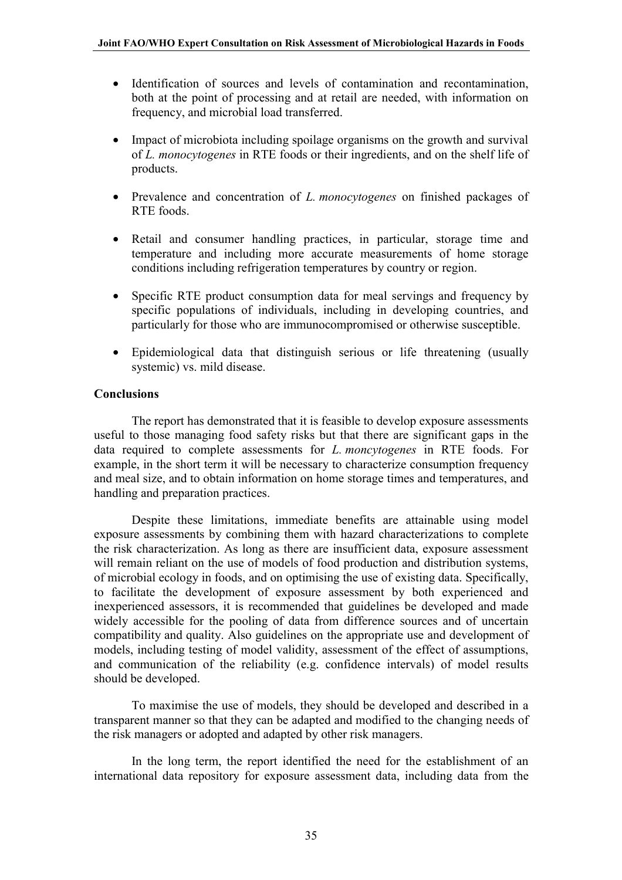- Identification of sources and levels of contamination and recontamination, both at the point of processing and at retail are needed, with information on frequency, and microbial load transferred.

- Impact of microbiota including spoilage organisms on the growth and survival of *L. monocytogenes* in RTE foods or their ingredients, and on the shelf life of products.

- Prevalence and concentration of *L. monocytogenes* on finished packages of RTE foods.

- Retail and consumer handling practices, in particular, storage time and temperature and including more accurate measurements of home storage conditions including refrigeration temperatures by country or region.

- Specific RTE product consumption data for meal servings and frequency by specific populations of individuals, including in developing countries, and particularly for those who are immunocompromised or otherwise susceptible.

- Epidemiological data that distinguish serious or life threatening (usually systemic) vs. mild disease.

**Conclusions**

The report has demonstrated that it is feasible to develop exposure assessments useful to those managing food safety risks but that there are significant gaps in the data required to complete assessments for *L. moncytogenes* in RTE foods. For example, in the short term it will be necessary to characterize consumption frequency and meal size, and to obtain information on home storage times and temperatures, and handling and preparation practices.

Despite these limitations, immediate benefits are attainable using model exposure assessments by combining them with hazard characterizations to complete the risk characterization. As long as there are insufficient data, exposure assessment will remain reliant on the use of models of food production and distribution systems, of microbial ecology in foods, and on optimising the use of existing data. Specifically, to facilitate the development of exposure assessment by both experienced and inexperienced assessors, it is recommended that guidelines be developed and made widely accessible for the pooling of data from difference sources and of uncertain compatibility and quality. Also guidelines on the appropriate use and development of models, including testing of model validity, assessment of the effect of assumptions, and communication of the reliability (e.g. confidence intervals) of model results should be developed.

To maximise the use of models, they should be developed and described in a transparent manner so that they can be adapted and modified to the changing needs of the risk managers or adopted and adapted by other risk managers.

In the long term, the report identified the need for the establishment of an international data repository for exposure assessment data, including data from the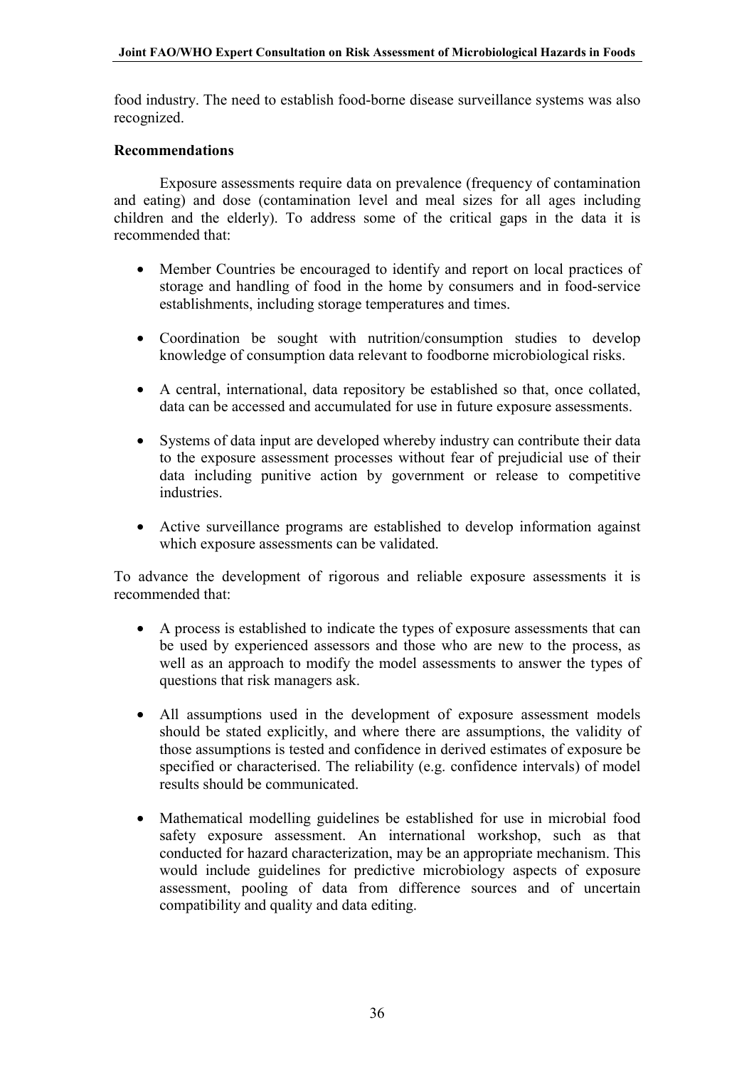food industry. The need to establish food-borne disease surveillance systems was also recognized.

**Recommendations**

Exposure assessments require data on prevalence (frequency of contamination and eating) and dose (contamination level and meal sizes for all ages including children and the elderly). To address some of the critical gaps in the data it is recommended that:

- Member Countries be encouraged to identify and report on local practices of storage and handling of food in the home by consumers and in food-service establishments, including storage temperatures and times.
- Coordination be sought with nutrition/consumption studies to develop knowledge of consumption data relevant to foodborne microbiological risks.
- A central, international, data repository be established so that, once collated, data can be accessed and accumulated for use in future exposure assessments.
- Systems of data input are developed whereby industry can contribute their data to the exposure assessment processes without fear of prejudicial use of their data including punitive action by government or release to competitive industries.
- Active surveillance programs are established to develop information against which exposure assessments can be validated.

To advance the development of rigorous and reliable exposure assessments it is recommended that:

- A process is established to indicate the types of exposure assessments that can be used by experienced assessors and those who are new to the process, as well as an approach to modify the model assessments to answer the types of questions that risk managers ask.
- All assumptions used in the development of exposure assessment models should be stated explicitly, and where there are assumptions, the validity of those assumptions is tested and confidence in derived estimates of exposure be specified or characterised. The reliability (e.g. confidence intervals) of model results should be communicated.
- Mathematical modelling guidelines be established for use in microbial food safety exposure assessment. An international workshop, such as that conducted for hazard characterization, may be an appropriate mechanism. This would include guidelines for predictive microbiology aspects of exposure assessment, pooling of data from difference sources and of uncertain compatibility and quality and data editing.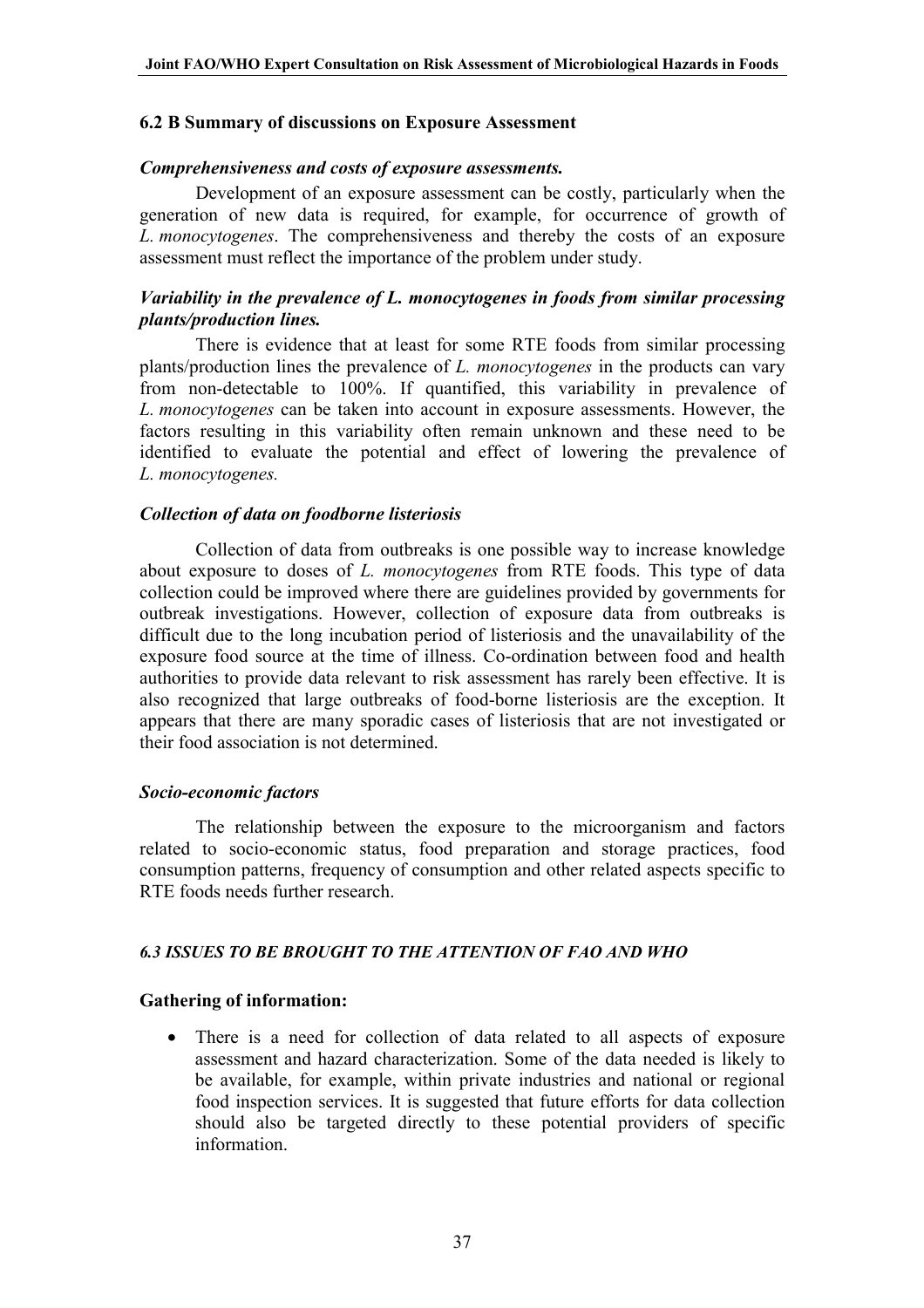### 6.2 B Summary of discussions on Exposure Assessment

***Comprehensiveness and costs of exposure assessments.***

Development of an exposure assessment can be costly, particularly when the generation of new data is required, for example, for occurrence of growth of *L. monocytogenes*. The comprehensiveness and thereby the costs of an exposure assessment must reflect the importance of the problem under study.

***Variability in the prevalence of L. monocytogenes in foods from similar processing plants/production lines.***

There is evidence that at least for some RTE foods from similar processing plants/production lines the prevalence of *L. monocytogenes* in the products can vary from non-detectable to 100%. If quantified, this variability in prevalence of *L. monocytogenes* can be taken into account in exposure assessments. However, the factors resulting in this variability often remain unknown and these need to be identified to evaluate the potential and effect of lowering the prevalence of *L. monocytogenes.*

***Collection of data on foodborne listeriosis***

Collection of data from outbreaks is one possible way to increase knowledge about exposure to doses of *L. monocytogenes* from RTE foods. This type of data collection could be improved where there are guidelines provided by governments for outbreak investigations. However, collection of exposure data from outbreaks is difficult due to the long incubation period of listeriosis and the unavailability of the exposure food source at the time of illness. Co-ordination between food and health authorities to provide data relevant to risk assessment has rarely been effective. It is also recognized that large outbreaks of food-borne listeriosis are the exception. It appears that there are many sporadic cases of listeriosis that are not investigated or their food association is not determined.

***Socio-economic factors***

The relationship between the exposure to the microorganism and factors related to socio-economic status, food preparation and storage practices, food consumption patterns, frequency of consumption and other related aspects specific to RTE foods needs further research.

### *6.3 ISSUES TO BE BROUGHT TO THE ATTENTION OF FAO AND WHO*

**Gathering of information:**

- There is a need for collection of data related to all aspects of exposure assessment and hazard characterization. Some of the data needed is likely to be available, for example, within private industries and national or regional food inspection services. It is suggested that future efforts for data collection should also be targeted directly to these potential providers of specific information.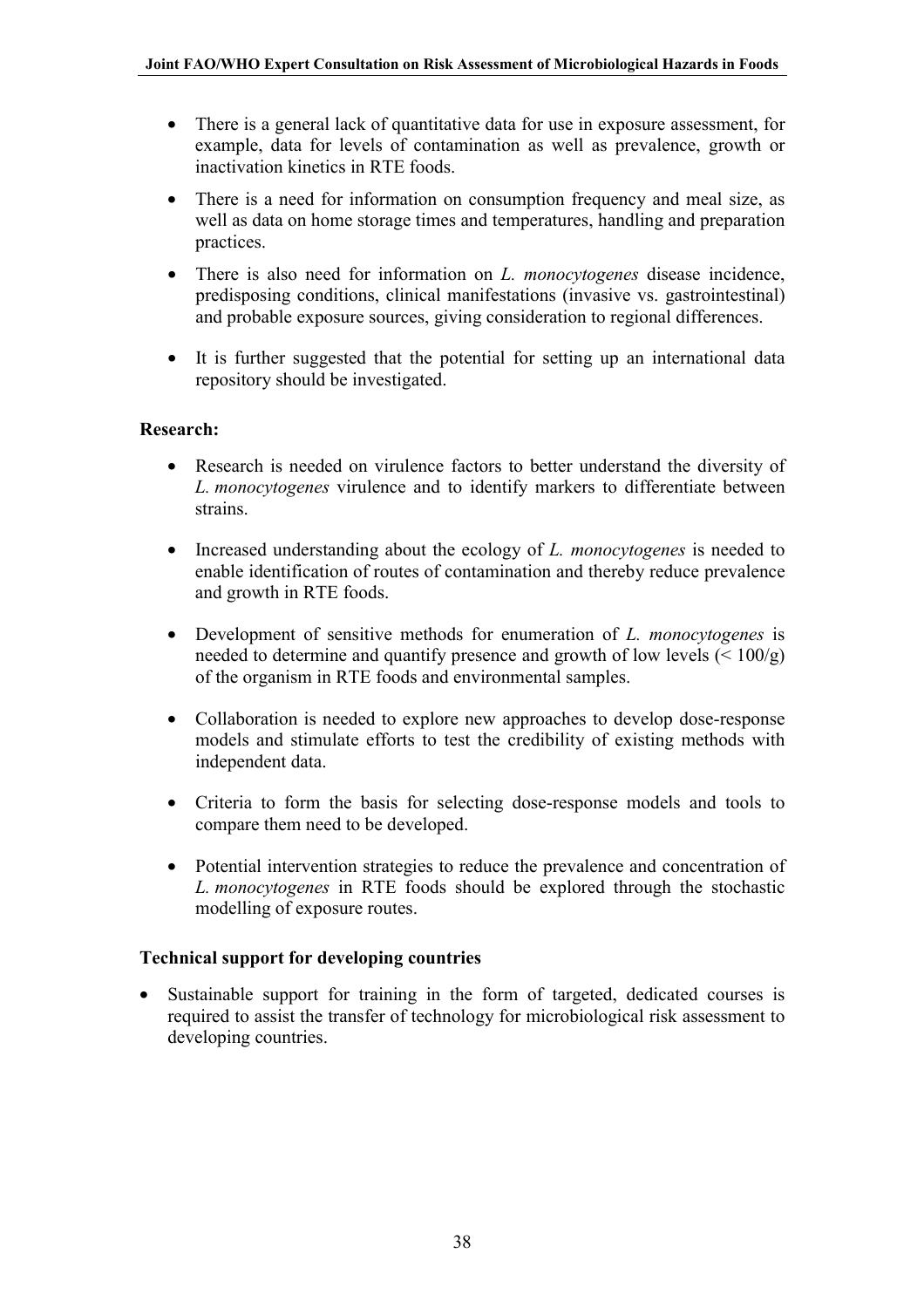- There is a general lack of quantitative data for use in exposure assessment, for example, data for levels of contamination as well as prevalence, growth or inactivation kinetics in RTE foods.
- There is a need for information on consumption frequency and meal size, as well as data on home storage times and temperatures, handling and preparation practices.
- There is also need for information on *L. monocytogenes* disease incidence, predisposing conditions, clinical manifestations (invasive vs. gastrointestinal) and probable exposure sources, giving consideration to regional differences.
- It is further suggested that the potential for setting up an international data repository should be investigated.

**Research:**

- Research is needed on virulence factors to better understand the diversity of *L. monocytogenes* virulence and to identify markers to differentiate between strains.
- Increased understanding about the ecology of *L. monocytogenes* is needed to enable identification of routes of contamination and thereby reduce prevalence and growth in RTE foods.
- Development of sensitive methods for enumeration of *L. monocytogenes* is needed to determine and quantify presence and growth of low levels (< 100/g) of the organism in RTE foods and environmental samples.
- Collaboration is needed to explore new approaches to develop dose-response models and stimulate efforts to test the credibility of existing methods with independent data.
- Criteria to form the basis for selecting dose-response models and tools to compare them need to be developed.
- Potential intervention strategies to reduce the prevalence and concentration of *L. monocytogenes* in RTE foods should be explored through the stochastic modelling of exposure routes.

**Technical support for developing countries**

- Sustainable support for training in the form of targeted, dedicated courses is required to assist the transfer of technology for microbiological risk assessment to developing countries.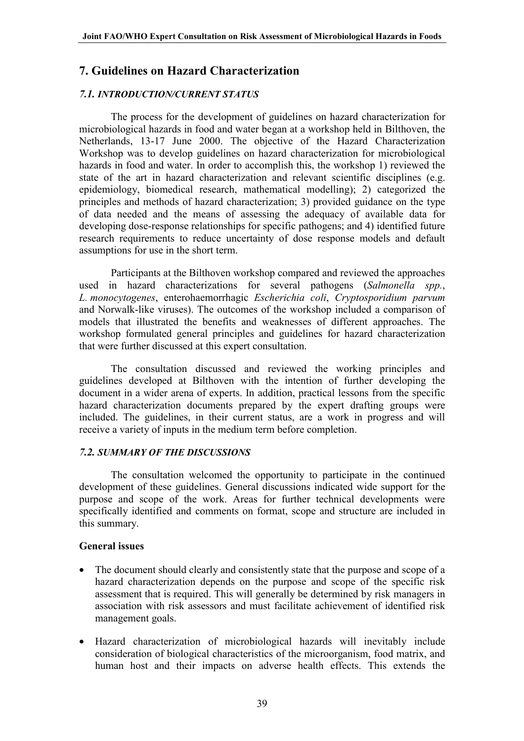# 7. Guidelines on Hazard Characterization

### *7.1. INTRODUCTION/CURRENT STATUS*

The process for the development of guidelines on hazard characterization for microbiological hazards in food and water began at a workshop held in Bilthoven, the Netherlands, 13-17 June 2000. The objective of the Hazard Characterization Workshop was to develop guidelines on hazard characterization for microbiological hazards in food and water. In order to accomplish this, the workshop 1) reviewed the state of the art in hazard characterization and relevant scientific disciplines (e.g. epidemiology, biomedical research, mathematical modelling); 2) categorized the principles and methods of hazard characterization; 3) provided guidance on the type of data needed and the means of assessing the adequacy of available data for developing dose-response relationships for specific pathogens; and 4) identified future research requirements to reduce uncertainty of dose response models and default assumptions for use in the short term.

Participants at the Bilthoven workshop compared and reviewed the approaches used in hazard characterizations for several pathogens (*Salmonella spp.*, *L. monocytogenes*, enterohaemorrhagic *Escherichia coli*, *Cryptosporidium parvum* and Norwalk-like viruses). The outcomes of the workshop included a comparison of models that illustrated the benefits and weaknesses of different approaches. The workshop formulated general principles and guidelines for hazard characterization that were further discussed at this expert consultation.

The consultation discussed and reviewed the working principles and guidelines developed at Bilthoven with the intention of further developing the document in a wider arena of experts. In addition, practical lessons from the specific hazard characterization documents prepared by the expert drafting groups were included. The guidelines, in their current status, are a work in progress and will receive a variety of inputs in the medium term before completion.

### *7.2. SUMMARY OF THE DISCUSSIONS*

The consultation welcomed the opportunity to participate in the continued development of these guidelines. General discussions indicated wide support for the purpose and scope of the work. Areas for further technical developments were specifically identified and comments on format, scope and structure are included in this summary.

**General issues**

- The document should clearly and consistently state that the purpose and scope of a hazard characterization depends on the purpose and scope of the specific risk assessment that is required. This will generally be determined by risk managers in association with risk assessors and must facilitate achievement of identified risk management goals.
- Hazard characterization of microbiological hazards will inevitably include consideration of biological characteristics of the microorganism, food matrix, and human host and their impacts on adverse health effects. This extends the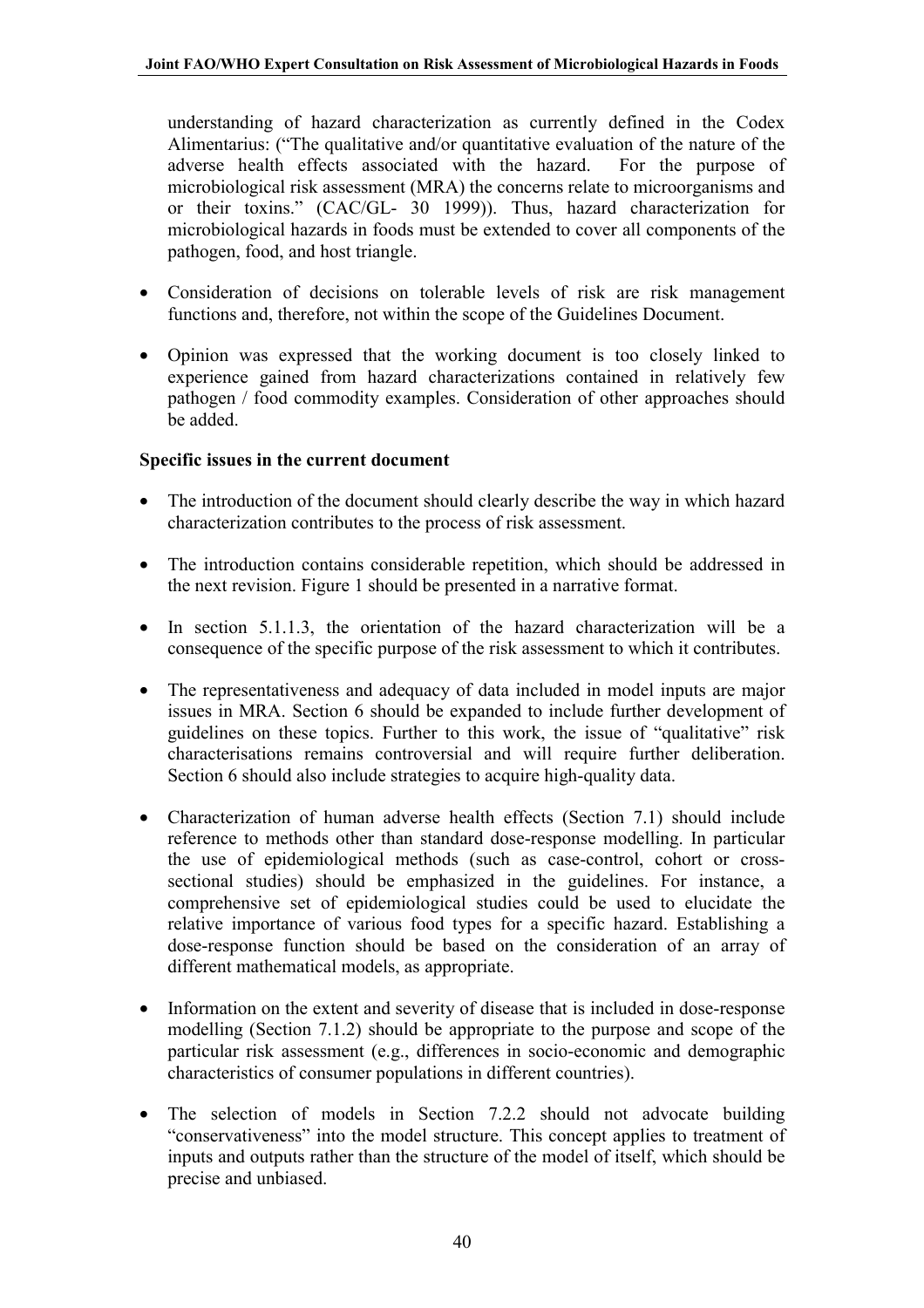understanding of hazard characterization as currently defined in the Codex Alimentarius: ("The qualitative and/or quantitative evaluation of the nature of the adverse health effects associated with the hazard. For the purpose of microbiological risk assessment (MRA) the concerns relate to microorganisms and or their toxins." (CAC/GL- 30 1999)). Thus, hazard characterization for microbiological hazards in foods must be extended to cover all components of the pathogen, food, and host triangle.

- Consideration of decisions on tolerable levels of risk are risk management functions and, therefore, not within the scope of the Guidelines Document.

- Opinion was expressed that the working document is too closely linked to experience gained from hazard characterizations contained in relatively few pathogen / food commodity examples. Consideration of other approaches should be added.

**Specific issues in the current document**

- The introduction of the document should clearly describe the way in which hazard characterization contributes to the process of risk assessment.

- The introduction contains considerable repetition, which should be addressed in the next revision. Figure 1 should be presented in a narrative format.

- In section 5.1.1.3, the orientation of the hazard characterization will be a consequence of the specific purpose of the risk assessment to which it contributes.

- The representativeness and adequacy of data included in model inputs are major issues in MRA. Section 6 should be expanded to include further development of guidelines on these topics. Further to this work, the issue of "qualitative" risk characterisations remains controversial and will require further deliberation. Section 6 should also include strategies to acquire high-quality data.

- Characterization of human adverse health effects (Section 7.1) should include reference to methods other than standard dose-response modelling. In particular the use of epidemiological methods (such as case-control, cohort or cross-sectional studies) should be emphasized in the guidelines. For instance, a comprehensive set of epidemiological studies could be used to elucidate the relative importance of various food types for a specific hazard. Establishing a dose-response function should be based on the consideration of an array of different mathematical models, as appropriate.

- Information on the extent and severity of disease that is included in dose-response modelling (Section 7.1.2) should be appropriate to the purpose and scope of the particular risk assessment (e.g., differences in socio-economic and demographic characteristics of consumer populations in different countries).

- The selection of models in Section 7.2.2 should not advocate building "conservativeness" into the model structure. This concept applies to treatment of inputs and outputs rather than the structure of the model of itself, which should be precise and unbiased.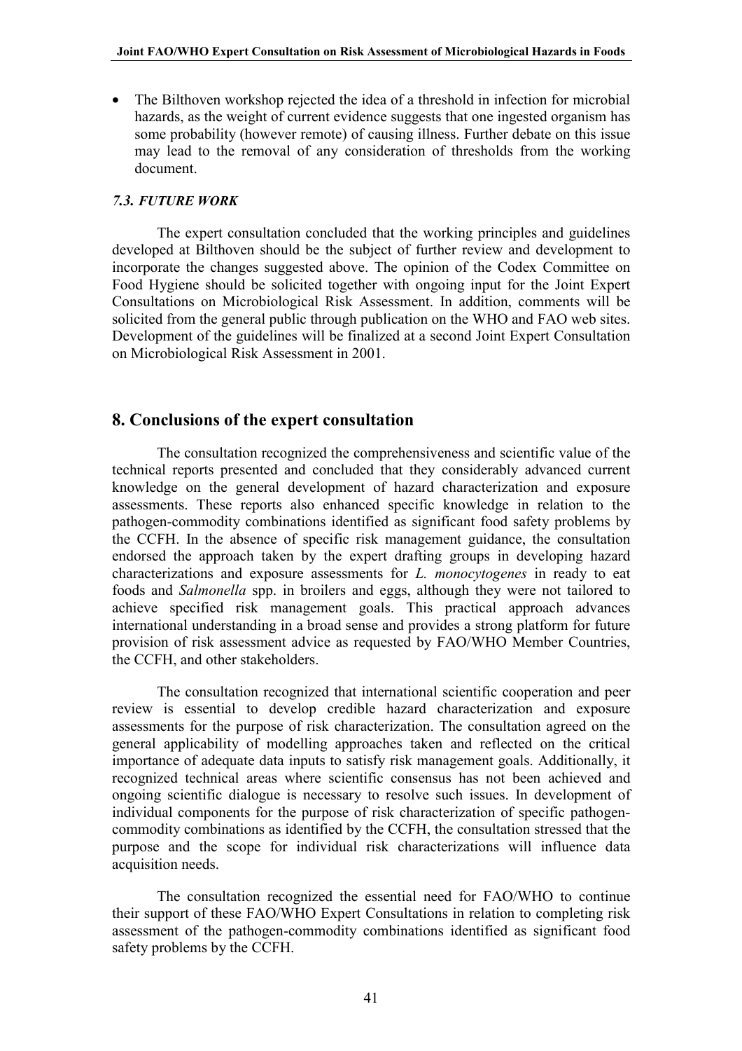- The Bilthoven workshop rejected the idea of a threshold in infection for microbial hazards, as the weight of current evidence suggests that one ingested organism has some probability (however remote) of causing illness. Further debate on this issue may lead to the removal of any consideration of thresholds from the working document.

### *7.3. FUTURE WORK*

The expert consultation concluded that the working principles and guidelines developed at Bilthoven should be the subject of further review and development to incorporate the changes suggested above. The opinion of the Codex Committee on Food Hygiene should be solicited together with ongoing input for the Joint Expert Consultations on Microbiological Risk Assessment. In addition, comments will be solicited from the general public through publication on the WHO and FAO web sites. Development of the guidelines will be finalized at a second Joint Expert Consultation on Microbiological Risk Assessment in 2001.

## 8. Conclusions of the expert consultation

The consultation recognized the comprehensiveness and scientific value of the technical reports presented and concluded that they considerably advanced current knowledge on the general development of hazard characterization and exposure assessments. These reports also enhanced specific knowledge in relation to the pathogen-commodity combinations identified as significant food safety problems by the CCFH. In the absence of specific risk management guidance, the consultation endorsed the approach taken by the expert drafting groups in developing hazard characterizations and exposure assessments for *L. monocytogenes* in ready to eat foods and *Salmonella* spp. in broilers and eggs, although they were not tailored to achieve specified risk management goals. This practical approach advances international understanding in a broad sense and provides a strong platform for future provision of risk assessment advice as requested by FAO/WHO Member Countries, the CCFH, and other stakeholders.

The consultation recognized that international scientific cooperation and peer review is essential to develop credible hazard characterization and exposure assessments for the purpose of risk characterization. The consultation agreed on the general applicability of modelling approaches taken and reflected on the critical importance of adequate data inputs to satisfy risk management goals. Additionally, it recognized technical areas where scientific consensus has not been achieved and ongoing scientific dialogue is necessary to resolve such issues. In development of individual components for the purpose of risk characterization of specific pathogen-commodity combinations as identified by the CCFH, the consultation stressed that the purpose and the scope for individual risk characterizations will influence data acquisition needs.

The consultation recognized the essential need for FAO/WHO to continue their support of these FAO/WHO Expert Consultations in relation to completing risk assessment of the pathogen-commodity combinations identified as significant food safety problems by the CCFH.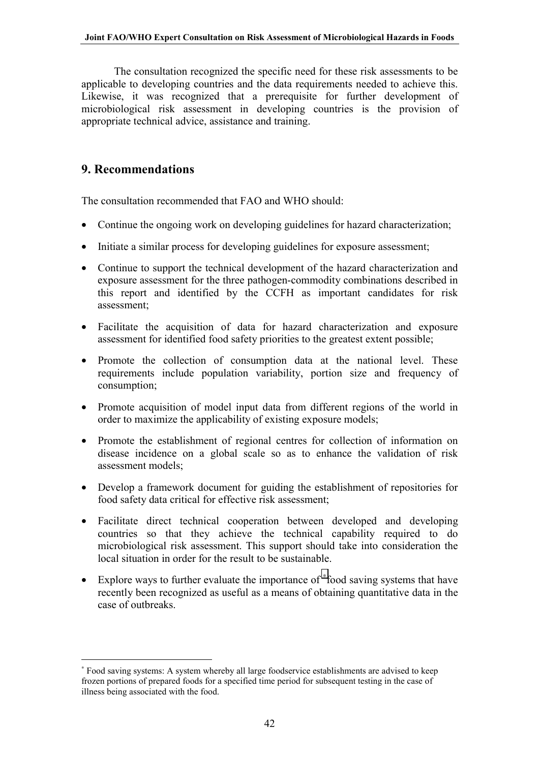The consultation recognized the specific need for these risk assessments to be applicable to developing countries and the data requirements needed to achieve this. Likewise, it was recognized that a prerequisite for further development of microbiological risk assessment in developing countries is the provision of appropriate technical advice, assistance and training.

## 9. Recommendations

The consultation recommended that FAO and WHO should:

- Continue the ongoing work on developing guidelines for hazard characterization;
- Initiate a similar process for developing guidelines for exposure assessment;
- Continue to support the technical development of the hazard characterization and exposure assessment for the three pathogen-commodity combinations described in this report and identified by the CCFH as important candidates for risk assessment;
- Facilitate the acquisition of data for hazard characterization and exposure assessment for identified food safety priorities to the greatest extent possible;
- Promote the collection of consumption data at the national level. These requirements include population variability, portion size and frequency of consumption;
- Promote acquisition of model input data from different regions of the world in order to maximize the applicability of existing exposure models;
- Promote the establishment of regional centres for collection of information on disease incidence on a global scale so as to enhance the validation of risk assessment models;
- Develop a framework document for guiding the establishment of repositories for food safety data critical for effective risk assessment;
- Facilitate direct technical cooperation between developed and developing countries so that they achieve the technical capability required to do microbiological risk assessment. This support should take into consideration the local situation in order for the result to be sustainable.
- Explore ways to further evaluate the importance of [*] food saving systems that have recently been recognized as useful as a means of obtaining quantitative data in the case of outbreaks.

[*] Food saving systems: A system whereby all large foodservice establishments are advised to keep frozen portions of prepared foods for a specified time period for subsequent testing in the case of illness being associated with the food.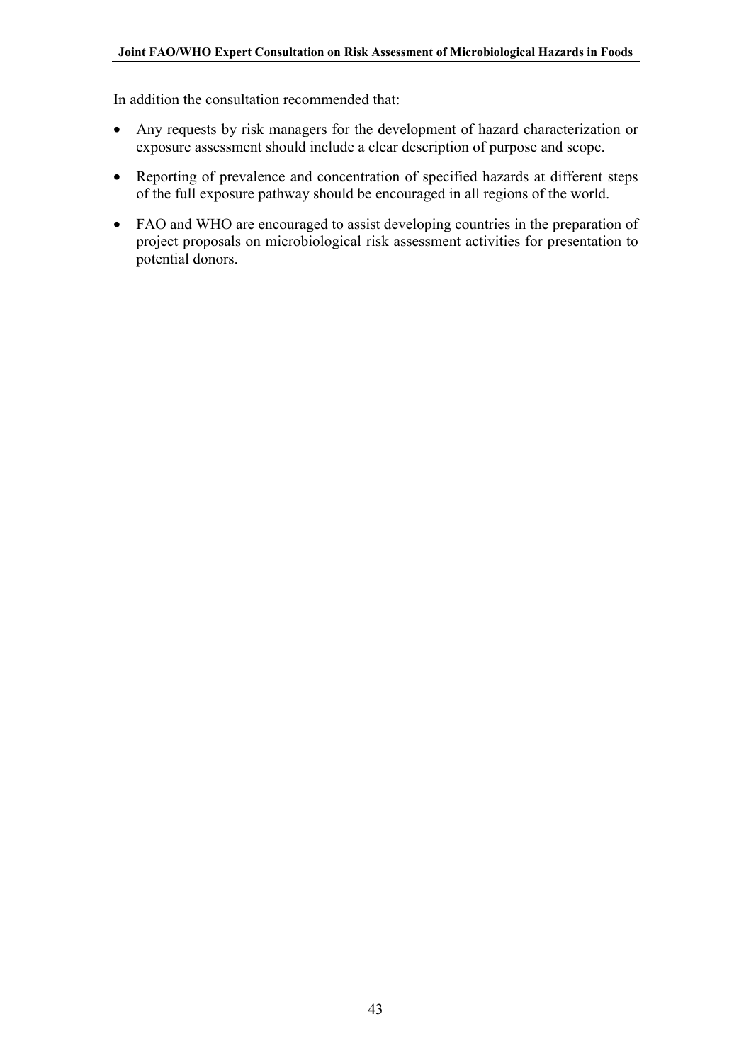In addition the consultation recommended that:

- Any requests by risk managers for the development of hazard characterization or exposure assessment should include a clear description of purpose and scope.
- Reporting of prevalence and concentration of specified hazards at different steps of the full exposure pathway should be encouraged in all regions of the world.
- FAO and WHO are encouraged to assist developing countries in the preparation of project proposals on microbiological risk assessment activities for presentation to potential donors.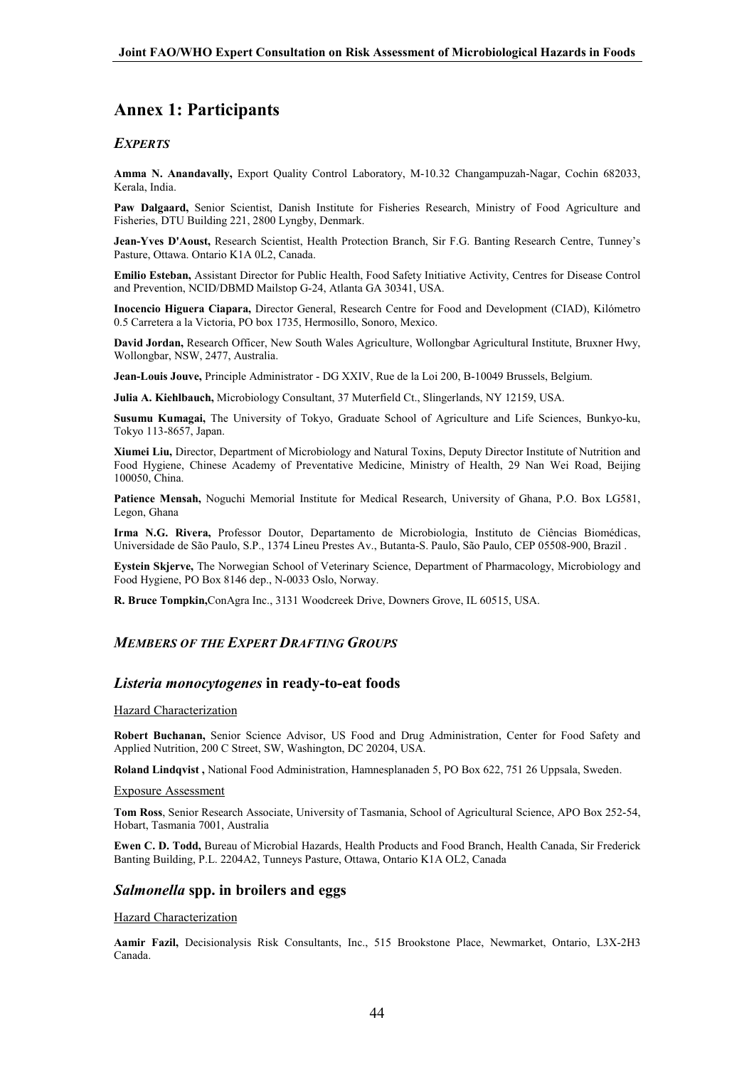# Annex 1: Participants

## *EXPERTS*

**Amma N. Anandavally,** Export Quality Control Laboratory, M-10.32 Changampuzah-Nagar, Cochin 682033, Kerala, India.

**Paw Dalgaard,** Senior Scientist, Danish Institute for Fisheries Research, Ministry of Food Agriculture and Fisheries, DTU Building 221, 2800 Lyngby, Denmark.

**Jean-Yves D'Aoust,** Research Scientist, Health Protection Branch, Sir F.G. Banting Research Centre, Tunney's Pasture, Ottawa. Ontario K1A 0L2, Canada.

**Emilio Esteban,** Assistant Director for Public Health, Food Safety Initiative Activity, Centres for Disease Control and Prevention, NCID/DBMD Mailstop G-24, Atlanta GA 30341, USA.

**Inocencio Higuera Ciapara,** Director General, Research Centre for Food and Development (CIAD), Kilómetro 0.5 Carretera a la Victoria, PO box 1735, Hermosillo, Sonoro, Mexico.

**David Jordan,** Research Officer, New South Wales Agriculture, Wollongbar Agricultural Institute, Bruxner Hwy, Wollongbar, NSW, 2477, Australia.

**Jean-Louis Jouve,** Principle Administrator - DG XXIV, Rue de la Loi 200, B-10049 Brussels, Belgium.

**Julia A. Kiehlbauch,** Microbiology Consultant, 37 Muterfield Ct., Slingerlands, NY 12159, USA.

**Susumu Kumagai,** The University of Tokyo, Graduate School of Agriculture and Life Sciences, Bunkyo-ku, Tokyo 113-8657, Japan.

**Xiumei Liu,** Director, Department of Microbiology and Natural Toxins, Deputy Director Institute of Nutrition and Food Hygiene, Chinese Academy of Preventative Medicine, Ministry of Health, 29 Nan Wei Road, Beijing 100050, China.

**Patience Mensah,** Noguchi Memorial Institute for Medical Research, University of Ghana, P.O. Box LG581, Legon, Ghana

**Irma N.G. Rivera,** Professor Doutor, Departamento de Microbiologia, Instituto de Ciências Biomédicas, Universidade de São Paulo, S.P., 1374 Lineu Prestes Av., Butanta-S. Paulo, São Paulo, CEP 05508-900, Brazil .

**Eystein Skjerve,** The Norwegian School of Veterinary Science, Department of Pharmacology, Microbiology and Food Hygiene, PO Box 8146 dep., N-0033 Oslo, Norway.

**R. Bruce Tompkin,**ConAgra Inc., 3131 Woodcreek Drive, Downers Grove, IL 60515, USA.

## *MEMBERS OF THE EXPERT DRAFTING GROUPS*

### *Listeria monocytogenes* in ready-to-eat foods

Hazard Characterization

**Robert Buchanan,** Senior Science Advisor, US Food and Drug Administration, Center for Food Safety and Applied Nutrition, 200 C Street, SW, Washington, DC 20204, USA.

**Roland Lindqvist ,** National Food Administration, Hamnesplanaden 5, PO Box 622, 751 26 Uppsala, Sweden.

Exposure Assessment

**Tom Ross**, Senior Research Associate, University of Tasmania, School of Agricultural Science, APO Box 252-54, Hobart, Tasmania 7001, Australia

**Ewen C. D. Todd,** Bureau of Microbial Hazards, Health Products and Food Branch, Health Canada, Sir Frederick Banting Building, P.L. 2204A2, Tunneys Pasture, Ottawa, Ontario K1A OL2, Canada

### *Salmonella* spp. in broilers and eggs

Hazard Characterization

**Aamir Fazil,** Decisionalysis Risk Consultants, Inc., 515 Brookstone Place, Newmarket, Ontario, L3X-2H3 Canada.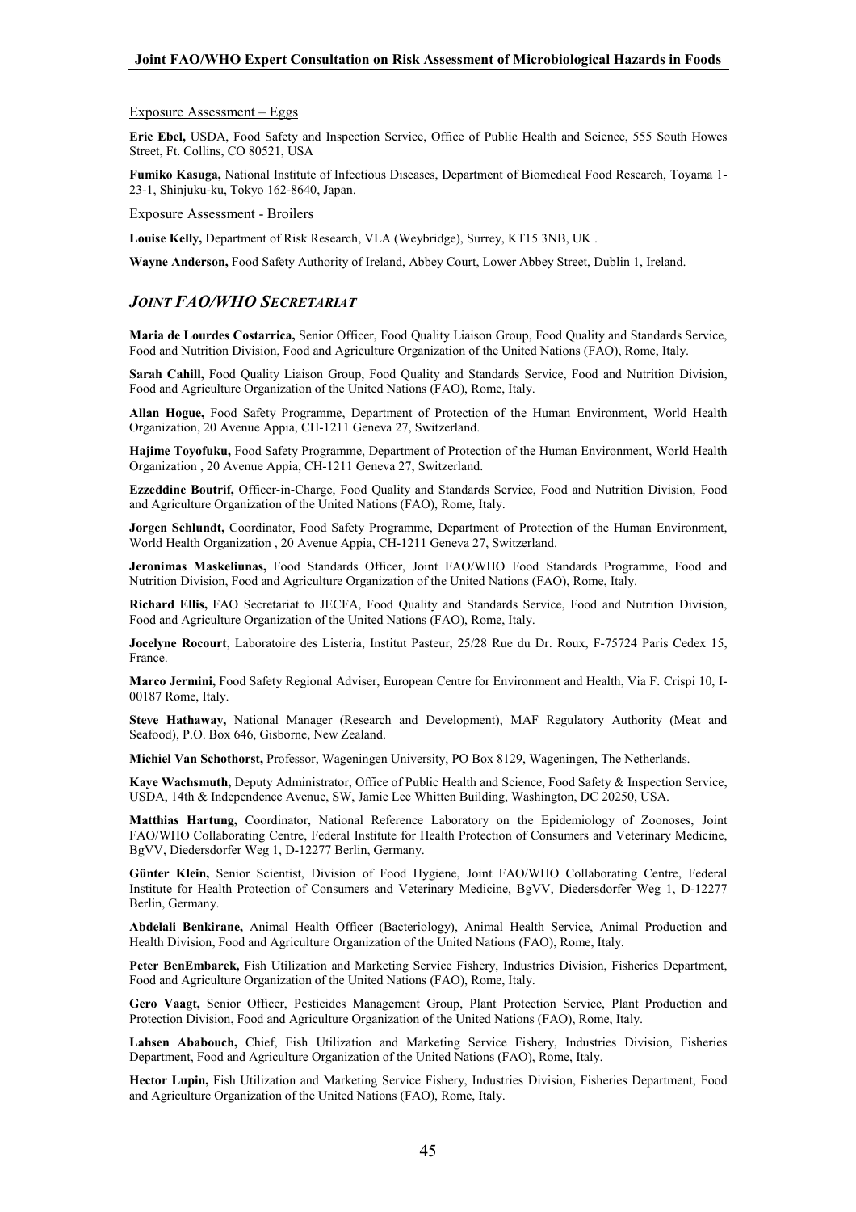Exposure Assessment – Eggs

**Eric Ebel,** USDA, Food Safety and Inspection Service, Office of Public Health and Science, 555 South Howes Street, Ft. Collins, CO 80521, USA

**Fumiko Kasuga,** National Institute of Infectious Diseases, Department of Biomedical Food Research, Toyama 1-23-1, Shinjuku-ku, Tokyo 162-8640, Japan.

Exposure Assessment - Broilers

**Louise Kelly,** Department of Risk Research, VLA (Weybridge), Surrey, KT15 3NB, UK .

**Wayne Anderson,** Food Safety Authority of Ireland, Abbey Court, Lower Abbey Street, Dublin 1, Ireland.

## *JOINT FAO/WHO SECRETARIAT*

**Maria de Lourdes Costarrica,** Senior Officer, Food Quality Liaison Group, Food Quality and Standards Service, Food and Nutrition Division, Food and Agriculture Organization of the United Nations (FAO), Rome, Italy.

**Sarah Cahill,** Food Quality Liaison Group, Food Quality and Standards Service, Food and Nutrition Division, Food and Agriculture Organization of the United Nations (FAO), Rome, Italy.

**Allan Hogue,** Food Safety Programme, Department of Protection of the Human Environment, World Health Organization, 20 Avenue Appia, CH-1211 Geneva 27, Switzerland.

**Hajime Toyofuku,** Food Safety Programme, Department of Protection of the Human Environment, World Health Organization , 20 Avenue Appia, CH-1211 Geneva 27, Switzerland.

**Ezzeddine Boutrif,** Officer-in-Charge, Food Quality and Standards Service, Food and Nutrition Division, Food and Agriculture Organization of the United Nations (FAO), Rome, Italy.

**Jorgen Schlundt,** Coordinator, Food Safety Programme, Department of Protection of the Human Environment, World Health Organization , 20 Avenue Appia, CH-1211 Geneva 27, Switzerland.

**Jeronimas Maskeliunas,** Food Standards Officer, Joint FAO/WHO Food Standards Programme, Food and Nutrition Division, Food and Agriculture Organization of the United Nations (FAO), Rome, Italy.

**Richard Ellis,** FAO Secretariat to JECFA, Food Quality and Standards Service, Food and Nutrition Division, Food and Agriculture Organization of the United Nations (FAO), Rome, Italy.

**Jocelyne Rocourt**, Laboratoire des Listeria, Institut Pasteur, 25/28 Rue du Dr. Roux, F-75724 Paris Cedex 15, France.

**Marco Jermini,** Food Safety Regional Adviser, European Centre for Environment and Health, Via F. Crispi 10, I-00187 Rome, Italy.

**Steve Hathaway,** National Manager (Research and Development), MAF Regulatory Authority (Meat and Seafood), P.O. Box 646, Gisborne, New Zealand.

**Michiel Van Schothorst,** Professor, Wageningen University, PO Box 8129, Wageningen, The Netherlands.

**Kaye Wachsmuth,** Deputy Administrator, Office of Public Health and Science, Food Safety & Inspection Service, USDA, 14th & Independence Avenue, SW, Jamie Lee Whitten Building, Washington, DC 20250, USA.

**Matthias Hartung,** Coordinator, National Reference Laboratory on the Epidemiology of Zoonoses, Joint FAO/WHO Collaborating Centre, Federal Institute for Health Protection of Consumers and Veterinary Medicine, BgVV, Diedersdorfer Weg 1, D-12277 Berlin, Germany.

**Günter Klein,** Senior Scientist, Division of Food Hygiene, Joint FAO/WHO Collaborating Centre, Federal Institute for Health Protection of Consumers and Veterinary Medicine, BgVV, Diedersdorfer Weg 1, D-12277 Berlin, Germany.

**Abdelali Benkirane,** Animal Health Officer (Bacteriology), Animal Health Service, Animal Production and Health Division, Food and Agriculture Organization of the United Nations (FAO), Rome, Italy.

**Peter BenEmbarek,** Fish Utilization and Marketing Service Fishery, Industries Division, Fisheries Department, Food and Agriculture Organization of the United Nations (FAO), Rome, Italy.

**Gero Vaagt,** Senior Officer, Pesticides Management Group, Plant Protection Service, Plant Production and Protection Division, Food and Agriculture Organization of the United Nations (FAO), Rome, Italy.

**Lahsen Ababouch,** Chief, Fish Utilization and Marketing Service Fishery, Industries Division, Fisheries Department, Food and Agriculture Organization of the United Nations (FAO), Rome, Italy.

**Hector Lupin,** Fish Utilization and Marketing Service Fishery, Industries Division, Fisheries Department, Food and Agriculture Organization of the United Nations (FAO), Rome, Italy.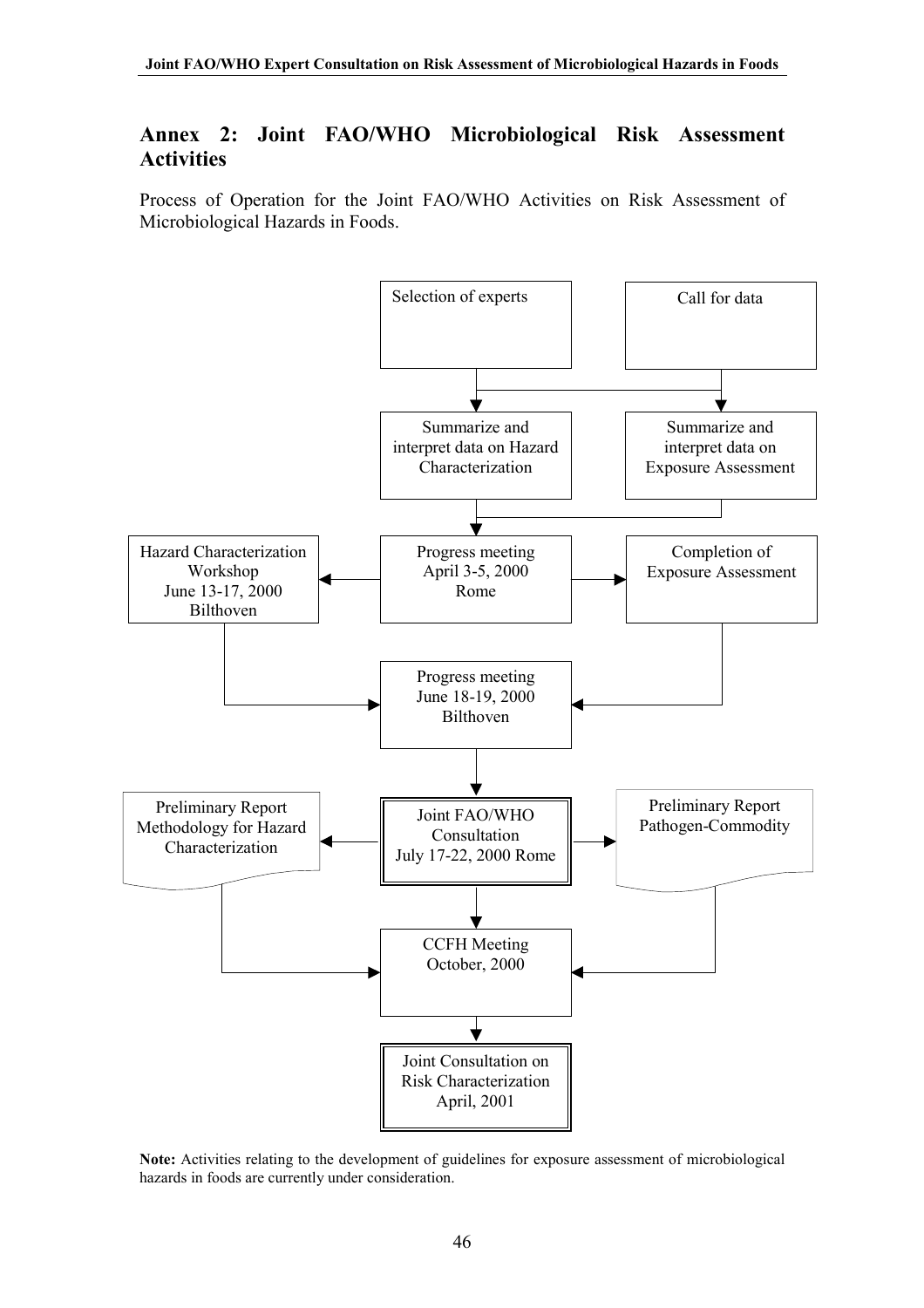## Annex 2: Joint FAO/WHO Microbiological Risk Assessment Activities

Process of Operation for the Joint FAO/WHO Activities on Risk Assessment of Microbiological Hazards in Foods.

Selection of experts

Call for data

Summarize and interpret data on Hazard Characterization

Summarize and interpret data on Exposure Assessment

Hazard Characterization Workshop June 13-17, 2000 Bilthoven

Progress meeting April 3-5, 2000 Rome

Completion of Exposure Assessment

Progress meeting June 18-19, 2000 Bilthoven

Preliminary Report Methodology for Hazard Characterization

Joint FAO/WHO Consultation July 17-22, 2000 Rome

Preliminary Report Pathogen-Commodity

CCFH Meeting October, 2000

Joint Consultation on Risk Characterization April, 2001

**Note:** Activities relating to the development of guidelines for exposure assessment of microbiological hazards in foods are currently under consideration.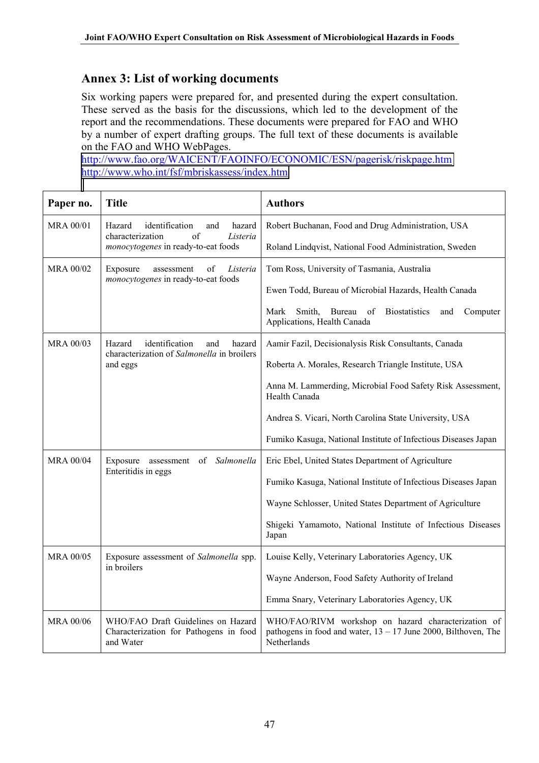## Annex 3: List of working documents

Six working papers were prepared for, and presented during the expert consultation. These served as the basis for the discussions, which led to the development of the report and the recommendations. These documents were prepared for FAO and WHO by a number of expert drafting groups. The full text of these documents is available on the FAO and WHO WebPages.

http://www.fao.org/WAICENT/FAOINFO/ECONOMIC/ESN/pagerisk/riskpage.htm
http://www.who.int/fsf/mbriskassess/index.htm

| Paper no. | Title | Authors |
| --- | --- | --- |
| MRA 00/01 | Hazard identification and hazard characterization of *Listeria monocytogenes* in ready-to-eat foods | Robert Buchanan, Food and Drug Administration, USA<br><br>Roland Lindqvist, National Food Administration, Sweden |
| MRA 00/02 | Exposure assessment of *Listeria monocytogenes* in ready-to-eat foods | Tom Ross, University of Tasmania, Australia<br><br>Ewen Todd, Bureau of Microbial Hazards, Health Canada<br><br>Mark Smith, Bureau of Biostatistics and Computer Applications, Health Canada |
| MRA 00/03 | Hazard identification and hazard characterization of *Salmonella* in broilers and eggs | Aamir Fazil, Decisionalysis Risk Consultants, Canada<br><br>Roberta A. Morales, Research Triangle Institute, USA<br><br>Anna M. Lammerding, Microbial Food Safety Risk Assessment, Health Canada<br><br>Andrea S. Vicari, North Carolina State University, USA<br><br>Fumiko Kasuga, National Institute of Infectious Diseases Japan |
| MRA 00/04 | Exposure assessment of *Salmonella* Enteritidis in eggs | Eric Ebel, United States Department of Agriculture<br><br>Fumiko Kasuga, National Institute of Infectious Diseases Japan<br><br>Wayne Schlosser, United States Department of Agriculture<br><br>Shigeki Yamamoto, National Institute of Infectious Diseases Japan |
| MRA 00/05 | Exposure assessment of *Salmonella* spp. in broilers | Louise Kelly, Veterinary Laboratories Agency, UK<br><br>Wayne Anderson, Food Safety Authority of Ireland<br><br>Emma Snary, Veterinary Laboratories Agency, UK |
| MRA 00/06 | WHO/FAO Draft Guidelines on Hazard Characterization for Pathogens in food and Water | WHO/FAO/RIVM workshop on hazard characterization of pathogens in food and water, 13 – 17 June 2000, Bilthoven, The Netherlands |